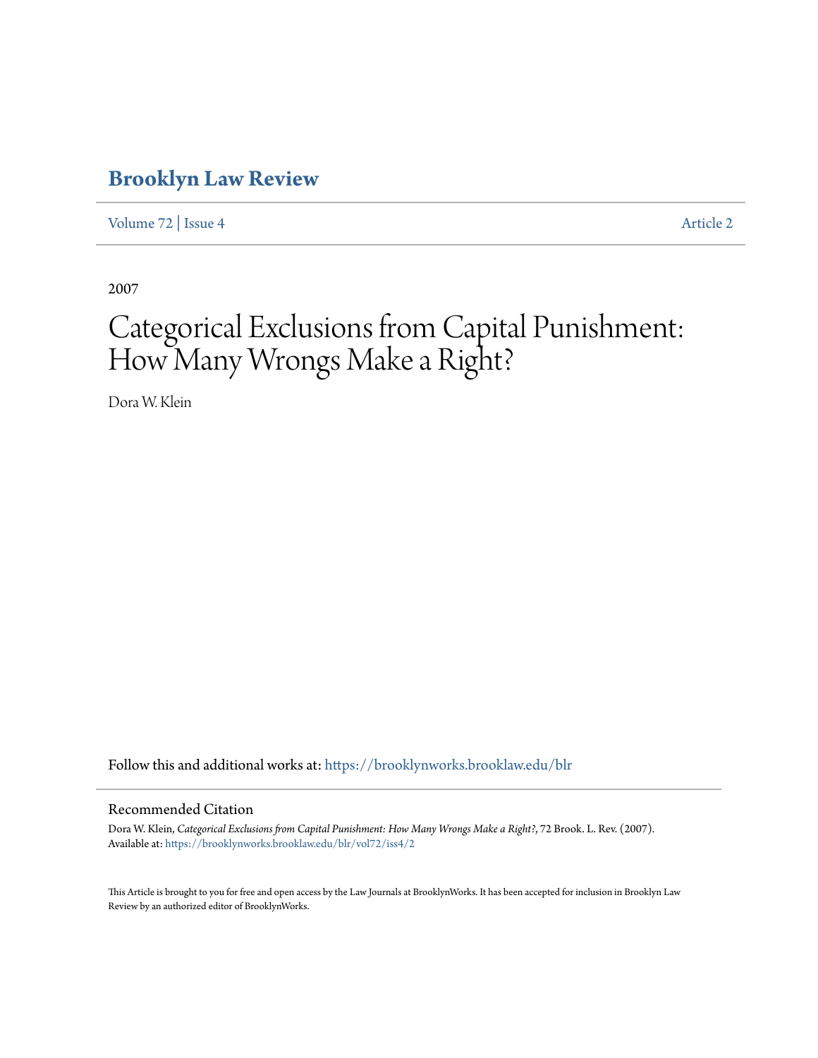# Brooklyn Law Review

Volume 72 | Issue 4 Article 2

2007

# Categorical Exclusions from Capital Punishment: How Many Wrongs Make a Right?

Dora W. Klein

Follow this and additional works at: https://brooklynworks.brooklaw.edu/blr

## Recommended Citation

Dora W. Klein, *Categorical Exclusions from Capital Punishment: How Many Wrongs Make a Right?*, 72 Brook. L. Rev. (2007).
Available at: https://brooklynworks.brooklaw.edu/blr/vol72/iss4/2

This Article is brought to you for free and open access by the Law Journals at BrooklynWorks. It has been accepted for inclusion in Brooklyn Law Review by an authorized editor of BrooklynWorks.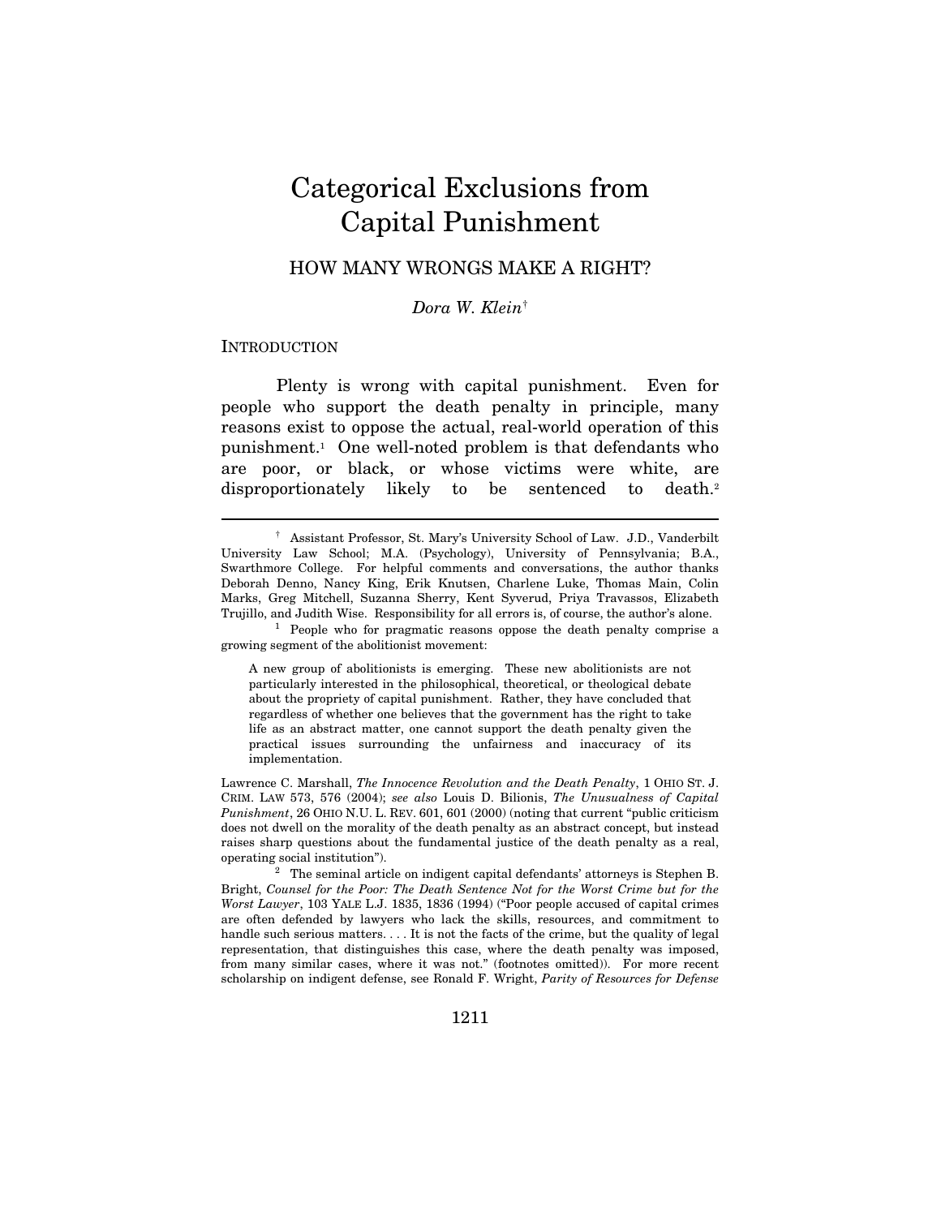# Categorical Exclusions from Capital Punishment

## HOW MANY WRONGS MAKE A RIGHT?

*Dora W. Klein*†

INTRODUCTION

Plenty is wrong with capital punishment. Even for people who support the death penalty in principle, many reasons exist to oppose the actual, real-world operation of this punishment.[1] One well-noted problem is that defendants who are poor, or black, or whose victims were white, are disproportionately likely to be sentenced to death.[2]

---

† Assistant Professor, St. Mary's University School of Law. J.D., Vanderbilt University Law School; M.A. (Psychology), University of Pennsylvania; B.A., Swarthmore College. For helpful comments and conversations, the author thanks Deborah Denno, Nancy King, Erik Knutsen, Charlene Luke, Thomas Main, Colin Marks, Greg Mitchell, Suzanna Sherry, Kent Syverud, Priya Travassos, Elizabeth Trujillo, and Judith Wise. Responsibility for all errors is, of course, the author's alone.

[1] People who for pragmatic reasons oppose the death penalty comprise a growing segment of the abolitionist movement:

> A new group of abolitionists is emerging. These new abolitionists are not particularly interested in the philosophical, theoretical, or theological debate about the propriety of capital punishment. Rather, they have concluded that regardless of whether one believes that the government has the right to take life as an abstract matter, one cannot support the death penalty given the practical issues surrounding the unfairness and inaccuracy of its implementation.

Lawrence C. Marshall, *The Innocence Revolution and the Death Penalty*, 1 OHIO ST. J. CRIM. LAW 573, 576 (2004); *see also* Louis D. Bilionis, *The Unusualness of Capital Punishment*, 26 OHIO N.U. L. REV. 601, 601 (2000) (noting that current "public criticism does not dwell on the morality of the death penalty as an abstract concept, but instead raises sharp questions about the fundamental justice of the death penalty as a real, operating social institution").

[2] The seminal article on indigent capital defendants' attorneys is Stephen B. Bright, *Counsel for the Poor: The Death Sentence Not for the Worst Crime but for the Worst Lawyer*, 103 YALE L.J. 1835, 1836 (1994) ("Poor people accused of capital crimes are often defended by lawyers who lack the skills, resources, and commitment to handle such serious matters. . . . It is not the facts of the crime, but the quality of legal representation, that distinguishes this case, where the death penalty was imposed, from many similar cases, where it was not." (footnotes omitted)). For more recent scholarship on indigent defense, see Ronald F. Wright, *Parity of Resources for Defense*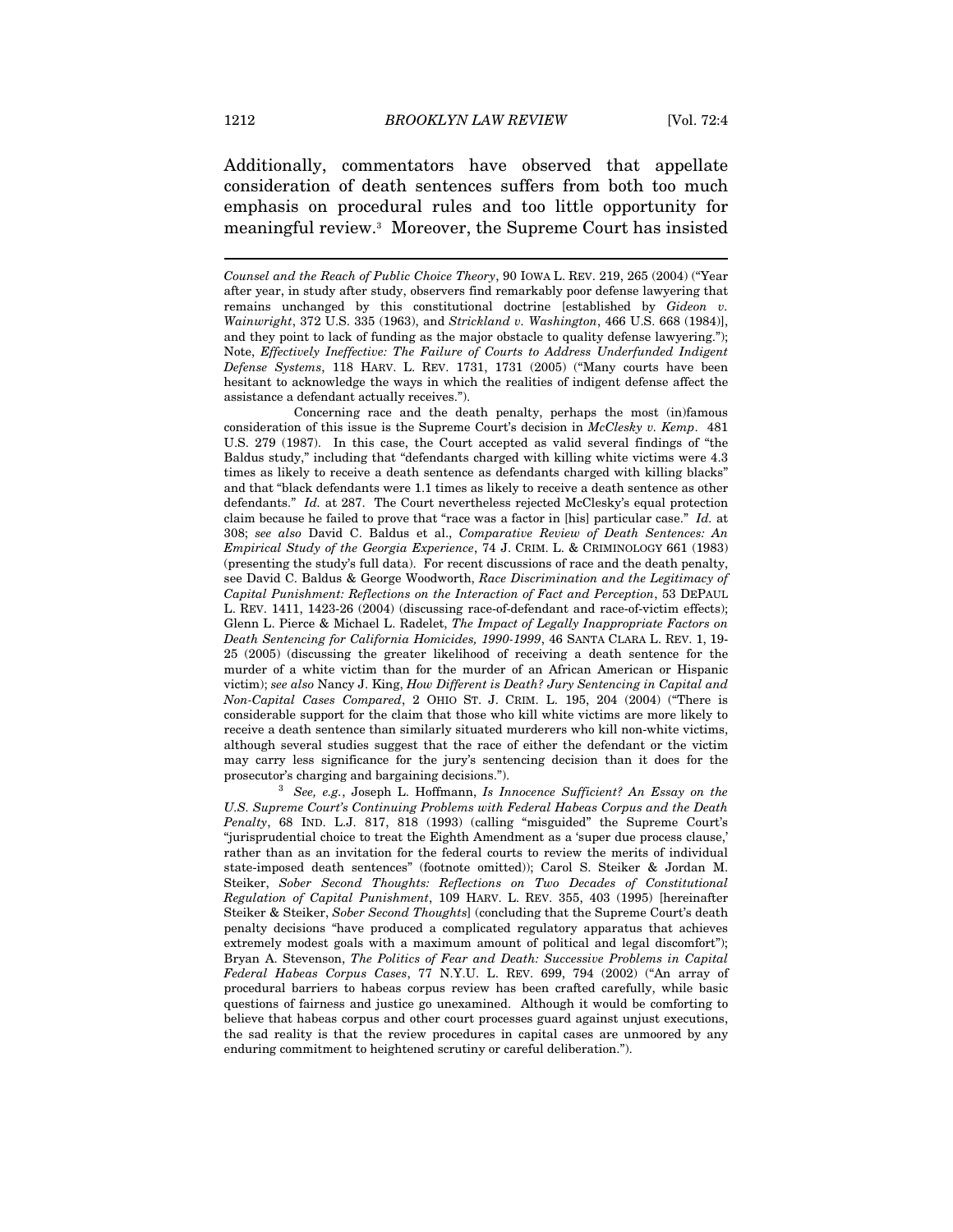Additionally, commentators have observed that appellate consideration of death sentences suffers from both too much emphasis on procedural rules and too little opportunity for meaningful review.[3] Moreover, the Supreme Court has insisted

---

*Counsel and the Reach of Public Choice Theory*, 90 IOWA L. REV. 219, 265 (2004) ("Year after year, in study after study, observers find remarkably poor defense lawyering that remains unchanged by this constitutional doctrine [established by *Gideon v. Wainwright*, 372 U.S. 335 (1963), and *Strickland v. Washington*, 466 U.S. 668 (1984)], and they point to lack of funding as the major obstacle to quality defense lawyering."); Note, *Effectively Ineffective: The Failure of Courts to Address Underfunded Indigent Defense Systems*, 118 HARV. L. REV. 1731, 1731 (2005) ("Many courts have been hesitant to acknowledge the ways in which the realities of indigent defense affect the assistance a defendant actually receives.").

Concerning race and the death penalty, perhaps the most (in)famous consideration of this issue is the Supreme Court's decision in *McClesky v. Kemp*. 481 U.S. 279 (1987). In this case, the Court accepted as valid several findings of "the Baldus study," including that "defendants charged with killing white victims were 4.3 times as likely to receive a death sentence as defendants charged with killing blacks" and that "black defendants were 1.1 times as likely to receive a death sentence as other defendants." *Id.* at 287. The Court nevertheless rejected McClesky's equal protection claim because he failed to prove that "race was a factor in [his] particular case." *Id.* at 308; *see also* David C. Baldus et al., *Comparative Review of Death Sentences: An Empirical Study of the Georgia Experience*, 74 J. CRIM. L. & CRIMINOLOGY 661 (1983) (presenting the study's full data). For recent discussions of race and the death penalty, see David C. Baldus & George Woodworth, *Race Discrimination and the Legitimacy of Capital Punishment: Reflections on the Interaction of Fact and Perception*, 53 DEPAUL L. REV. 1411, 1423-26 (2004) (discussing race-of-defendant and race-of-victim effects); Glenn L. Pierce & Michael L. Radelet, *The Impact of Legally Inappropriate Factors on Death Sentencing for California Homicides, 1990-1999*, 46 SANTA CLARA L. REV. 1, 19-25 (2005) (discussing the greater likelihood of receiving a death sentence for the murder of a white victim than for the murder of an African American or Hispanic victim); *see also* Nancy J. King, *How Different is Death? Jury Sentencing in Capital and Non-Capital Cases Compared*, 2 OHIO ST. J. CRIM. L. 195, 204 (2004) ("There is considerable support for the claim that those who kill white victims are more likely to receive a death sentence than similarly situated murderers who kill non-white victims, although several studies suggest that the race of either the defendant or the victim may carry less significance for the jury's sentencing decision than it does for the prosecutor's charging and bargaining decisions.").

[3] *See, e.g.*, Joseph L. Hoffmann, *Is Innocence Sufficient? An Essay on the U.S. Supreme Court's Continuing Problems with Federal Habeas Corpus and the Death Penalty*, 68 IND. L.J. 817, 818 (1993) (calling "misguided" the Supreme Court's "jurisprudential choice to treat the Eighth Amendment as a 'super due process clause,' rather than as an invitation for the federal courts to review the merits of individual state-imposed death sentences" (footnote omitted)); Carol S. Steiker & Jordan M. Steiker, *Sober Second Thoughts: Reflections on Two Decades of Constitutional Regulation of Capital Punishment*, 109 HARV. L. REV. 355, 403 (1995) [hereinafter Steiker & Steiker, *Sober Second Thoughts*] (concluding that the Supreme Court's death penalty decisions "have produced a complicated regulatory apparatus that achieves extremely modest goals with a maximum amount of political and legal discomfort"); Bryan A. Stevenson, *The Politics of Fear and Death: Successive Problems in Capital Federal Habeas Corpus Cases*, 77 N.Y.U. L. REV. 699, 794 (2002) ("An array of procedural barriers to habeas corpus review has been crafted carefully, while basic questions of fairness and justice go unexamined. Although it would be comforting to believe that habeas corpus and other court processes guard against unjust executions, the sad reality is that the review procedures in capital cases are unmoored by any enduring commitment to heightened scrutiny or careful deliberation.").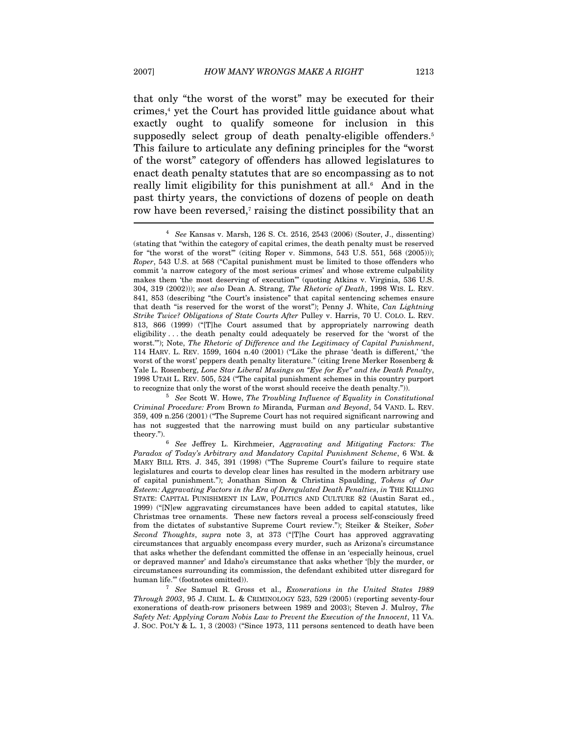that only "the worst of the worst" may be executed for their crimes,[4] yet the Court has provided little guidance about what exactly ought to qualify someone for inclusion in this supposedly select group of death penalty-eligible offenders.[5] This failure to articulate any defining principles for the "worst of the worst" category of offenders has allowed legislatures to enact death penalty statutes that are so encompassing as to not really limit eligibility for this punishment at all.[6] And in the past thirty years, the convictions of dozens of people on death row have been reversed,[7] raising the distinct possibility that an

---

[4] *See* Kansas v. Marsh, 126 S. Ct. 2516, 2543 (2006) (Souter, J., dissenting) (stating that "within the category of capital crimes, the death penalty must be reserved for "the worst of the worst"' (citing Roper v. Simmons, 543 U.S. 551, 568 (2005))); *Roper*, 543 U.S. at 568 ("Capital punishment must be limited to those offenders who commit 'a narrow category of the most serious crimes' and whose extreme culpability makes them 'the most deserving of execution'" (quoting Atkins v. Virginia, 536 U.S. 304, 319 (2002))); *see also* Dean A. Strang, *The Rhetoric of Death*, 1998 WIS. L. REV. 841, 853 (describing "the Court's insistence" that capital sentencing schemes ensure that death "is reserved for the worst of the worst"); Penny J. White, *Can Lightning Strike Twice? Obligations of State Courts After* Pulley v. Harris, 70 U. COLO. L. REV. 813, 866 (1999) ("[T]he Court assumed that by appropriately narrowing death eligibility . . . the death penalty could adequately be reserved for the 'worst of the worst.'"); Note, *The Rhetoric of Difference and the Legitimacy of Capital Punishment*, 114 HARV. L. REV. 1599, 1604 n.40 (2001) ("Like the phrase 'death is different,' 'the worst of the worst' peppers death penalty literature." (citing Irene Merker Rosenberg & Yale L. Rosenberg, *Lone Star Liberal Musings on "Eye for Eye" and the Death Penalty*, 1998 UTAH L. REV. 505, 524 ("The capital punishment schemes in this country purport to recognize that only the worst of the worst should receive the death penalty.")).

[5] *See* Scott W. Howe, *The Troubling Influence of Equality in Constitutional Criminal Procedure: From* Brown *to* Miranda*,* Furman *and Beyond*, 54 VAND. L. REV. 359, 409 n.256 (2001) ("The Supreme Court has not required significant narrowing and has not suggested that the narrowing must build on any particular substantive theory.").

[6] *See* Jeffrey L. Kirchmeier, *Aggravating and Mitigating Factors: The Paradox of Today's Arbitrary and Mandatory Capital Punishment Scheme*, 6 WM. & MARY BILL RTS. J. 345, 391 (1998) ("The Supreme Court's failure to require state legislatures and courts to develop clear lines has resulted in the modern arbitrary use of capital punishment."); Jonathan Simon & Christina Spaulding, *Tokens of Our Esteem: Aggravating Factors in the Era of Deregulated Death Penalties*, *in* THE KILLING STATE: CAPITAL PUNISHMENT IN LAW, POLITICS AND CULTURE 82 (Austin Sarat ed., 1999) ("[N]ew aggravating circumstances have been added to capital statutes, like Christmas tree ornaments. These new factors reveal a process self-consciously freed from the dictates of substantive Supreme Court review."); Steiker & Steiker, *Sober Second Thoughts*, *supra* note 3, at 373 ("[T]he Court has approved aggravating circumstances that arguably encompass every murder, such as Arizona's circumstance that asks whether the defendant committed the offense in an 'especially heinous, cruel or depraved manner' and Idaho's circumstance that asks whether '[b]y the murder, or circumstances surrounding its commission, the defendant exhibited utter disregard for human life.'" (footnotes omitted)).

[7] *See* Samuel R. Gross et al., *Exonerations in the United States 1989 Through 2003*, 95 J. CRIM. L. & CRIMINOLOGY 523, 529 (2005) (reporting seventy-four exonerations of death-row prisoners between 1989 and 2003); Steven J. Mulroy, *The Safety Net: Applying Coram Nobis Law to Prevent the Execution of the Innocent*, 11 VA. J. SOC. POL'Y & L. 1, 3 (2003) ("Since 1973, 111 persons sentenced to death have been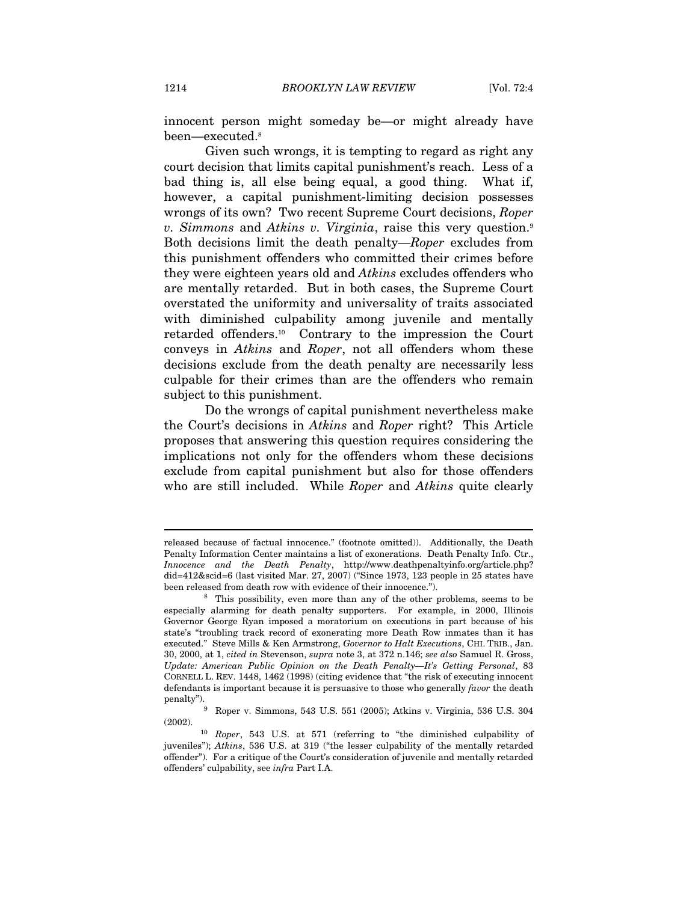innocent person might someday be—or might already have been—executed.[8]

Given such wrongs, it is tempting to regard as right any court decision that limits capital punishment's reach. Less of a bad thing is, all else being equal, a good thing. What if, however, a capital punishment-limiting decision possesses wrongs of its own? Two recent Supreme Court decisions, *Roper v. Simmons* and *Atkins v. Virginia*, raise this very question.[9] Both decisions limit the death penalty—*Roper* excludes from this punishment offenders who committed their crimes before they were eighteen years old and *Atkins* excludes offenders who are mentally retarded. But in both cases, the Supreme Court overstated the uniformity and universality of traits associated with diminished culpability among juvenile and mentally retarded offenders.[10] Contrary to the impression the Court conveys in *Atkins* and *Roper*, not all offenders whom these decisions exclude from the death penalty are necessarily less culpable for their crimes than are the offenders who remain subject to this punishment.

Do the wrongs of capital punishment nevertheless make the Court's decisions in *Atkins* and *Roper* right? This Article proposes that answering this question requires considering the implications not only for the offenders whom these decisions exclude from capital punishment but also for those offenders who are still included. While *Roper* and *Atkins* quite clearly

---

released because of factual innocence." (footnote omitted)). Additionally, the Death Penalty Information Center maintains a list of exonerations. Death Penalty Info. Ctr., *Innocence and the Death Penalty*, http://www.deathpenaltyinfo.org/article.php?did=412&scid=6 (last visited Mar. 27, 2007) ("Since 1973, 123 people in 25 states have been released from death row with evidence of their innocence.").

[8] This possibility, even more than any of the other problems, seems to be especially alarming for death penalty supporters. For example, in 2000, Illinois Governor George Ryan imposed a moratorium on executions in part because of his state's "troubling track record of exonerating more Death Row inmates than it has executed." Steve Mills & Ken Armstrong, *Governor to Halt Executions*, CHI. TRIB., Jan. 30, 2000, at 1, *cited in* Stevenson, *supra* note 3, at 372 n.146; *see also* Samuel R. Gross, *Update: American Public Opinion on the Death Penalty—It's Getting Personal*, 83 CORNELL L. REV. 1448, 1462 (1998) (citing evidence that "the risk of executing innocent defendants is important because it is persuasive to those who generally *favor* the death penalty").

[9] Roper v. Simmons, 543 U.S. 551 (2005); Atkins v. Virginia, 536 U.S. 304 (2002).

[10] *Roper*, 543 U.S. at 571 (referring to "the diminished culpability of juveniles"); *Atkins*, 536 U.S. at 319 ("the lesser culpability of the mentally retarded offender"). For a critique of the Court's consideration of juvenile and mentally retarded offenders' culpability, see *infra* Part I.A.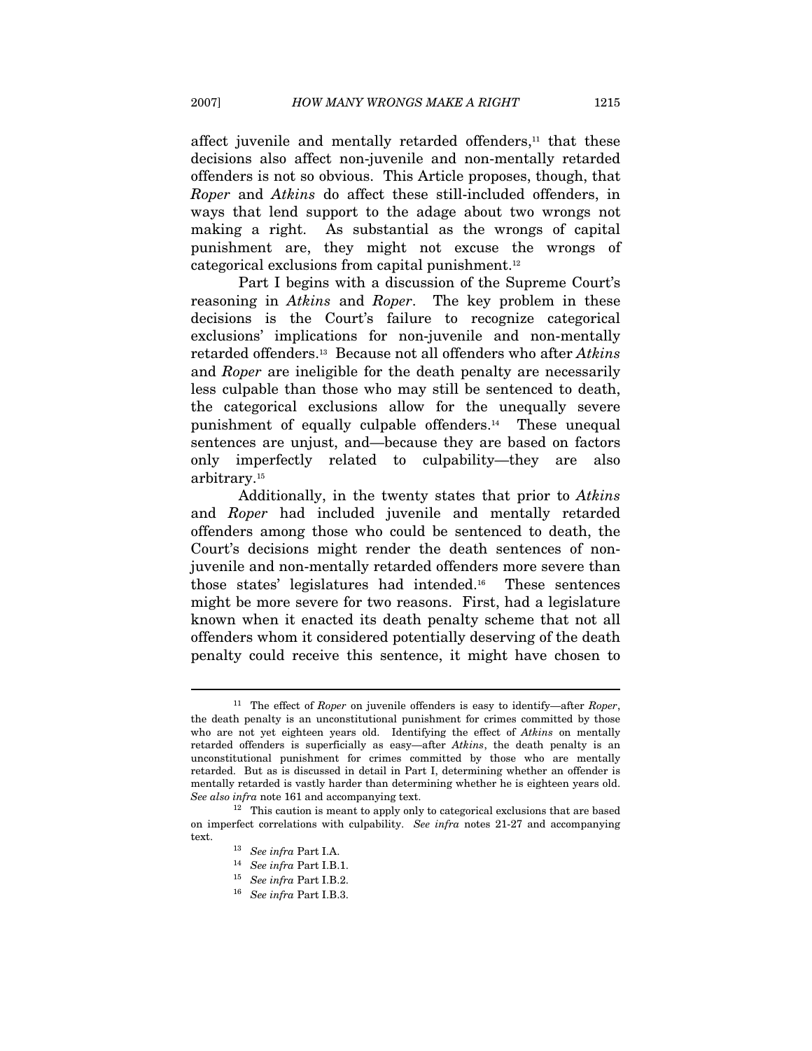affect juvenile and mentally retarded offenders,[11] that these decisions also affect non-juvenile and non-mentally retarded offenders is not so obvious. This Article proposes, though, that *Roper* and *Atkins* do affect these still-included offenders, in ways that lend support to the adage about two wrongs not making a right. As substantial as the wrongs of capital punishment are, they might not excuse the wrongs of categorical exclusions from capital punishment.[12]

Part I begins with a discussion of the Supreme Court's reasoning in *Atkins* and *Roper*. The key problem in these decisions is the Court's failure to recognize categorical exclusions' implications for non-juvenile and non-mentally retarded offenders.[13] Because not all offenders who after *Atkins* and *Roper* are ineligible for the death penalty are necessarily less culpable than those who may still be sentenced to death, the categorical exclusions allow for the unequally severe punishment of equally culpable offenders.[14] These unequal sentences are unjust, and—because they are based on factors only imperfectly related to culpability—they are also arbitrary.[15]

Additionally, in the twenty states that prior to *Atkins* and *Roper* had included juvenile and mentally retarded offenders among those who could be sentenced to death, the Court's decisions might render the death sentences of non-juvenile and non-mentally retarded offenders more severe than those states' legislatures had intended.[16] These sentences might be more severe for two reasons. First, had a legislature known when it enacted its death penalty scheme that not all offenders whom it considered potentially deserving of the death penalty could receive this sentence, it might have chosen to

---

[11] The effect of *Roper* on juvenile offenders is easy to identify—after *Roper*, the death penalty is an unconstitutional punishment for crimes committed by those who are not yet eighteen years old. Identifying the effect of *Atkins* on mentally retarded offenders is superficially as easy—after *Atkins*, the death penalty is an unconstitutional punishment for crimes committed by those who are mentally retarded. But as is discussed in detail in Part I, determining whether an offender is mentally retarded is vastly harder than determining whether he is eighteen years old. *See also infra* note 161 and accompanying text.

[12] This caution is meant to apply only to categorical exclusions that are based on imperfect correlations with culpability. *See infra* notes 21-27 and accompanying text.

[13] *See infra* Part I.A.

[14] *See infra* Part I.B.1.

[15] *See infra* Part I.B.2.

[16] *See infra* Part I.B.3.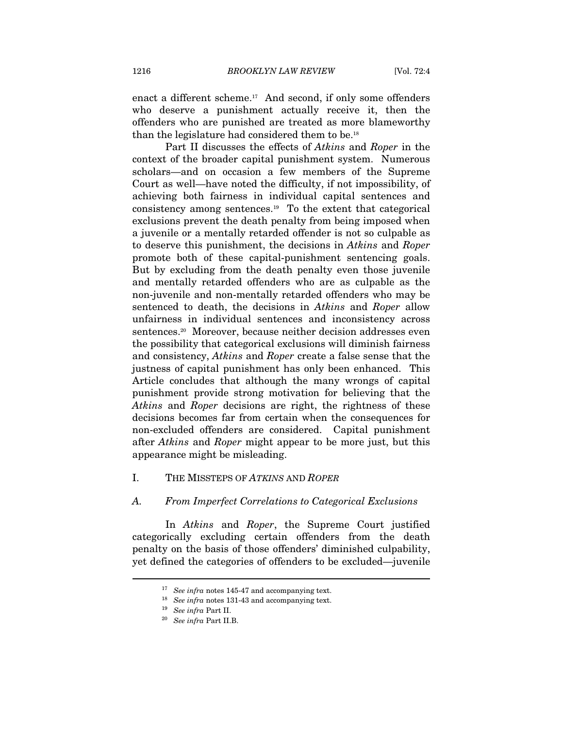enact a different scheme.[17] And second, if only some offenders who deserve a punishment actually receive it, then the offenders who are punished are treated as more blameworthy than the legislature had considered them to be.[18]

Part II discusses the effects of *Atkins* and *Roper* in the context of the broader capital punishment system. Numerous scholars—and on occasion a few members of the Supreme Court as well—have noted the difficulty, if not impossibility, of achieving both fairness in individual capital sentences and consistency among sentences.[19] To the extent that categorical exclusions prevent the death penalty from being imposed when a juvenile or a mentally retarded offender is not so culpable as to deserve this punishment, the decisions in *Atkins* and *Roper* promote both of these capital-punishment sentencing goals. But by excluding from the death penalty even those juvenile and mentally retarded offenders who are as culpable as the non-juvenile and non-mentally retarded offenders who may be sentenced to death, the decisions in *Atkins* and *Roper* allow unfairness in individual sentences and inconsistency across sentences.[20] Moreover, because neither decision addresses even the possibility that categorical exclusions will diminish fairness and consistency, *Atkins* and *Roper* create a false sense that the justness of capital punishment has only been enhanced. This Article concludes that although the many wrongs of capital punishment provide strong motivation for believing that the *Atkins* and *Roper* decisions are right, the rightness of these decisions becomes far from certain when the consequences for non-excluded offenders are considered. Capital punishment after *Atkins* and *Roper* might appear to be more just, but this appearance might be misleading.

## I. THE MISSTEPS OF *ATKINS* AND *ROPER*

### *A. From Imperfect Correlations to Categorical Exclusions*

In *Atkins* and *Roper*, the Supreme Court justified categorically excluding certain offenders from the death penalty on the basis of those offenders' diminished culpability, yet defined the categories of offenders to be excluded—juvenile

---

[17] *See infra* notes 145-47 and accompanying text.

[18] *See infra* notes 131-43 and accompanying text.

[19] *See infra* Part II.

[20] *See infra* Part II.B.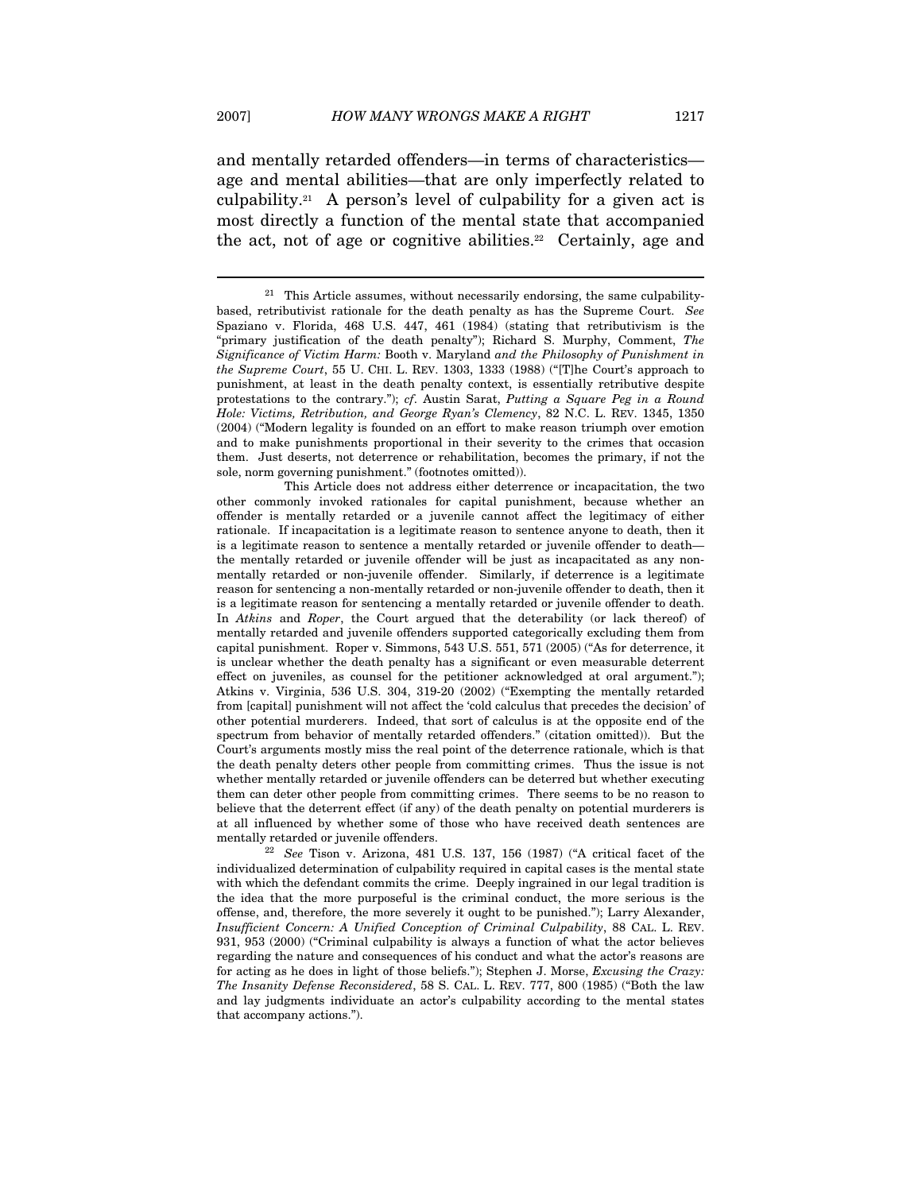and mentally retarded offenders—in terms of characteristics—age and mental abilities—that are only imperfectly related to culpability.[21] A person's level of culpability for a given act is most directly a function of the mental state that accompanied the act, not of age or cognitive abilities.[22] Certainly, age and

---

[21] This Article assumes, without necessarily endorsing, the same culpability-based, retributivist rationale for the death penalty as has the Supreme Court. *See* Spaziano v. Florida, 468 U.S. 447, 461 (1984) (stating that retributivism is the "primary justification of the death penalty"); Richard S. Murphy, Comment, *The Significance of Victim Harm:* Booth v. Maryland *and the Philosophy of Punishment in the Supreme Court*, 55 U. CHI. L. REV. 1303, 1333 (1988) ("[T]he Court's approach to punishment, at least in the death penalty context, is essentially retributive despite protestations to the contrary."); *cf*. Austin Sarat, *Putting a Square Peg in a Round Hole: Victims, Retribution, and George Ryan's Clemency*, 82 N.C. L. REV. 1345, 1350 (2004) ("Modern legality is founded on an effort to make reason triumph over emotion and to make punishments proportional in their severity to the crimes that occasion them. Just deserts, not deterrence or rehabilitation, becomes the primary, if not the sole, norm governing punishment." (footnotes omitted)).

This Article does not address either deterrence or incapacitation, the two other commonly invoked rationales for capital punishment, because whether an offender is mentally retarded or a juvenile cannot affect the legitimacy of either rationale. If incapacitation is a legitimate reason to sentence anyone to death, then it is a legitimate reason to sentence a mentally retarded or juvenile offender to death—the mentally retarded or juvenile offender will be just as incapacitated as any non-mentally retarded or non-juvenile offender. Similarly, if deterrence is a legitimate reason for sentencing a non-mentally retarded or non-juvenile offender to death, then it is a legitimate reason for sentencing a mentally retarded or juvenile offender to death. In *Atkins* and *Roper*, the Court argued that the deterability (or lack thereof) of mentally retarded and juvenile offenders supported categorically excluding them from capital punishment. Roper v. Simmons, 543 U.S. 551, 571 (2005) ("As for deterrence, it is unclear whether the death penalty has a significant or even measurable deterrent effect on juveniles, as counsel for the petitioner acknowledged at oral argument."); Atkins v. Virginia, 536 U.S. 304, 319-20 (2002) ("Exempting the mentally retarded from [capital] punishment will not affect the 'cold calculus that precedes the decision' of other potential murderers. Indeed, that sort of calculus is at the opposite end of the spectrum from behavior of mentally retarded offenders." (citation omitted)). But the Court's arguments mostly miss the real point of the deterrence rationale, which is that the death penalty deters other people from committing crimes. Thus the issue is not whether mentally retarded or juvenile offenders can be deterred but whether executing them can deter other people from committing crimes. There seems to be no reason to believe that the deterrent effect (if any) of the death penalty on potential murderers is at all influenced by whether some of those who have received death sentences are mentally retarded or juvenile offenders.

[22] *See* Tison v. Arizona, 481 U.S. 137, 156 (1987) ("A critical facet of the individualized determination of culpability required in capital cases is the mental state with which the defendant commits the crime. Deeply ingrained in our legal tradition is the idea that the more purposeful is the criminal conduct, the more serious is the offense, and, therefore, the more severely it ought to be punished."); Larry Alexander, *Insufficient Concern: A Unified Conception of Criminal Culpability*, 88 CAL. L. REV. 931, 953 (2000) ("Criminal culpability is always a function of what the actor believes regarding the nature and consequences of his conduct and what the actor's reasons are for acting as he does in light of those beliefs."); Stephen J. Morse, *Excusing the Crazy: The Insanity Defense Reconsidered*, 58 S. CAL. L. REV. 777, 800 (1985) ("Both the law and lay judgments individuate an actor's culpability according to the mental states that accompany actions.").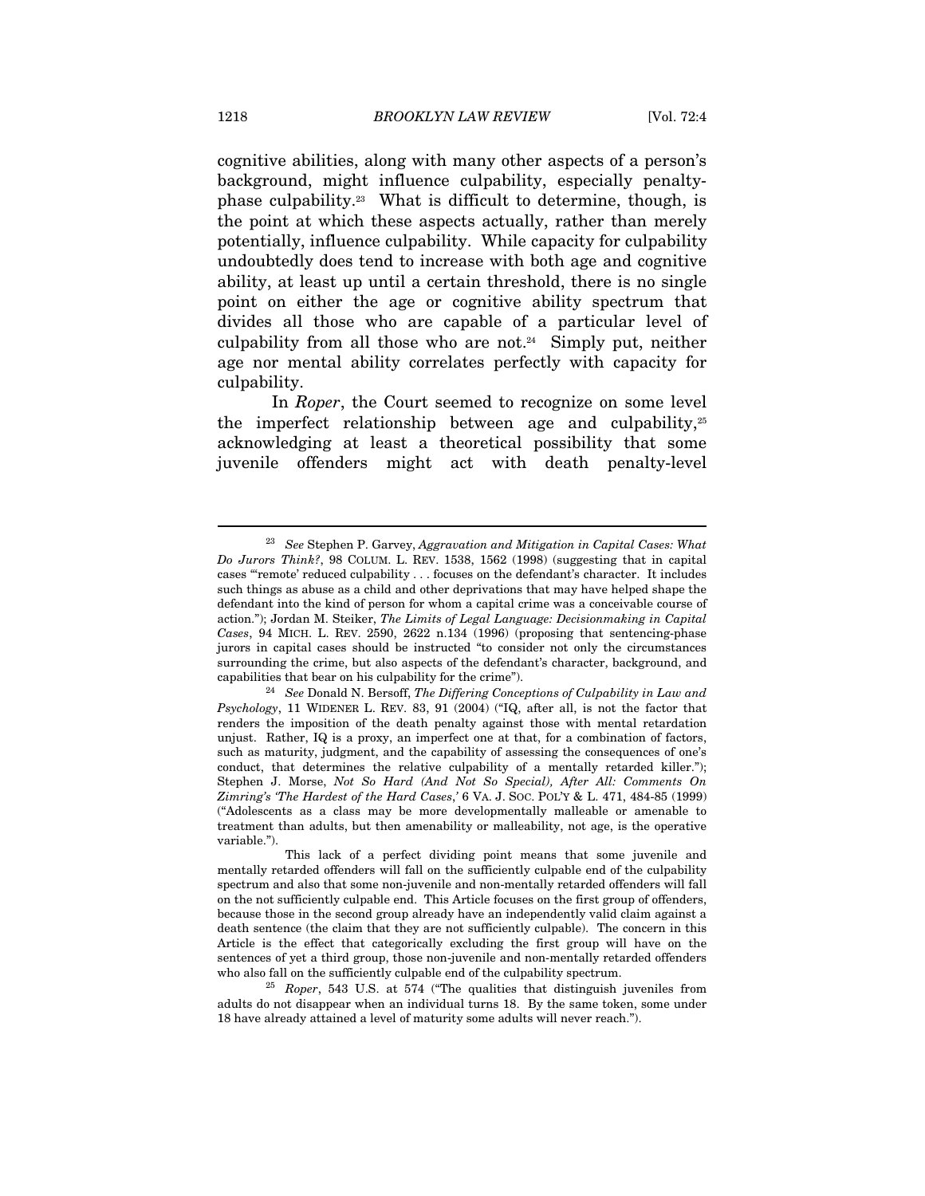cognitive abilities, along with many other aspects of a person's background, might influence culpability, especially penalty-phase culpability.[23] What is difficult to determine, though, is the point at which these aspects actually, rather than merely potentially, influence culpability. While capacity for culpability undoubtedly does tend to increase with both age and cognitive ability, at least up until a certain threshold, there is no single point on either the age or cognitive ability spectrum that divides all those who are capable of a particular level of culpability from all those who are not.[24] Simply put, neither age nor mental ability correlates perfectly with capacity for culpability.

In *Roper*, the Court seemed to recognize on some level the imperfect relationship between age and culpability,[25] acknowledging at least a theoretical possibility that some juvenile offenders might act with death penalty-level

---

[23] *See* Stephen P. Garvey, *Aggravation and Mitigation in Capital Cases: What Do Jurors Think?*, 98 COLUM. L. REV. 1538, 1562 (1998) (suggesting that in capital cases "'remote' reduced culpability . . . focuses on the defendant's character. It includes such things as abuse as a child and other deprivations that may have helped shape the defendant into the kind of person for whom a capital crime was a conceivable course of action."); Jordan M. Steiker, *The Limits of Legal Language: Decisionmaking in Capital Cases*, 94 MICH. L. REV. 2590, 2622 n.134 (1996) (proposing that sentencing-phase jurors in capital cases should be instructed "to consider not only the circumstances surrounding the crime, but also aspects of the defendant's character, background, and capabilities that bear on his culpability for the crime").

[24] *See* Donald N. Bersoff, *The Differing Conceptions of Culpability in Law and Psychology*, 11 WIDENER L. REV. 83, 91 (2004) ("IQ, after all, is not the factor that renders the imposition of the death penalty against those with mental retardation unjust. Rather, IQ is a proxy, an imperfect one at that, for a combination of factors, such as maturity, judgment, and the capability of assessing the consequences of one's conduct, that determines the relative culpability of a mentally retarded killer."); Stephen J. Morse, *Not So Hard (And Not So Special), After All: Comments On Zimring's 'The Hardest of the Hard Cases,'* 6 VA. J. SOC. POL'Y & L. 471, 484-85 (1999) ("Adolescents as a class may be more developmentally malleable or amenable to treatment than adults, but then amenability or malleability, not age, is the operative variable.").

This lack of a perfect dividing point means that some juvenile and mentally retarded offenders will fall on the sufficiently culpable end of the culpability spectrum and also that some non-juvenile and non-mentally retarded offenders will fall on the not sufficiently culpable end. This Article focuses on the first group of offenders, because those in the second group already have an independently valid claim against a death sentence (the claim that they are not sufficiently culpable). The concern in this Article is the effect that categorically excluding the first group will have on the sentences of yet a third group, those non-juvenile and non-mentally retarded offenders who also fall on the sufficiently culpable end of the culpability spectrum.

[25] *Roper*, 543 U.S. at 574 ("The qualities that distinguish juveniles from adults do not disappear when an individual turns 18. By the same token, some under 18 have already attained a level of maturity some adults will never reach.").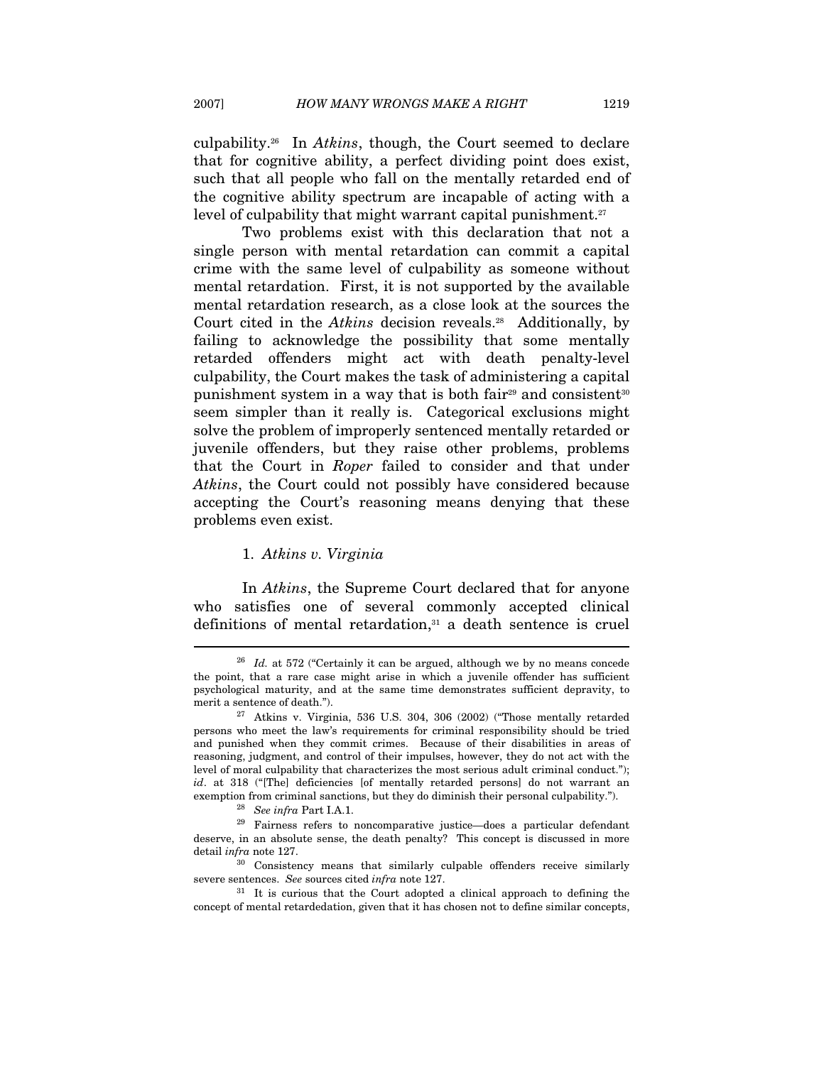culpability.[26] In *Atkins*, though, the Court seemed to declare that for cognitive ability, a perfect dividing point does exist, such that all people who fall on the mentally retarded end of the cognitive ability spectrum are incapable of acting with a level of culpability that might warrant capital punishment.[27]

Two problems exist with this declaration that not a single person with mental retardation can commit a capital crime with the same level of culpability as someone without mental retardation. First, it is not supported by the available mental retardation research, as a close look at the sources the Court cited in the *Atkins* decision reveals.[28] Additionally, by failing to acknowledge the possibility that some mentally retarded offenders might act with death penalty-level culpability, the Court makes the task of administering a capital punishment system in a way that is both fair[29] and consistent[30] seem simpler than it really is. Categorical exclusions might solve the problem of improperly sentenced mentally retarded or juvenile offenders, but they raise other problems, problems that the Court in *Roper* failed to consider and that under *Atkins*, the Court could not possibly have considered because accepting the Court's reasoning means denying that these problems even exist.

### 1. *Atkins v. Virginia*

In *Atkins*, the Supreme Court declared that for anyone who satisfies one of several commonly accepted clinical definitions of mental retardation,[31] a death sentence is cruel

---

[26] *Id.* at 572 ("Certainly it can be argued, although we by no means concede the point, that a rare case might arise in which a juvenile offender has sufficient psychological maturity, and at the same time demonstrates sufficient depravity, to merit a sentence of death.").

[27] Atkins v. Virginia, 536 U.S. 304, 306 (2002) ("Those mentally retarded persons who meet the law's requirements for criminal responsibility should be tried and punished when they commit crimes. Because of their disabilities in areas of reasoning, judgment, and control of their impulses, however, they do not act with the level of moral culpability that characterizes the most serious adult criminal conduct."); *id*. at 318 ("[The] deficiencies [of mentally retarded persons] do not warrant an exemption from criminal sanctions, but they do diminish their personal culpability.").

[28] *See infra* Part I.A.1.

[29] Fairness refers to noncomparative justice—does a particular defendant deserve, in an absolute sense, the death penalty? This concept is discussed in more detail *infra* note 127.

[30] Consistency means that similarly culpable offenders receive similarly severe sentences. *See* sources cited *infra* note 127.

[31] It is curious that the Court adopted a clinical approach to defining the concept of mental retardedation, given that it has chosen not to define similar concepts,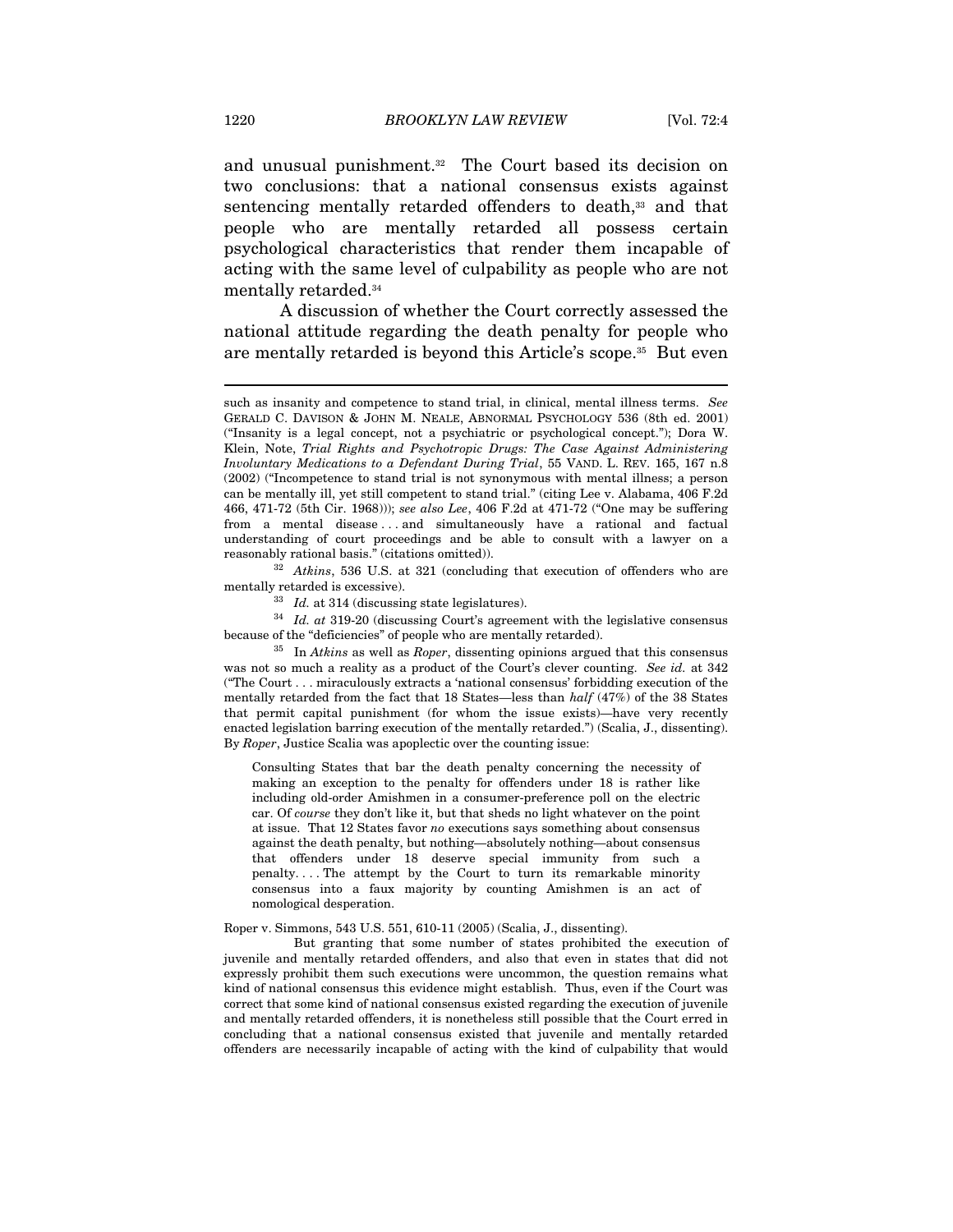and unusual punishment.[32] The Court based its decision on two conclusions: that a national consensus exists against sentencing mentally retarded offenders to death,[33] and that people who are mentally retarded all possess certain psychological characteristics that render them incapable of acting with the same level of culpability as people who are not mentally retarded.[34]

A discussion of whether the Court correctly assessed the national attitude regarding the death penalty for people who are mentally retarded is beyond this Article's scope.[35] But even

---

such as insanity and competence to stand trial, in clinical, mental illness terms. *See* GERALD C. DAVISON & JOHN M. NEALE, ABNORMAL PSYCHOLOGY 536 (8th ed. 2001) ("Insanity is a legal concept, not a psychiatric or psychological concept."); Dora W. Klein, Note, *Trial Rights and Psychotropic Drugs: The Case Against Administering Involuntary Medications to a Defendant During Trial*, 55 VAND. L. REV. 165, 167 n.8 (2002) ("Incompetence to stand trial is not synonymous with mental illness; a person can be mentally ill, yet still competent to stand trial." (citing Lee v. Alabama, 406 F.2d 466, 471-72 (5th Cir. 1968))); *see also Lee*, 406 F.2d at 471-72 ("One may be suffering from a mental disease . . . and simultaneously have a rational and factual understanding of court proceedings and be able to consult with a lawyer on a reasonably rational basis." (citations omitted)).

[32] *Atkins*, 536 U.S. at 321 (concluding that execution of offenders who are mentally retarded is excessive).

[33] *Id.* at 314 (discussing state legislatures).

[34] *Id. at* 319-20 (discussing Court's agreement with the legislative consensus because of the "deficiencies" of people who are mentally retarded).

[35] In *Atkins* as well as *Roper*, dissenting opinions argued that this consensus was not so much a reality as a product of the Court's clever counting. *See id.* at 342 ("The Court . . . miraculously extracts a 'national consensus' forbidding execution of the mentally retarded from the fact that 18 States—less than *half* (47%) of the 38 States that permit capital punishment (for whom the issue exists)—have very recently enacted legislation barring execution of the mentally retarded.") (Scalia, J., dissenting). By *Roper*, Justice Scalia was apoplectic over the counting issue:

> Consulting States that bar the death penalty concerning the necessity of making an exception to the penalty for offenders under 18 is rather like including old-order Amishmen in a consumer-preference poll on the electric car. Of *course* they don't like it, but that sheds no light whatever on the point at issue. That 12 States favor *no* executions says something about consensus against the death penalty, but nothing—absolutely nothing—about consensus that offenders under 18 deserve special immunity from such a penalty. . . . The attempt by the Court to turn its remarkable minority consensus into a faux majority by counting Amishmen is an act of nomological desperation.

Roper v. Simmons, 543 U.S. 551, 610-11 (2005) (Scalia, J., dissenting).

But granting that some number of states prohibited the execution of juvenile and mentally retarded offenders, and also that even in states that did not expressly prohibit them such executions were uncommon, the question remains what kind of national consensus this evidence might establish. Thus, even if the Court was correct that some kind of national consensus existed regarding the execution of juvenile and mentally retarded offenders, it is nonetheless still possible that the Court erred in concluding that a national consensus existed that juvenile and mentally retarded offenders are necessarily incapable of acting with the kind of culpability that would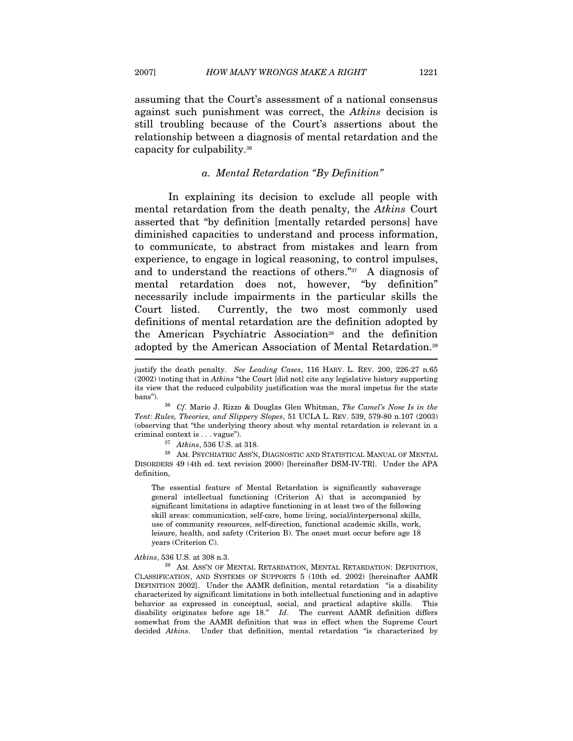assuming that the Court's assessment of a national consensus against such punishment was correct, the *Atkins* decision is still troubling because of the Court's assertions about the relationship between a diagnosis of mental retardation and the capacity for culpability.[36]

### a. *Mental Retardation "By Definition"*

In explaining its decision to exclude all people with mental retardation from the death penalty, the *Atkins* Court asserted that "by definition [mentally retarded persons] have diminished capacities to understand and process information, to communicate, to abstract from mistakes and learn from experience, to engage in logical reasoning, to control impulses, and to understand the reactions of others."[37] A diagnosis of mental retardation does not, however, "by definition" necessarily include impairments in the particular skills the Court listed. Currently, the two most commonly used definitions of mental retardation are the definition adopted by the American Psychiatric Association[38] and the definition adopted by the American Association of Mental Retardation.[39]

---

justify the death penalty. *See Leading Cases*, 116 HARV. L. REV. 200, 226-27 n.65 (2002) (noting that in *Atkins* "the Court [did not] cite any legislative history supporting its view that the reduced culpability justification was the moral impetus for the state bans").

[36] *Cf.* Mario J. Rizzo & Douglas Glen Whitman, *The Camel's Nose Is in the Tent: Rules, Theories, and Slippery Slopes*, 51 UCLA L. REV. 539, 579-80 n.107 (2003) (observing that "the underlying theory about why mental retardation is relevant in a criminal context is . . . vague").

[37] *Atkins*, 536 U.S. at 318.

[38] AM. PSYCHIATRIC ASS'N, DIAGNOSTIC AND STATISTICAL MANUAL OF MENTAL DISORDERS 49 (4th ed. text revision 2000) [hereinafter DSM-IV-TR]. Under the APA definition,

> The essential feature of Mental Retardation is significantly subaverage general intellectual functioning (Criterion A) that is accompanied by significant limitations in adaptive functioning in at least two of the following skill areas: communication, self-care, home living, social/interpersonal skills, use of community resources, self-direction, functional academic skills, work, leisure, health, and safety (Criterion B). The onset must occur before age 18 years (Criterion C).

*Atkins*, 536 U.S. at 308 n.3.

[39] AM. ASS'N OF MENTAL RETARDATION, MENTAL RETARDATION: DEFINITION, CLASSIFICATION, AND SYSTEMS OF SUPPORTS 5 (10th ed. 2002) [hereinafter AAMR DEFINITION 2002]. Under the AAMR definition, mental retardation "is a disability characterized by significant limitations in both intellectual functioning and in adaptive behavior as expressed in conceptual, social, and practical adaptive skills. This disability originates before age 18." *Id*. The current AAMR definition differs somewhat from the AAMR definition that was in effect when the Supreme Court decided *Atkins*. Under that definition, mental retardation "is characterized by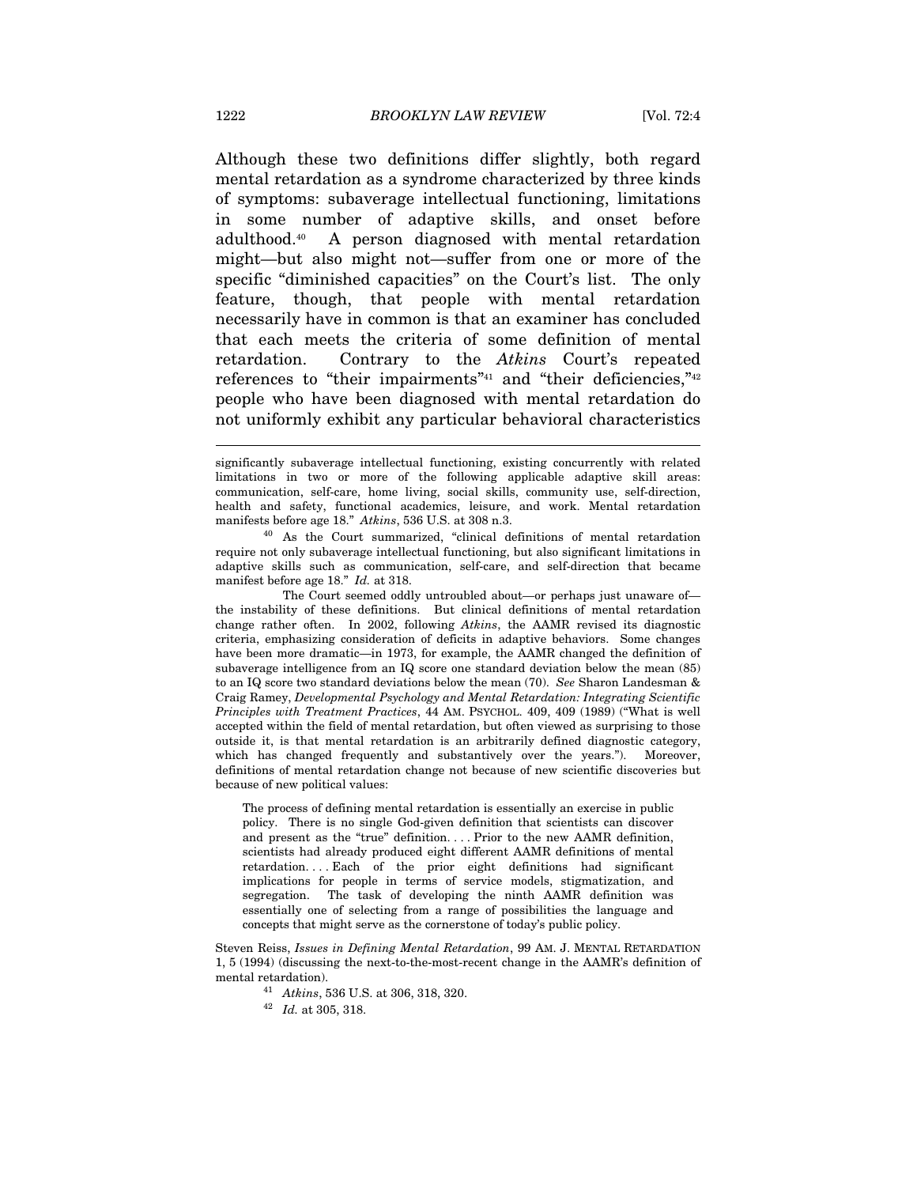Although these two definitions differ slightly, both regard mental retardation as a syndrome characterized by three kinds of symptoms: subaverage intellectual functioning, limitations in some number of adaptive skills, and onset before adulthood.[40] A person diagnosed with mental retardation might—but also might not—suffer from one or more of the specific "diminished capacities" on the Court's list. The only feature, though, that people with mental retardation necessarily have in common is that an examiner has concluded that each meets the criteria of some definition of mental retardation. Contrary to the *Atkins* Court's repeated references to "their impairments"[41] and "their deficiencies,"[42] people who have been diagnosed with mental retardation do not uniformly exhibit any particular behavioral characteristics

---

significantly subaverage intellectual functioning, existing concurrently with related limitations in two or more of the following applicable adaptive skill areas: communication, self-care, home living, social skills, community use, self-direction, health and safety, functional academics, leisure, and work. Mental retardation manifests before age 18." *Atkins*, 536 U.S. at 308 n.3.

[40] As the Court summarized, "clinical definitions of mental retardation require not only subaverage intellectual functioning, but also significant limitations in adaptive skills such as communication, self-care, and self-direction that became manifest before age 18." *Id.* at 318.

The Court seemed oddly untroubled about—or perhaps just unaware of—the instability of these definitions. But clinical definitions of mental retardation change rather often. In 2002, following *Atkins*, the AAMR revised its diagnostic criteria, emphasizing consideration of deficits in adaptive behaviors. Some changes have been more dramatic—in 1973, for example, the AAMR changed the definition of subaverage intelligence from an IQ score one standard deviation below the mean (85) to an IQ score two standard deviations below the mean (70). *See* Sharon Landesman & Craig Ramey, *Developmental Psychology and Mental Retardation: Integrating Scientific Principles with Treatment Practices*, 44 AM. PSYCHOL. 409, 409 (1989) ("What is well accepted within the field of mental retardation, but often viewed as surprising to those outside it, is that mental retardation is an arbitrarily defined diagnostic category, which has changed frequently and substantively over the years."). Moreover, definitions of mental retardation change not because of new scientific discoveries but because of new political values:

> The process of defining mental retardation is essentially an exercise in public policy. There is no single God-given definition that scientists can discover and present as the "true" definition. . . . Prior to the new AAMR definition, scientists had already produced eight different AAMR definitions of mental retardation. . . . Each of the prior eight definitions had significant implications for people in terms of service models, stigmatization, and segregation. The task of developing the ninth AAMR definition was essentially one of selecting from a range of possibilities the language and concepts that might serve as the cornerstone of today's public policy.

Steven Reiss, *Issues in Defining Mental Retardation*, 99 AM. J. MENTAL RETARDATION 1, 5 (1994) (discussing the next-to-the-most-recent change in the AAMR's definition of mental retardation).

[41] *Atkins*, 536 U.S. at 306, 318, 320.

[42] *Id.* at 305, 318.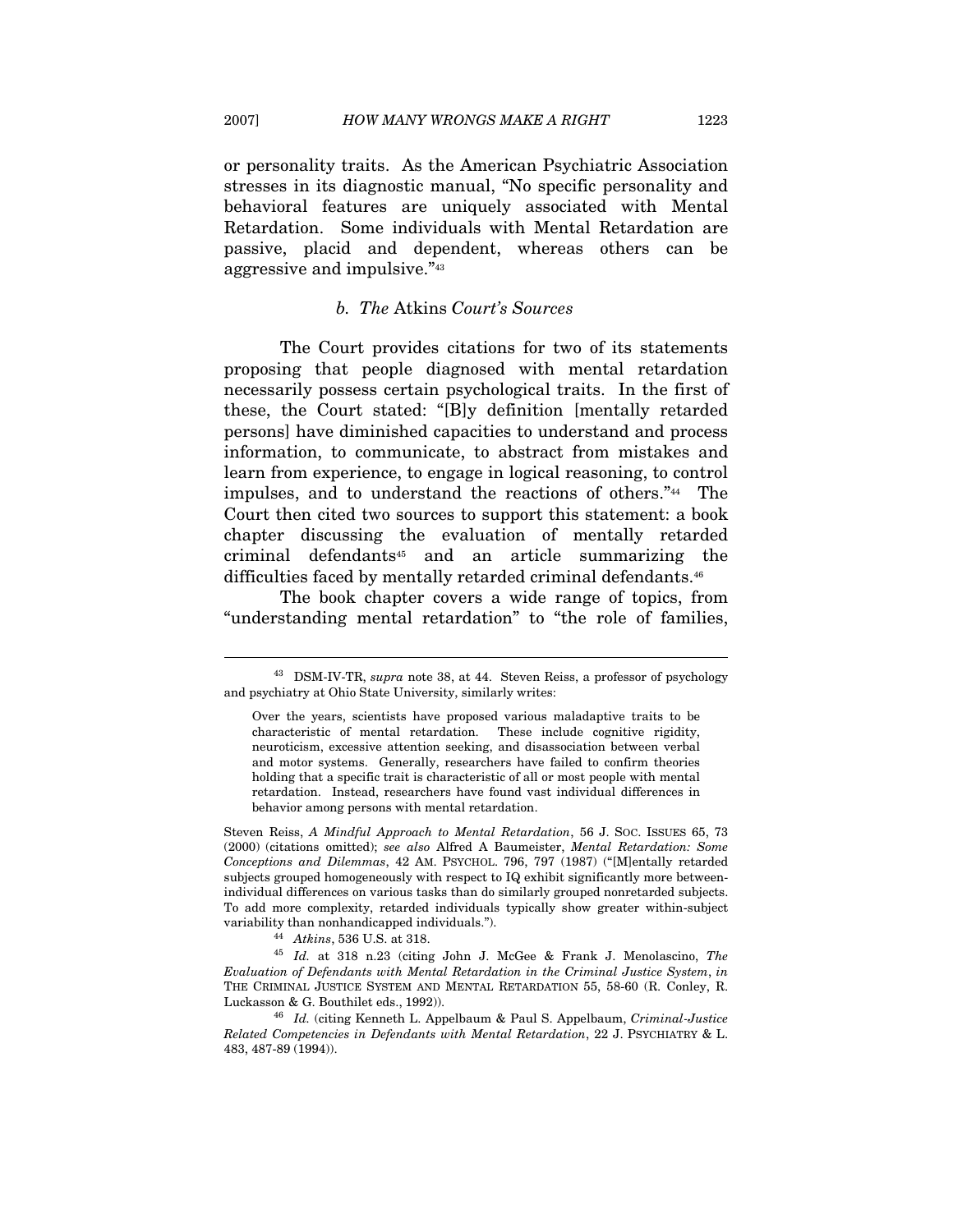or personality traits. As the American Psychiatric Association stresses in its diagnostic manual, "No specific personality and behavioral features are uniquely associated with Mental Retardation. Some individuals with Mental Retardation are passive, placid and dependent, whereas others can be aggressive and impulsive."[43]

### *b. The* Atkins *Court's Sources*

The Court provides citations for two of its statements proposing that people diagnosed with mental retardation necessarily possess certain psychological traits. In the first of these, the Court stated: "[B]y definition [mentally retarded persons] have diminished capacities to understand and process information, to communicate, to abstract from mistakes and learn from experience, to engage in logical reasoning, to control impulses, and to understand the reactions of others."[44] The Court then cited two sources to support this statement: a book chapter discussing the evaluation of mentally retarded criminal defendants[45] and an article summarizing the difficulties faced by mentally retarded criminal defendants.[46]

The book chapter covers a wide range of topics, from "understanding mental retardation" to "the role of families,

---

[43] DSM-IV-TR, *supra* note 38, at 44. Steven Reiss, a professor of psychology and psychiatry at Ohio State University, similarly writes:

> Over the years, scientists have proposed various maladaptive traits to be characteristic of mental retardation. These include cognitive rigidity, neuroticism, excessive attention seeking, and disassociation between verbal and motor systems. Generally, researchers have failed to confirm theories holding that a specific trait is characteristic of all or most people with mental retardation. Instead, researchers have found vast individual differences in behavior among persons with mental retardation.

Steven Reiss, *A Mindful Approach to Mental Retardation*, 56 J. SOC. ISSUES 65, 73 (2000) (citations omitted); *see also* Alfred A Baumeister, *Mental Retardation: Some Conceptions and Dilemmas*, 42 AM. PSYCHOL. 796, 797 (1987) ("[M]entally retarded subjects grouped homogeneously with respect to IQ exhibit significantly more between-individual differences on various tasks than do similarly grouped nonretarded subjects. To add more complexity, retarded individuals typically show greater within-subject variability than nonhandicapped individuals.").

[44] *Atkins*, 536 U.S. at 318.

[45] *Id.* at 318 n.23 (citing John J. McGee & Frank J. Menolascino, *The Evaluation of Defendants with Mental Retardation in the Criminal Justice System*, *in* THE CRIMINAL JUSTICE SYSTEM AND MENTAL RETARDATION 55, 58-60 (R. Conley, R. Luckasson & G. Bouthilet eds., 1992)).

[46] *Id.* (citing Kenneth L. Appelbaum & Paul S. Appelbaum, *Criminal-Justice Related Competencies in Defendants with Mental Retardation*, 22 J. PSYCHIATRY & L. 483, 487-89 (1994)).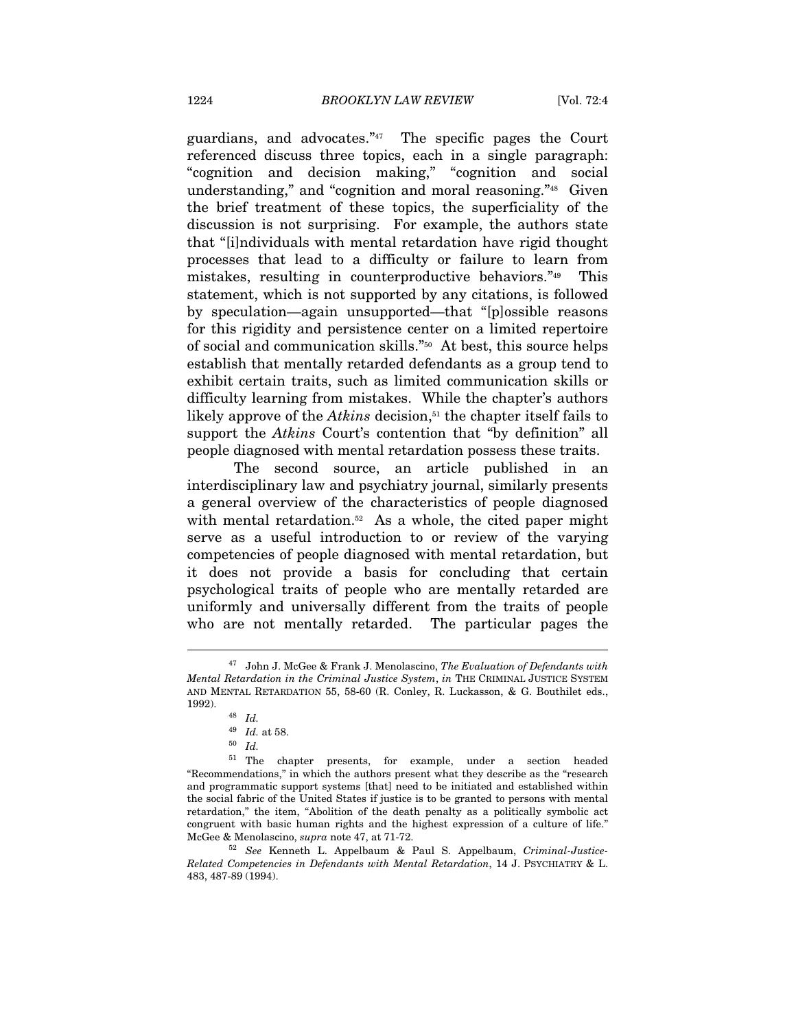guardians, and advocates."[47] The specific pages the Court referenced discuss three topics, each in a single paragraph: "cognition and decision making," "cognition and social understanding," and "cognition and moral reasoning."[48] Given the brief treatment of these topics, the superficiality of the discussion is not surprising. For example, the authors state that "[i]ndividuals with mental retardation have rigid thought processes that lead to a difficulty or failure to learn from mistakes, resulting in counterproductive behaviors."[49] This statement, which is not supported by any citations, is followed by speculation—again unsupported—that "[p]ossible reasons for this rigidity and persistence center on a limited repertoire of social and communication skills."[50] At best, this source helps establish that mentally retarded defendants as a group tend to exhibit certain traits, such as limited communication skills or difficulty learning from mistakes. While the chapter's authors likely approve of the *Atkins* decision,[51] the chapter itself fails to support the *Atkins* Court's contention that "by definition" all people diagnosed with mental retardation possess these traits.

The second source, an article published in an interdisciplinary law and psychiatry journal, similarly presents a general overview of the characteristics of people diagnosed with mental retardation.[52] As a whole, the cited paper might serve as a useful introduction to or review of the varying competencies of people diagnosed with mental retardation, but it does not provide a basis for concluding that certain psychological traits of people who are mentally retarded are uniformly and universally different from the traits of people who are not mentally retarded. The particular pages the

---

[47] John J. McGee & Frank J. Menolascino, *The Evaluation of Defendants with Mental Retardation in the Criminal Justice System*, *in* THE CRIMINAL JUSTICE SYSTEM AND MENTAL RETARDATION 55, 58-60 (R. Conley, R. Luckasson, & G. Bouthilet eds., 1992).

[48] *Id.*

[49] *Id.* at 58.

[50] *Id.*

[51] The chapter presents, for example, under a section headed "Recommendations," in which the authors present what they describe as the "research and programmatic support systems [that] need to be initiated and established within the social fabric of the United States if justice is to be granted to persons with mental retardation," the item, "Abolition of the death penalty as a politically symbolic act congruent with basic human rights and the highest expression of a culture of life." McGee & Menolascino, *supra* note 47, at 71-72.

[52] *See* Kenneth L. Appelbaum & Paul S. Appelbaum, *Criminal-Justice-Related Competencies in Defendants with Mental Retardation*, 14 J. PSYCHIATRY & L. 483, 487-89 (1994).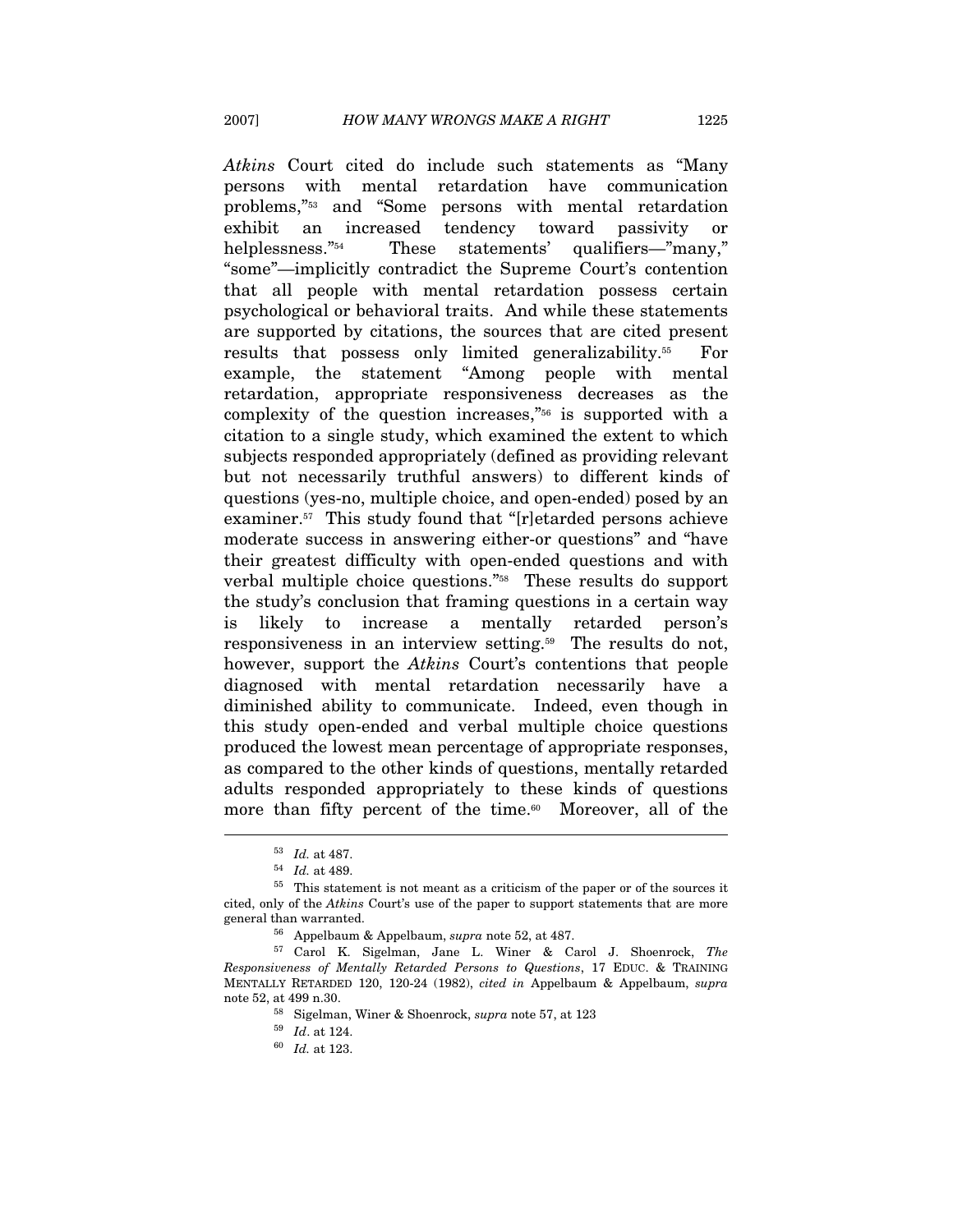*Atkins* Court cited do include such statements as "Many persons with mental retardation have communication problems,"[53] and "Some persons with mental retardation exhibit an increased tendency toward passivity or helplessness."[54] These statements' qualifiers—"many," "some"—implicitly contradict the Supreme Court's contention that all people with mental retardation possess certain psychological or behavioral traits. And while these statements are supported by citations, the sources that are cited present results that possess only limited generalizability.[55] For example, the statement "Among people with mental retardation, appropriate responsiveness decreases as the complexity of the question increases,"[56] is supported with a citation to a single study, which examined the extent to which subjects responded appropriately (defined as providing relevant but not necessarily truthful answers) to different kinds of questions (yes-no, multiple choice, and open-ended) posed by an examiner.[57] This study found that "[r]etarded persons achieve moderate success in answering either-or questions" and "have their greatest difficulty with open-ended questions and with verbal multiple choice questions."[58] These results do support the study's conclusion that framing questions in a certain way is likely to increase a mentally retarded person's responsiveness in an interview setting.[59] The results do not, however, support the *Atkins* Court's contentions that people diagnosed with mental retardation necessarily have a diminished ability to communicate. Indeed, even though in this study open-ended and verbal multiple choice questions produced the lowest mean percentage of appropriate responses, as compared to the other kinds of questions, mentally retarded adults responded appropriately to these kinds of questions more than fifty percent of the time.[60] Moreover, all of the

---

[53] *Id.* at 487.

[54] *Id.* at 489.

[55] This statement is not meant as a criticism of the paper or of the sources it cited, only of the *Atkins* Court's use of the paper to support statements that are more general than warranted.

[56] Appelbaum & Appelbaum, *supra* note 52, at 487.

[57] Carol K. Sigelman, Jane L. Winer & Carol J. Shoenrock, *The Responsiveness of Mentally Retarded Persons to Questions*, 17 EDUC. & TRAINING MENTALLY RETARDED 120, 120-24 (1982), *cited in* Appelbaum & Appelbaum, *supra* note 52, at 499 n.30.

[58] Sigelman, Winer & Shoenrock, *supra* note 57, at 123

[59] *Id*. at 124.

[60] *Id.* at 123.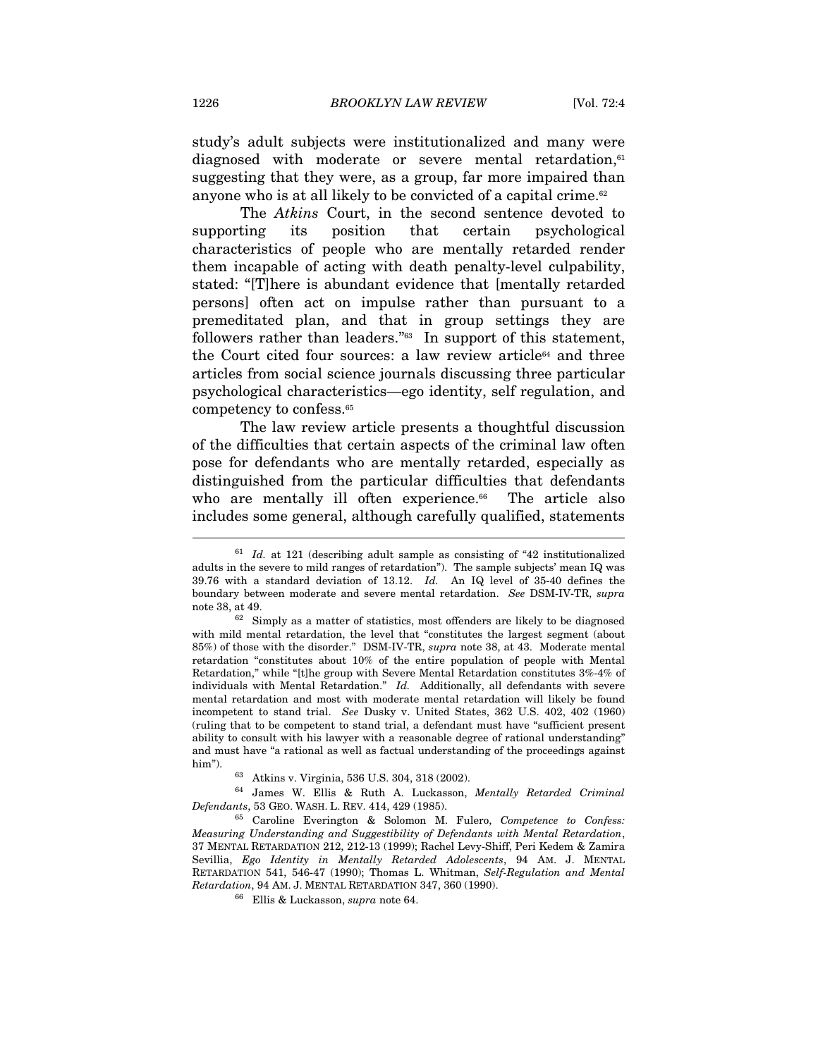study's adult subjects were institutionalized and many were diagnosed with moderate or severe mental retardation,[61] suggesting that they were, as a group, far more impaired than anyone who is at all likely to be convicted of a capital crime.[62]

The *Atkins* Court, in the second sentence devoted to supporting its position that certain psychological characteristics of people who are mentally retarded render them incapable of acting with death penalty-level culpability, stated: "[T]here is abundant evidence that [mentally retarded persons] often act on impulse rather than pursuant to a premeditated plan, and that in group settings they are followers rather than leaders."[63] In support of this statement, the Court cited four sources: a law review article[64] and three articles from social science journals discussing three particular psychological characteristics—ego identity, self regulation, and competency to confess.[65]

The law review article presents a thoughtful discussion of the difficulties that certain aspects of the criminal law often pose for defendants who are mentally retarded, especially as distinguished from the particular difficulties that defendants who are mentally ill often experience.[66] The article also includes some general, although carefully qualified, statements

---

[61] *Id.* at 121 (describing adult sample as consisting of "42 institutionalized adults in the severe to mild ranges of retardation"). The sample subjects' mean IQ was 39.76 with a standard deviation of 13.12. *Id.* An IQ level of 35-40 defines the boundary between moderate and severe mental retardation. *See* DSM-IV-TR, *supra* note 38, at 49.

[62] Simply as a matter of statistics, most offenders are likely to be diagnosed with mild mental retardation, the level that "constitutes the largest segment (about 85%) of those with the disorder." DSM-IV-TR, *supra* note 38, at 43. Moderate mental retardation "constitutes about 10% of the entire population of people with Mental Retardation," while "[t]he group with Severe Mental Retardation constitutes 3%-4% of individuals with Mental Retardation." *Id.* Additionally, all defendants with severe mental retardation and most with moderate mental retardation will likely be found incompetent to stand trial. *See* Dusky v. United States, 362 U.S. 402, 402 (1960) (ruling that to be competent to stand trial, a defendant must have "sufficient present ability to consult with his lawyer with a reasonable degree of rational understanding" and must have "a rational as well as factual understanding of the proceedings against him").

[63] Atkins v. Virginia, 536 U.S. 304, 318 (2002).

[64] James W. Ellis & Ruth A. Luckasson, *Mentally Retarded Criminal Defendants*, 53 GEO. WASH. L. REV. 414, 429 (1985).

[65] Caroline Everington & Solomon M. Fulero, *Competence to Confess: Measuring Understanding and Suggestibility of Defendants with Mental Retardation*, 37 MENTAL RETARDATION 212, 212-13 (1999); Rachel Levy-Shiff, Peri Kedem & Zamira Sevillia, *Ego Identity in Mentally Retarded Adolescents*, 94 AM. J. MENTAL RETARDATION 541, 546-47 (1990); Thomas L. Whitman, *Self-Regulation and Mental Retardation*, 94 AM. J. MENTAL RETARDATION 347, 360 (1990).

[66] Ellis & Luckasson, *supra* note 64.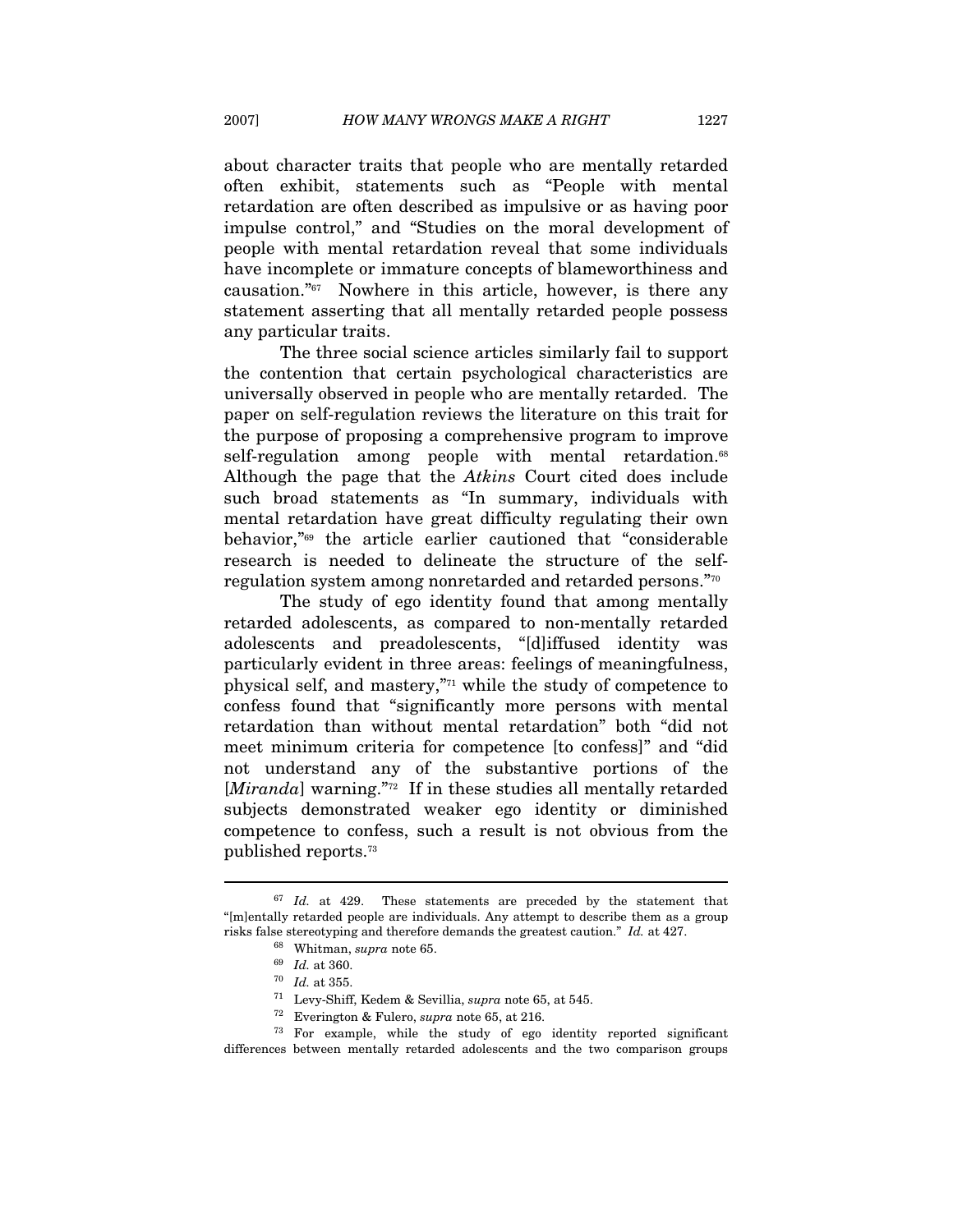about character traits that people who are mentally retarded often exhibit, statements such as "People with mental retardation are often described as impulsive or as having poor impulse control," and "Studies on the moral development of people with mental retardation reveal that some individuals have incomplete or immature concepts of blameworthiness and causation."[67] Nowhere in this article, however, is there any statement asserting that all mentally retarded people possess any particular traits.

The three social science articles similarly fail to support the contention that certain psychological characteristics are universally observed in people who are mentally retarded. The paper on self-regulation reviews the literature on this trait for the purpose of proposing a comprehensive program to improve self-regulation among people with mental retardation.[68] Although the page that the *Atkins* Court cited does include such broad statements as "In summary, individuals with mental retardation have great difficulty regulating their own behavior,"[69] the article earlier cautioned that "considerable research is needed to delineate the structure of the self-regulation system among nonretarded and retarded persons."[70]

The study of ego identity found that among mentally retarded adolescents, as compared to non-mentally retarded adolescents and preadolescents, "[d]iffused identity was particularly evident in three areas: feelings of meaningfulness, physical self, and mastery,"[71] while the study of competence to confess found that "significantly more persons with mental retardation than without mental retardation" both "did not meet minimum criteria for competence [to confess]" and "did not understand any of the substantive portions of the [*Miranda*] warning."[72] If in these studies all mentally retarded subjects demonstrated weaker ego identity or diminished competence to confess, such a result is not obvious from the published reports.[73]

---

[67] *Id.* at 429. These statements are preceded by the statement that "[m]entally retarded people are individuals. Any attempt to describe them as a group risks false stereotyping and therefore demands the greatest caution." *Id.* at 427.

[68] Whitman, *supra* note 65.

[69] *Id.* at 360.

[70] *Id.* at 355.

[71] Levy-Shiff, Kedem & Sevillia, *supra* note 65, at 545.

[72] Everington & Fulero, *supra* note 65, at 216.

[73] For example, while the study of ego identity reported significant differences between mentally retarded adolescents and the two comparison groups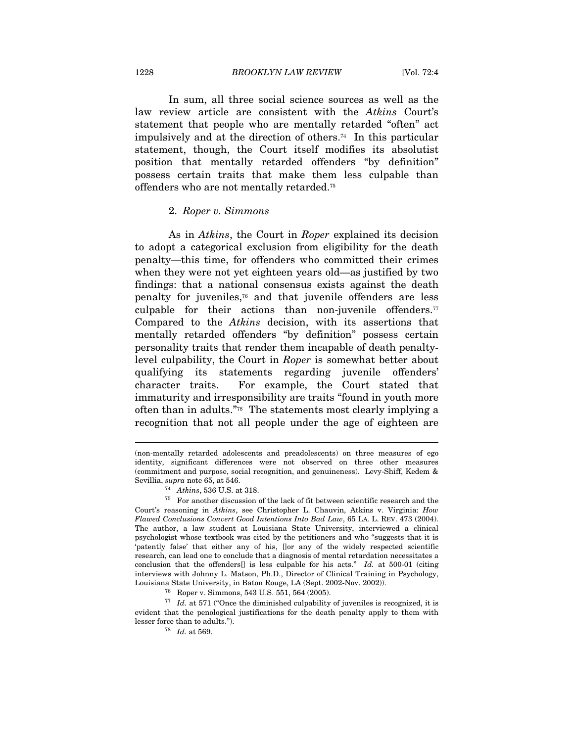In sum, all three social science sources as well as the law review article are consistent with the *Atkins* Court's statement that people who are mentally retarded "often" act impulsively and at the direction of others.[74] In this particular statement, though, the Court itself modifies its absolutist position that mentally retarded offenders "by definition" possess certain traits that make them less culpable than offenders who are not mentally retarded.[75]

### 2. *Roper v. Simmons*

As in *Atkins*, the Court in *Roper* explained its decision to adopt a categorical exclusion from eligibility for the death penalty—this time, for offenders who committed their crimes when they were not yet eighteen years old—as justified by two findings: that a national consensus exists against the death penalty for juveniles,[76] and that juvenile offenders are less culpable for their actions than non-juvenile offenders.[77] Compared to the *Atkins* decision, with its assertions that mentally retarded offenders "by definition" possess certain personality traits that render them incapable of death penalty-level culpability, the Court in *Roper* is somewhat better about qualifying its statements regarding juvenile offenders' character traits. For example, the Court stated that immaturity and irresponsibility are traits "found in youth more often than in adults."[78] The statements most clearly implying a recognition that not all people under the age of eighteen are

---

(non-mentally retarded adolescents and preadolescents) on three measures of ego identity, significant differences were not observed on three other measures (commitment and purpose, social recognition, and genuineness). Levy-Shiff, Kedem & Sevillia, *supra* note 65, at 546.

[74] *Atkins*, 536 U.S. at 318.

[75] For another discussion of the lack of fit between scientific research and the Court's reasoning in *Atkins*, see Christopher L. Chauvin, Atkins v. Virginia: *How Flawed Conclusions Convert Good Intentions Into Bad Law*, 65 LA. L. REV. 473 (2004). The author, a law student at Louisiana State University, interviewed a clinical psychologist whose textbook was cited by the petitioners and who "suggests that it is 'patently false' that either any of his, []or any of the widely respected scientific research, can lead one to conclude that a diagnosis of mental retardation necessitates a conclusion that the offenders[] is less culpable for his acts." *Id.* at 500-01 (citing interviews with Johnny L. Matson, Ph.D., Director of Clinical Training in Psychology, Louisiana State University, in Baton Rouge, LA (Sept. 2002-Nov. 2002)).

[76] Roper v. Simmons, 543 U.S. 551, 564 (2005).

[77] *Id.* at 571 ("Once the diminished culpability of juveniles is recognized, it is evident that the penological justifications for the death penalty apply to them with lesser force than to adults.").

[78] *Id.* at 569.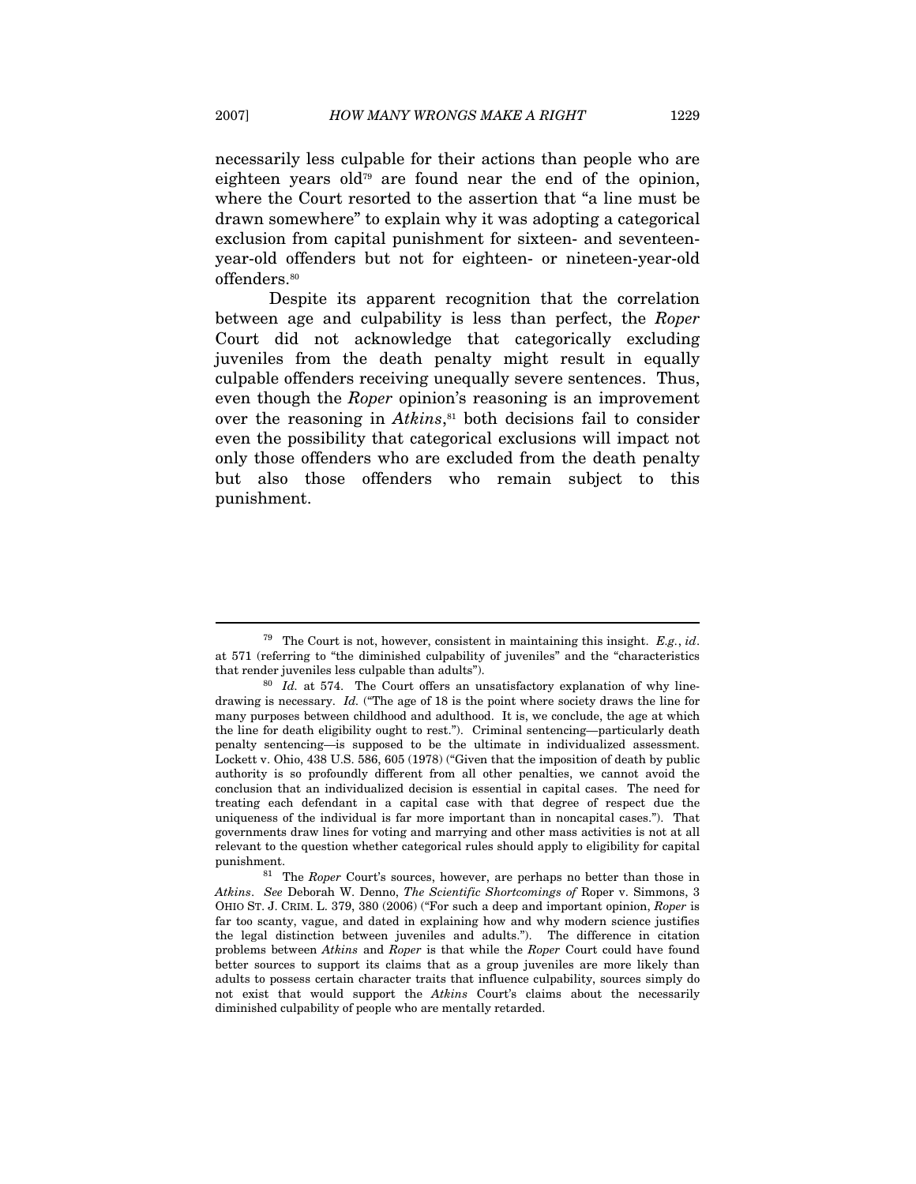necessarily less culpable for their actions than people who are eighteen years old[79] are found near the end of the opinion, where the Court resorted to the assertion that "a line must be drawn somewhere" to explain why it was adopting a categorical exclusion from capital punishment for sixteen- and seventeen-year-old offenders but not for eighteen- or nineteen-year-old offenders.[80]

Despite its apparent recognition that the correlation between age and culpability is less than perfect, the *Roper* Court did not acknowledge that categorically excluding juveniles from the death penalty might result in equally culpable offenders receiving unequally severe sentences. Thus, even though the *Roper* opinion's reasoning is an improvement over the reasoning in *Atkins*,[81] both decisions fail to consider even the possibility that categorical exclusions will impact not only those offenders who are excluded from the death penalty but also those offenders who remain subject to this punishment.

---

[79] The Court is not, however, consistent in maintaining this insight. *E.g.*, *id*. at 571 (referring to "the diminished culpability of juveniles" and the "characteristics that render juveniles less culpable than adults").

[80] *Id.* at 574. The Court offers an unsatisfactory explanation of why line-drawing is necessary. *Id.* ("The age of 18 is the point where society draws the line for many purposes between childhood and adulthood. It is, we conclude, the age at which the line for death eligibility ought to rest."). Criminal sentencing—particularly death penalty sentencing—is supposed to be the ultimate in individualized assessment. Lockett v. Ohio, 438 U.S. 586, 605 (1978) ("Given that the imposition of death by public authority is so profoundly different from all other penalties, we cannot avoid the conclusion that an individualized decision is essential in capital cases. The need for treating each defendant in a capital case with that degree of respect due the uniqueness of the individual is far more important than in noncapital cases."). That governments draw lines for voting and marrying and other mass activities is not at all relevant to the question whether categorical rules should apply to eligibility for capital punishment.

[81] The *Roper* Court's sources, however, are perhaps no better than those in *Atkins*. *See* Deborah W. Denno, *The Scientific Shortcomings of* Roper v. Simmons, 3 OHIO ST. J. CRIM. L. 379, 380 (2006) ("For such a deep and important opinion, *Roper* is far too scanty, vague, and dated in explaining how and why modern science justifies the legal distinction between juveniles and adults."). The difference in citation problems between *Atkins* and *Roper* is that while the *Roper* Court could have found better sources to support its claims that as a group juveniles are more likely than adults to possess certain character traits that influence culpability, sources simply do not exist that would support the *Atkins* Court's claims about the necessarily diminished culpability of people who are mentally retarded.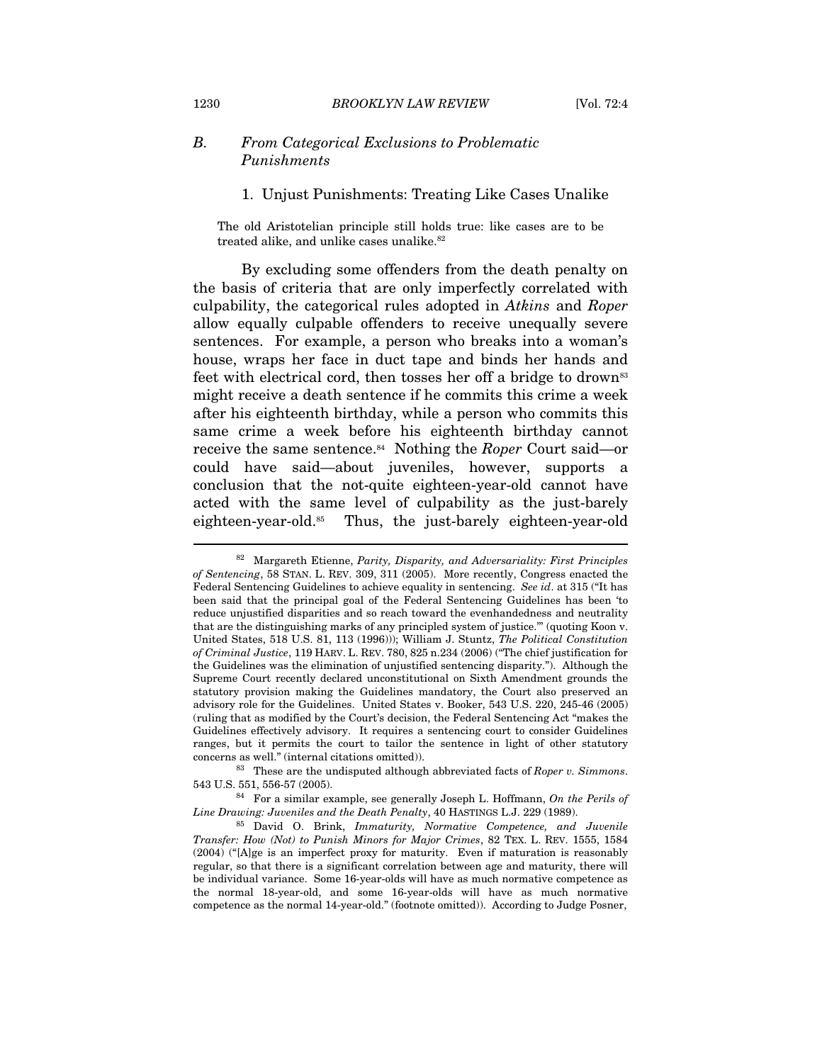### *B. From Categorical Exclusions to Problematic Punishments*

#### 1. Unjust Punishments: Treating Like Cases Unalike

> The old Aristotelian principle still holds true: like cases are to be treated alike, and unlike cases unalike.[82]

By excluding some offenders from the death penalty on the basis of criteria that are only imperfectly correlated with culpability, the categorical rules adopted in *Atkins* and *Roper* allow equally culpable offenders to receive unequally severe sentences. For example, a person who breaks into a woman's house, wraps her face in duct tape and binds her hands and feet with electrical cord, then tosses her off a bridge to drown[83] might receive a death sentence if he commits this crime a week after his eighteenth birthday, while a person who commits this same crime a week before his eighteenth birthday cannot receive the same sentence.[84] Nothing the *Roper* Court said—or could have said—about juveniles, however, supports a conclusion that the not-quite eighteen-year-old cannot have acted with the same level of culpability as the just-barely eighteen-year-old.[85] Thus, the just-barely eighteen-year-old

---

[82] Margareth Etienne, *Parity, Disparity, and Adversariality: First Principles of Sentencing*, 58 STAN. L. REV. 309, 311 (2005). More recently, Congress enacted the Federal Sentencing Guidelines to achieve equality in sentencing. *See id*. at 315 ("It has been said that the principal goal of the Federal Sentencing Guidelines has been 'to reduce unjustified disparities and so reach toward the evenhandedness and neutrality that are the distinguishing marks of any principled system of justice.'" (quoting Koon v. United States, 518 U.S. 81, 113 (1996))); William J. Stuntz, *The Political Constitution of Criminal Justice*, 119 HARV. L. REV. 780, 825 n.234 (2006) ("The chief justification for the Guidelines was the elimination of unjustified sentencing disparity."). Although the Supreme Court recently declared unconstitutional on Sixth Amendment grounds the statutory provision making the Guidelines mandatory, the Court also preserved an advisory role for the Guidelines. United States v. Booker, 543 U.S. 220, 245-46 (2005) (ruling that as modified by the Court's decision, the Federal Sentencing Act "makes the Guidelines effectively advisory. It requires a sentencing court to consider Guidelines ranges, but it permits the court to tailor the sentence in light of other statutory concerns as well." (internal citations omitted)).

[83] These are the undisputed although abbreviated facts of *Roper v. Simmons*. 543 U.S. 551, 556-57 (2005).

[84] For a similar example, see generally Joseph L. Hoffmann, *On the Perils of Line Drawing: Juveniles and the Death Penalty*, 40 HASTINGS L.J. 229 (1989).

[85] David O. Brink, *Immaturity, Normative Competence, and Juvenile Transfer: How (Not) to Punish Minors for Major Crimes*, 82 TEX. L. REV. 1555, 1584 (2004) ("[A]ge is an imperfect proxy for maturity. Even if maturation is reasonably regular, so that there is a significant correlation between age and maturity, there will be individual variance. Some 16-year-olds will have as much normative competence as the normal 18-year-old, and some 16-year-olds will have as much normative competence as the normal 14-year-old." (footnote omitted)). According to Judge Posner,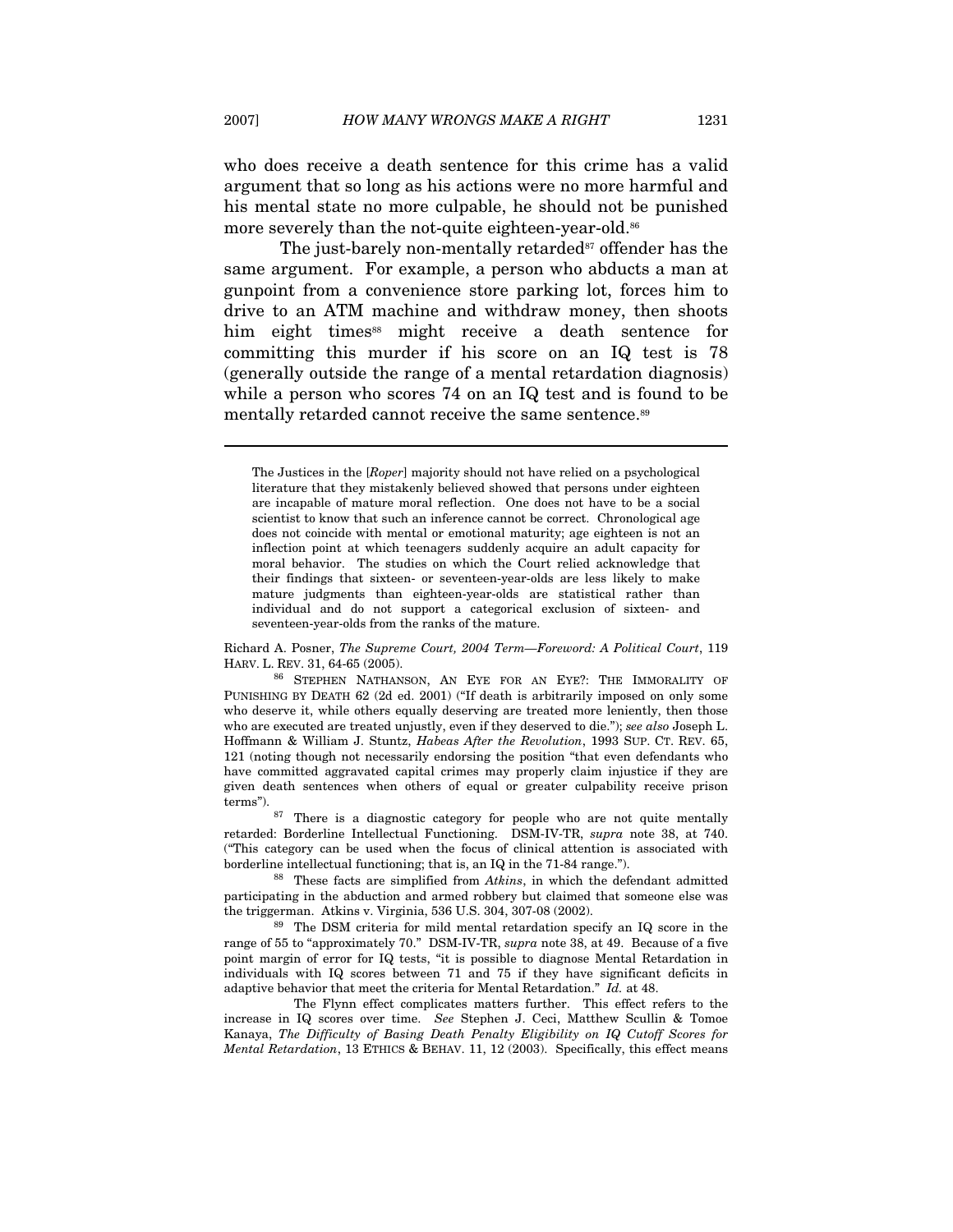who does receive a death sentence for this crime has a valid argument that so long as his actions were no more harmful and his mental state no more culpable, he should not be punished more severely than the not-quite eighteen-year-old.[86]

The just-barely non-mentally retarded[87] offender has the same argument. For example, a person who abducts a man at gunpoint from a convenience store parking lot, forces him to drive to an ATM machine and withdraw money, then shoots him eight times[88] might receive a death sentence for committing this murder if his score on an IQ test is 78 (generally outside the range of a mental retardation diagnosis) while a person who scores 74 on an IQ test and is found to be mentally retarded cannot receive the same sentence.[89]

---

> The Justices in the [*Roper*] majority should not have relied on a psychological literature that they mistakenly believed showed that persons under eighteen are incapable of mature moral reflection. One does not have to be a social scientist to know that such an inference cannot be correct. Chronological age does not coincide with mental or emotional maturity; age eighteen is not an inflection point at which teenagers suddenly acquire an adult capacity for moral behavior. The studies on which the Court relied acknowledge that their findings that sixteen- or seventeen-year-olds are less likely to make mature judgments than eighteen-year-olds are statistical rather than individual and do not support a categorical exclusion of sixteen- and seventeen-year-olds from the ranks of the mature.

Richard A. Posner, *The Supreme Court, 2004 Term—Foreword: A Political Court*, 119 HARV. L. REV. 31, 64-65 (2005).

[86] STEPHEN NATHANSON, AN EYE FOR AN EYE?: THE IMMORALITY OF PUNISHING BY DEATH 62 (2d ed. 2001) ("If death is arbitrarily imposed on only some who deserve it, while others equally deserving are treated more leniently, then those who are executed are treated unjustly, even if they deserved to die."); *see also* Joseph L. Hoffmann & William J. Stuntz, *Habeas After the Revolution*, 1993 SUP. CT. REV. 65, 121 (noting though not necessarily endorsing the position "that even defendants who have committed aggravated capital crimes may properly claim injustice if they are given death sentences when others of equal or greater culpability receive prison terms").

[87] There is a diagnostic category for people who are not quite mentally retarded: Borderline Intellectual Functioning. DSM-IV-TR, *supra* note 38, at 740. ("This category can be used when the focus of clinical attention is associated with borderline intellectual functioning; that is, an IQ in the 71-84 range.").

[88] These facts are simplified from *Atkins*, in which the defendant admitted participating in the abduction and armed robbery but claimed that someone else was the triggerman. Atkins v. Virginia, 536 U.S. 304, 307-08 (2002).

[89] The DSM criteria for mild mental retardation specify an IQ score in the range of 55 to "approximately 70." DSM-IV-TR, *supra* note 38, at 49. Because of a five point margin of error for IQ tests, "it is possible to diagnose Mental Retardation in individuals with IQ scores between 71 and 75 if they have significant deficits in adaptive behavior that meet the criteria for Mental Retardation." *Id.* at 48.

The Flynn effect complicates matters further. This effect refers to the increase in IQ scores over time. *See* Stephen J. Ceci, Matthew Scullin & Tomoe Kanaya, *The Difficulty of Basing Death Penalty Eligibility on IQ Cutoff Scores for Mental Retardation*, 13 ETHICS & BEHAV. 11, 12 (2003). Specifically, this effect means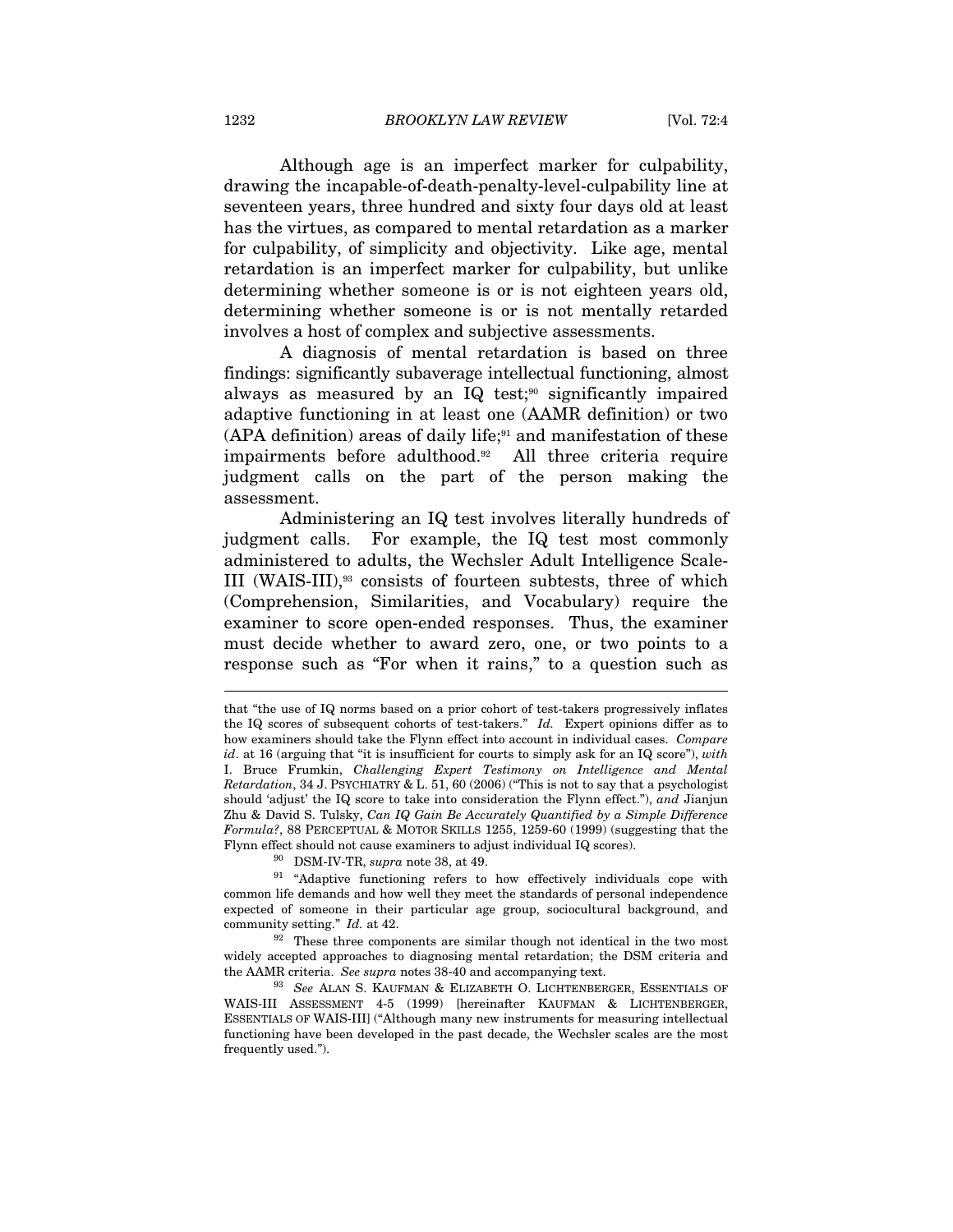Although age is an imperfect marker for culpability, drawing the incapable-of-death-penalty-level-culpability line at seventeen years, three hundred and sixty four days old at least has the virtues, as compared to mental retardation as a marker for culpability, of simplicity and objectivity. Like age, mental retardation is an imperfect marker for culpability, but unlike determining whether someone is or is not eighteen years old, determining whether someone is or is not mentally retarded involves a host of complex and subjective assessments.

A diagnosis of mental retardation is based on three findings: significantly subaverage intellectual functioning, almost always as measured by an IQ test;[90] significantly impaired adaptive functioning in at least one (AAMR definition) or two (APA definition) areas of daily life;[91] and manifestation of these impairments before adulthood.[92] All three criteria require judgment calls on the part of the person making the assessment.

Administering an IQ test involves literally hundreds of judgment calls. For example, the IQ test most commonly administered to adults, the Wechsler Adult Intelligence Scale-III (WAIS-III),[93] consists of fourteen subtests, three of which (Comprehension, Similarities, and Vocabulary) require the examiner to score open-ended responses. Thus, the examiner must decide whether to award zero, one, or two points to a response such as "For when it rains," to a question such as

---

that "the use of IQ norms based on a prior cohort of test-takers progressively inflates the IQ scores of subsequent cohorts of test-takers." *Id.* Expert opinions differ as to how examiners should take the Flynn effect into account in individual cases. *Compare id*. at 16 (arguing that "it is insufficient for courts to simply ask for an IQ score"), *with* I. Bruce Frumkin, *Challenging Expert Testimony on Intelligence and Mental Retardation*, 34 J. PSYCHIATRY & L. 51, 60 (2006) ("This is not to say that a psychologist should 'adjust' the IQ score to take into consideration the Flynn effect."), *and* Jianjun Zhu & David S. Tulsky, *Can IQ Gain Be Accurately Quantified by a Simple Difference Formula?*, 88 PERCEPTUAL & MOTOR SKILLS 1255, 1259-60 (1999) (suggesting that the Flynn effect should not cause examiners to adjust individual IQ scores).

[90] DSM-IV-TR, *supra* note 38, at 49.

[91] "Adaptive functioning refers to how effectively individuals cope with common life demands and how well they meet the standards of personal independence expected of someone in their particular age group, sociocultural background, and community setting." *Id.* at 42.

[92] These three components are similar though not identical in the two most widely accepted approaches to diagnosing mental retardation; the DSM criteria and the AAMR criteria. *See supra* notes 38-40 and accompanying text.

[93] *See* ALAN S. KAUFMAN & ELIZABETH O. LICHTENBERGER, ESSENTIALS OF WAIS-III ASSESSMENT 4-5 (1999) [hereinafter KAUFMAN & LICHTENBERGER, ESSENTIALS OF WAIS-III] ("Although many new instruments for measuring intellectual functioning have been developed in the past decade, the Wechsler scales are the most frequently used.").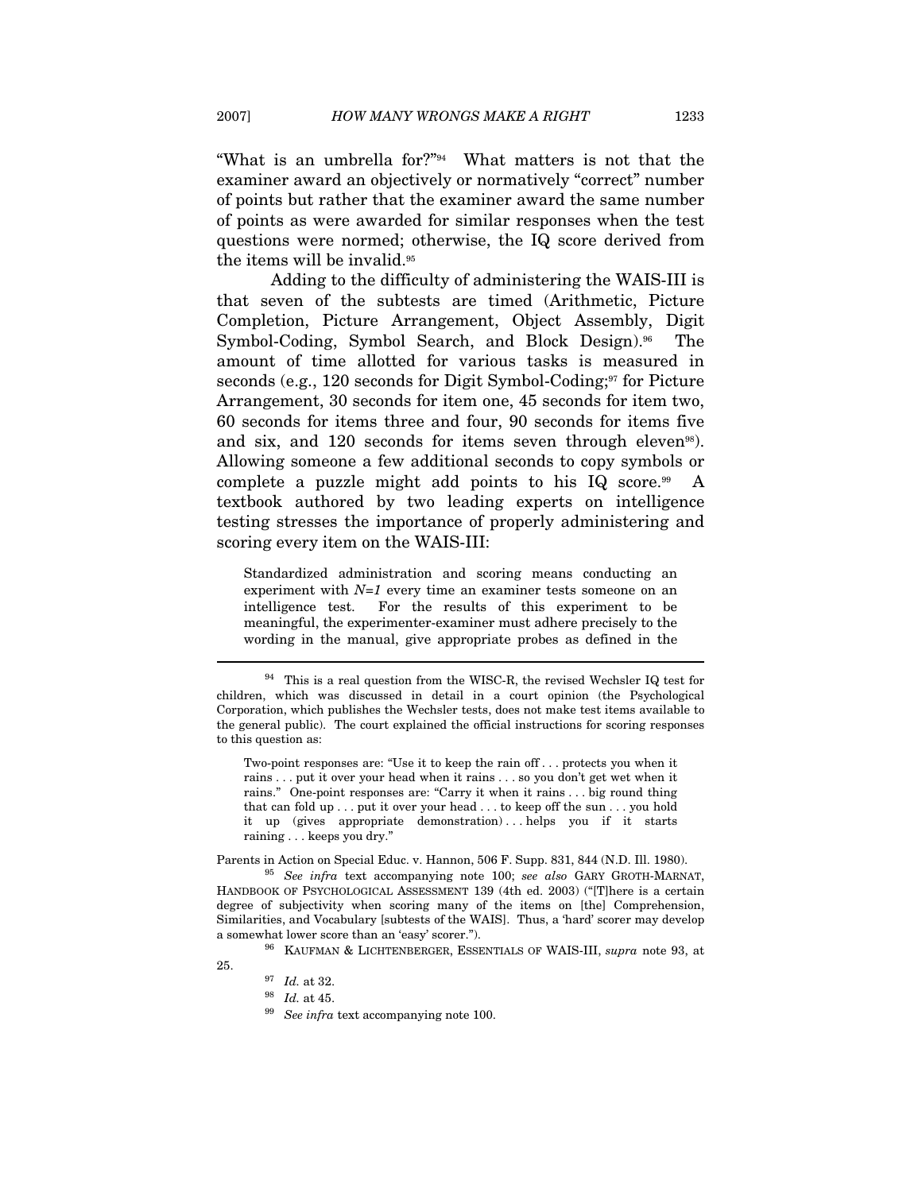"What is an umbrella for?"[94] What matters is not that the examiner award an objectively or normatively "correct" number of points but rather that the examiner award the same number of points as were awarded for similar responses when the test questions were normed; otherwise, the IQ score derived from the items will be invalid.[95]

Adding to the difficulty of administering the WAIS-III is that seven of the subtests are timed (Arithmetic, Picture Completion, Picture Arrangement, Object Assembly, Digit Symbol-Coding, Symbol Search, and Block Design).[96] The amount of time allotted for various tasks is measured in seconds (e.g., 120 seconds for Digit Symbol-Coding;[97] for Picture Arrangement, 30 seconds for item one, 45 seconds for item two, 60 seconds for items three and four, 90 seconds for items five and six, and 120 seconds for items seven through eleven[98]). Allowing someone a few additional seconds to copy symbols or complete a puzzle might add points to his IQ score.[99] A textbook authored by two leading experts on intelligence testing stresses the importance of properly administering and scoring every item on the WAIS-III:

> Standardized administration and scoring means conducting an experiment with *N=1* every time an examiner tests someone on an intelligence test. For the results of this experiment to be meaningful, the experimenter-examiner must adhere precisely to the wording in the manual, give appropriate probes as defined in the

---

[94] This is a real question from the WISC-R, the revised Wechsler IQ test for children, which was discussed in detail in a court opinion (the Psychological Corporation, which publishes the Wechsler tests, does not make test items available to the general public). The court explained the official instructions for scoring responses to this question as:

> Two-point responses are: "Use it to keep the rain off . . . protects you when it rains . . . put it over your head when it rains . . . so you don't get wet when it rains." One-point responses are: "Carry it when it rains . . . big round thing that can fold up . . . put it over your head . . . to keep off the sun . . . you hold it up (gives appropriate demonstration) . . . helps you if it starts raining . . . keeps you dry."

Parents in Action on Special Educ. v. Hannon, 506 F. Supp. 831, 844 (N.D. Ill. 1980).

[95] *See infra* text accompanying note 100; *see also* GARY GROTH-MARNAT, HANDBOOK OF PSYCHOLOGICAL ASSESSMENT 139 (4th ed. 2003) ("[T]here is a certain degree of subjectivity when scoring many of the items on [the] Comprehension, Similarities, and Vocabulary [subtests of the WAIS]. Thus, a 'hard' scorer may develop a somewhat lower score than an 'easy' scorer.").

[96] KAUFMAN & LICHTENBERGER, ESSENTIALS OF WAIS-III, *supra* note 93, at 25.

[97] *Id.* at 32.

[98] *Id.* at 45.

[99] *See infra* text accompanying note 100.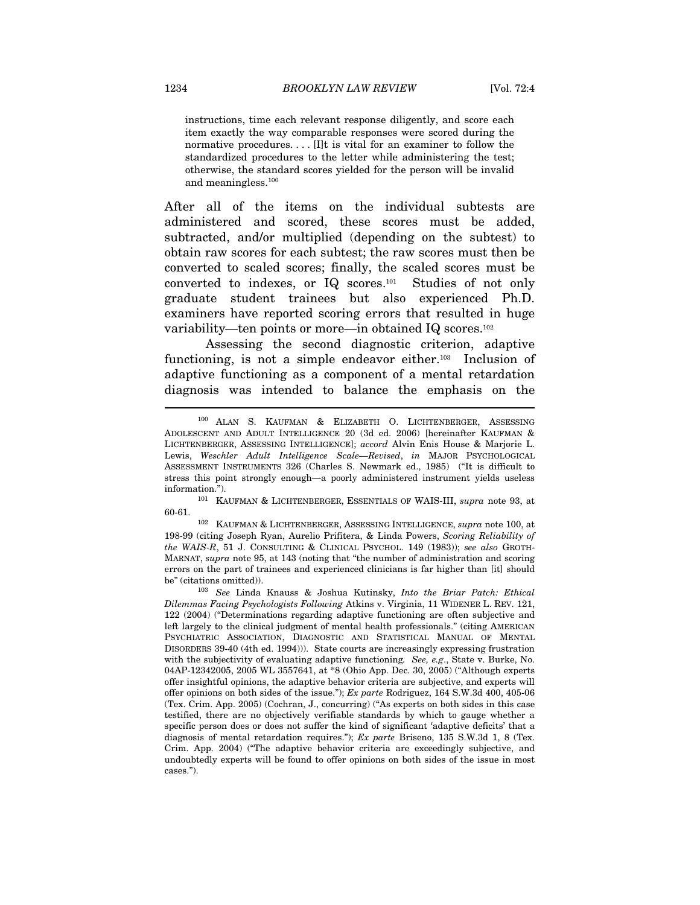> instructions, time each relevant response diligently, and score each item exactly the way comparable responses were scored during the normative procedures. . . . [I]t is vital for an examiner to follow the standardized procedures to the letter while administering the test; otherwise, the standard scores yielded for the person will be invalid and meaningless.[100]

After all of the items on the individual subtests are administered and scored, these scores must be added, subtracted, and/or multiplied (depending on the subtest) to obtain raw scores for each subtest; the raw scores must then be converted to scaled scores; finally, the scaled scores must be converted to indexes, or IQ scores.[101] Studies of not only graduate student trainees but also experienced Ph.D. examiners have reported scoring errors that resulted in huge variability—ten points or more—in obtained IQ scores.[102]

Assessing the second diagnostic criterion, adaptive functioning, is not a simple endeavor either.[103] Inclusion of adaptive functioning as a component of a mental retardation diagnosis was intended to balance the emphasis on the

---

[100] ALAN S. KAUFMAN & ELIZABETH O. LICHTENBERGER, ASSESSING ADOLESCENT AND ADULT INTELLIGENCE 20 (3d ed. 2006) [hereinafter KAUFMAN & LICHTENBERGER, ASSESSING INTELLIGENCE]; *accord* Alvin Enis House & Marjorie L. Lewis, *Weschler Adult Intelligence Scale—Revised*, *in* MAJOR PSYCHOLOGICAL ASSESSMENT INSTRUMENTS 326 (Charles S. Newmark ed., 1985) ("It is difficult to stress this point strongly enough—a poorly administered instrument yields useless information.").

[101] KAUFMAN & LICHTENBERGER, ESSENTIALS OF WAIS-III, *supra* note 93, at 60-61.

[102] KAUFMAN & LICHTENBERGER, ASSESSING INTELLIGENCE, *supra* note 100, at 198-99 (citing Joseph Ryan, Aurelio Prifitera, & Linda Powers, *Scoring Reliability of the WAIS-R*, 51 J. CONSULTING & CLINICAL PSYCHOL. 149 (1983)); *see also* GROTH-MARNAT, *supra* note 95, at 143 (noting that "the number of administration and scoring errors on the part of trainees and experienced clinicians is far higher than [it] should be" (citations omitted)).

[103] *See* Linda Knauss & Joshua Kutinsky, *Into the Briar Patch: Ethical Dilemmas Facing Psychologists Following* Atkins v. Virginia, 11 WIDENER L. REV. 121, 122 (2004) ("Determinations regarding adaptive functioning are often subjective and left largely to the clinical judgment of mental health professionals." (citing AMERICAN PSYCHIATRIC ASSOCIATION, DIAGNOSTIC AND STATISTICAL MANUAL OF MENTAL DISORDERS 39-40 (4th ed. 1994))). State courts are increasingly expressing frustration with the subjectivity of evaluating adaptive functioning. *See, e.g.*, State v. Burke, No. 04AP-12342005, 2005 WL 3557641, at *8 (Ohio App. Dec. 30, 2005) ("Although experts offer insightful opinions, the adaptive behavior criteria are subjective, and experts will offer opinions on both sides of the issue."); *Ex parte* Rodriguez, 164 S.W.3d 400, 405-06 (Tex. Crim. App. 2005) (Cochran, J., concurring) ("As experts on both sides in this case testified, there are no objectively verifiable standards by which to gauge whether a specific person does or does not suffer the kind of significant 'adaptive deficits' that a diagnosis of mental retardation requires."); *Ex parte* Briseno, 135 S.W.3d 1, 8 (Tex. Crim. App. 2004) ("The adaptive behavior criteria are exceedingly subjective, and undoubtedly experts will be found to offer opinions on both sides of the issue in most cases.").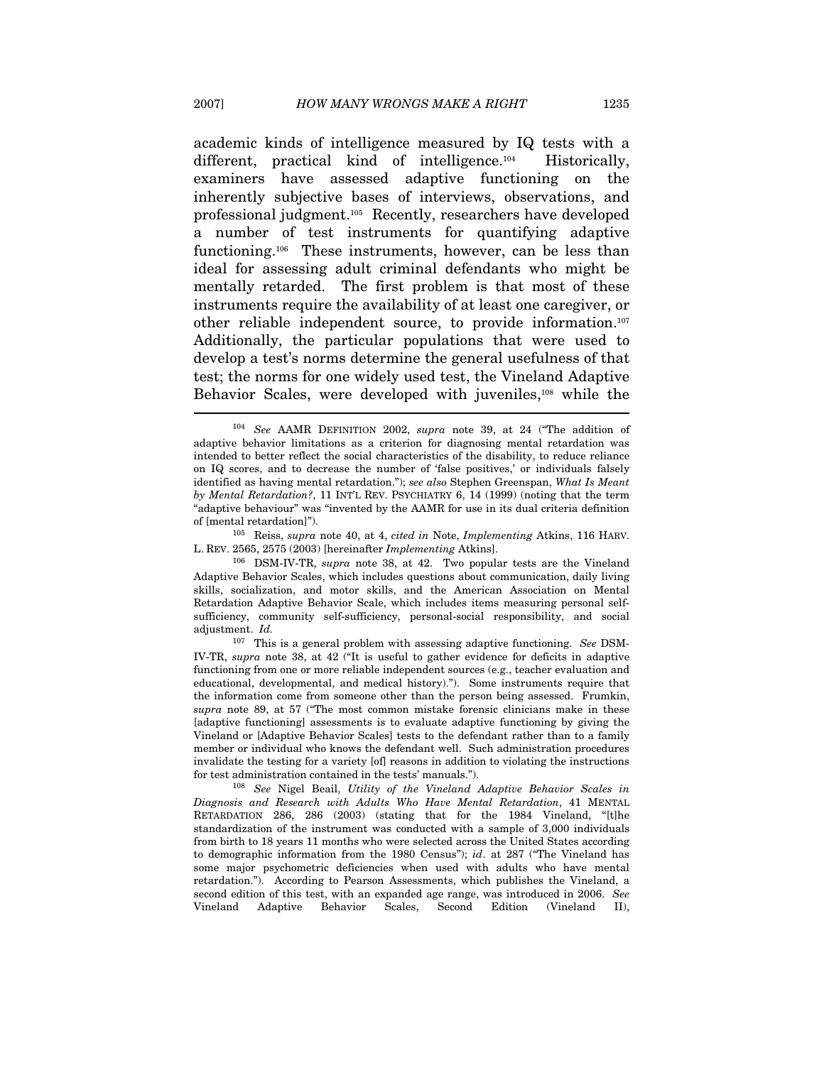academic kinds of intelligence measured by IQ tests with a different, practical kind of intelligence.[104] Historically, examiners have assessed adaptive functioning on the inherently subjective bases of interviews, observations, and professional judgment.[105] Recently, researchers have developed a number of test instruments for quantifying adaptive functioning.[106] These instruments, however, can be less than ideal for assessing adult criminal defendants who might be mentally retarded. The first problem is that most of these instruments require the availability of at least one caregiver, or other reliable independent source, to provide information.[107] Additionally, the particular populations that were used to develop a test's norms determine the general usefulness of that test; the norms for one widely used test, the Vineland Adaptive Behavior Scales, were developed with juveniles,[108] while the

---

[104] *See* AAMR DEFINITION 2002, *supra* note 39, at 24 ("The addition of adaptive behavior limitations as a criterion for diagnosing mental retardation was intended to better reflect the social characteristics of the disability, to reduce reliance on IQ scores, and to decrease the number of 'false positives,' or individuals falsely identified as having mental retardation."); *see also* Stephen Greenspan, *What Is Meant by Mental Retardation?*, 11 INT'L REV. PSYCHIATRY 6, 14 (1999) (noting that the term "adaptive behaviour" was "invented by the AAMR for use in its dual criteria definition of [mental retardation]").

[105] Reiss, *supra* note 40, at 4, *cited in* Note, *Implementing* Atkins, 116 HARV. L. REV. 2565, 2575 (2003) [hereinafter *Implementing* Atkins].

[106] DSM-IV-TR, *supra* note 38, at 42. Two popular tests are the Vineland Adaptive Behavior Scales, which includes questions about communication, daily living skills, socialization, and motor skills, and the American Association on Mental Retardation Adaptive Behavior Scale, which includes items measuring personal self-sufficiency, community self-sufficiency, personal-social responsibility, and social adjustment. *Id.*

[107] This is a general problem with assessing adaptive functioning. *See* DSM-IV-TR, *supra* note 38, at 42 ("It is useful to gather evidence for deficits in adaptive functioning from one or more reliable independent sources (e.g., teacher evaluation and educational, developmental, and medical history)."). Some instruments require that the information come from someone other than the person being assessed. Frumkin, *supra* note 89, at 57 ("The most common mistake forensic clinicians make in these [adaptive functioning] assessments is to evaluate adaptive functioning by giving the Vineland or [Adaptive Behavior Scales] tests to the defendant rather than to a family member or individual who knows the defendant well. Such administration procedures invalidate the testing for a variety [of] reasons in addition to violating the instructions for test administration contained in the tests' manuals.").

[108] *See* Nigel Beail, *Utility of the Vineland Adaptive Behavior Scales in Diagnosis and Research with Adults Who Have Mental Retardation*, 41 MENTAL RETARDATION 286, 286 (2003) (stating that for the 1984 Vineland, "[t]he standardization of the instrument was conducted with a sample of 3,000 individuals from birth to 18 years 11 months who were selected across the United States according to demographic information from the 1980 Census"); *id*. at 287 ("The Vineland has some major psychometric deficiencies when used with adults who have mental retardation."). According to Pearson Assessments, which publishes the Vineland, a second edition of this test, with an expanded age range, was introduced in 2006. *See* Vineland Adaptive Behavior Scales, Second Edition (Vineland II),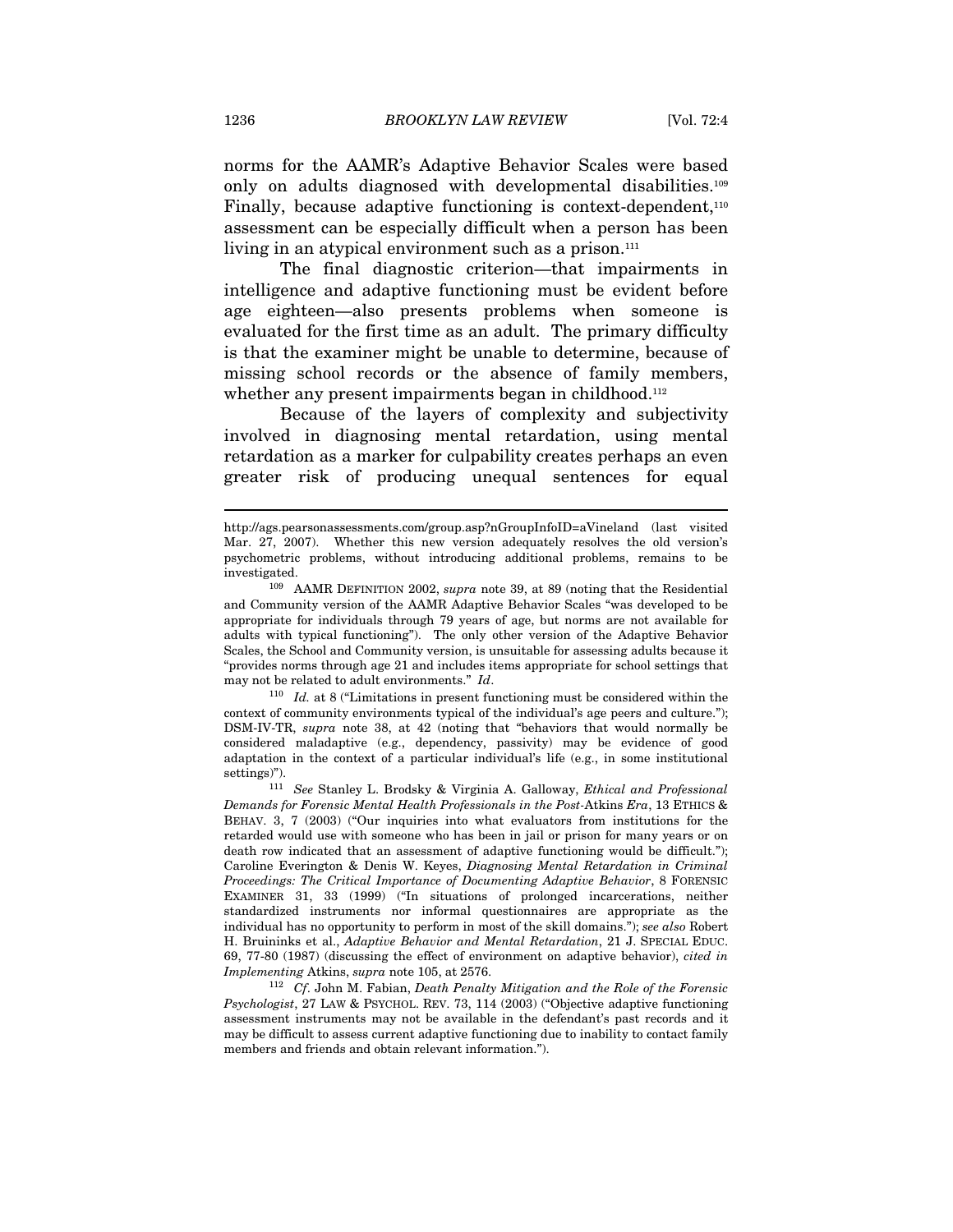norms for the AAMR's Adaptive Behavior Scales were based only on adults diagnosed with developmental disabilities.[109] Finally, because adaptive functioning is context-dependent,[110] assessment can be especially difficult when a person has been living in an atypical environment such as a prison.[111]

The final diagnostic criterion—that impairments in intelligence and adaptive functioning must be evident before age eighteen—also presents problems when someone is evaluated for the first time as an adult. The primary difficulty is that the examiner might be unable to determine, because of missing school records or the absence of family members, whether any present impairments began in childhood.[112]

Because of the layers of complexity and subjectivity involved in diagnosing mental retardation, using mental retardation as a marker for culpability creates perhaps an even greater risk of producing unequal sentences for equal

---

http://ags.pearsonassessments.com/group.asp?nGroupInfoID=aVineland (last visited Mar. 27, 2007). Whether this new version adequately resolves the old version's psychometric problems, without introducing additional problems, remains to be investigated.

[109] AAMR DEFINITION 2002, *supra* note 39, at 89 (noting that the Residential and Community version of the AAMR Adaptive Behavior Scales "was developed to be appropriate for individuals through 79 years of age, but norms are not available for adults with typical functioning"). The only other version of the Adaptive Behavior Scales, the School and Community version, is unsuitable for assessing adults because it "provides norms through age 21 and includes items appropriate for school settings that may not be related to adult environments." *Id*.

[110] *Id.* at 8 ("Limitations in present functioning must be considered within the context of community environments typical of the individual's age peers and culture."); DSM-IV-TR, *supra* note 38, at 42 (noting that "behaviors that would normally be considered maladaptive (e.g., dependency, passivity) may be evidence of good adaptation in the context of a particular individual's life (e.g., in some institutional settings)").

[111] *See* Stanley L. Brodsky & Virginia A. Galloway, *Ethical and Professional Demands for Forensic Mental Health Professionals in the Post-*Atkins *Era*, 13 ETHICS & BEHAV. 3, 7 (2003) ("Our inquiries into what evaluators from institutions for the retarded would use with someone who has been in jail or prison for many years or on death row indicated that an assessment of adaptive functioning would be difficult."); Caroline Everington & Denis W. Keyes, *Diagnosing Mental Retardation in Criminal Proceedings: The Critical Importance of Documenting Adaptive Behavior*, 8 FORENSIC EXAMINER 31, 33 (1999) ("In situations of prolonged incarcerations, neither standardized instruments nor informal questionnaires are appropriate as the individual has no opportunity to perform in most of the skill domains."); *see also* Robert H. Bruininks et al., *Adaptive Behavior and Mental Retardation*, 21 J. SPECIAL EDUC. 69, 77-80 (1987) (discussing the effect of environment on adaptive behavior), *cited in Implementing* Atkins, *supra* note 105, at 2576.

[112] *Cf.* John M. Fabian, *Death Penalty Mitigation and the Role of the Forensic Psychologist*, 27 LAW & PSYCHOL. REV. 73, 114 (2003) ("Objective adaptive functioning assessment instruments may not be available in the defendant's past records and it may be difficult to assess current adaptive functioning due to inability to contact family members and friends and obtain relevant information.").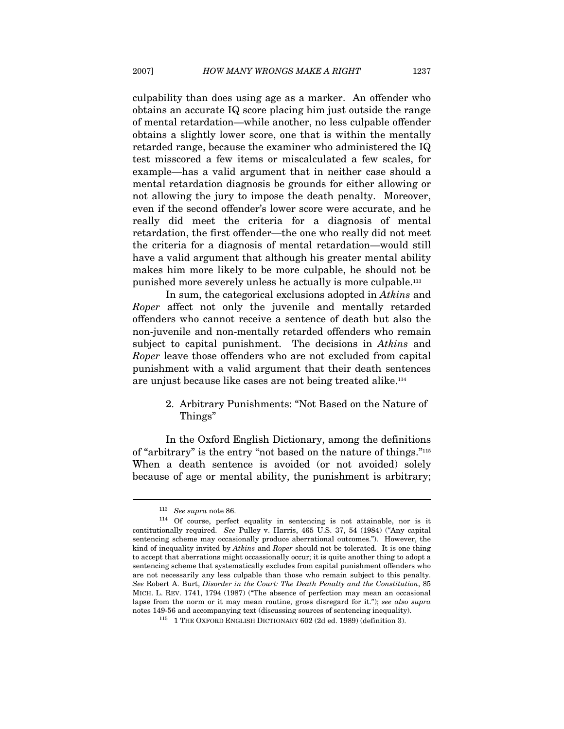culpability than does using age as a marker. An offender who obtains an accurate IQ score placing him just outside the range of mental retardation—while another, no less culpable offender obtains a slightly lower score, one that is within the mentally retarded range, because the examiner who administered the IQ test misscored a few items or miscalculated a few scales, for example—has a valid argument that in neither case should a mental retardation diagnosis be grounds for either allowing or not allowing the jury to impose the death penalty. Moreover, even if the second offender's lower score were accurate, and he really did meet the criteria for a diagnosis of mental retardation, the first offender—the one who really did not meet the criteria for a diagnosis of mental retardation—would still have a valid argument that although his greater mental ability makes him more likely to be more culpable, he should not be punished more severely unless he actually is more culpable.[113]

In sum, the categorical exclusions adopted in *Atkins* and *Roper* affect not only the juvenile and mentally retarded offenders who cannot receive a sentence of death but also the non-juvenile and non-mentally retarded offenders who remain subject to capital punishment. The decisions in *Atkins* and *Roper* leave those offenders who are not excluded from capital punishment with a valid argument that their death sentences are unjust because like cases are not being treated alike.[114]

### 2. Arbitrary Punishments: "Not Based on the Nature of Things"

In the Oxford English Dictionary, among the definitions of "arbitrary" is the entry "not based on the nature of things."[115] When a death sentence is avoided (or not avoided) solely because of age or mental ability, the punishment is arbitrary;

---

[113] *See supra* note 86.

[114] Of course, perfect equality in sentencing is not attainable, nor is it contitutionally required. *See* Pulley v. Harris, 465 U.S. 37, 54 (1984) ("Any capital sentencing scheme may occasionally produce aberrational outcomes."). However, the kind of inequality invited by *Atkins* and *Roper* should not be tolerated. It is one thing to accept that aberrations might occassionally occur; it is quite another thing to adopt a sentencing scheme that systematically excludes from capital punishment offenders who are not necessarily any less culpable than those who remain subject to this penalty. *See* Robert A. Burt, *Disorder in the Court: The Death Penalty and the Constitution*, 85 MICH. L. REV. 1741, 1794 (1987) ("The absence of perfection may mean an occasional lapse from the norm or it may mean routine, gross disregard for it."); *see also supra* notes 149-56 and accompanying text (discussing sources of sentencing inequality).

[115] 1 THE OXFORD ENGLISH DICTIONARY 602 (2d ed. 1989) (definition 3).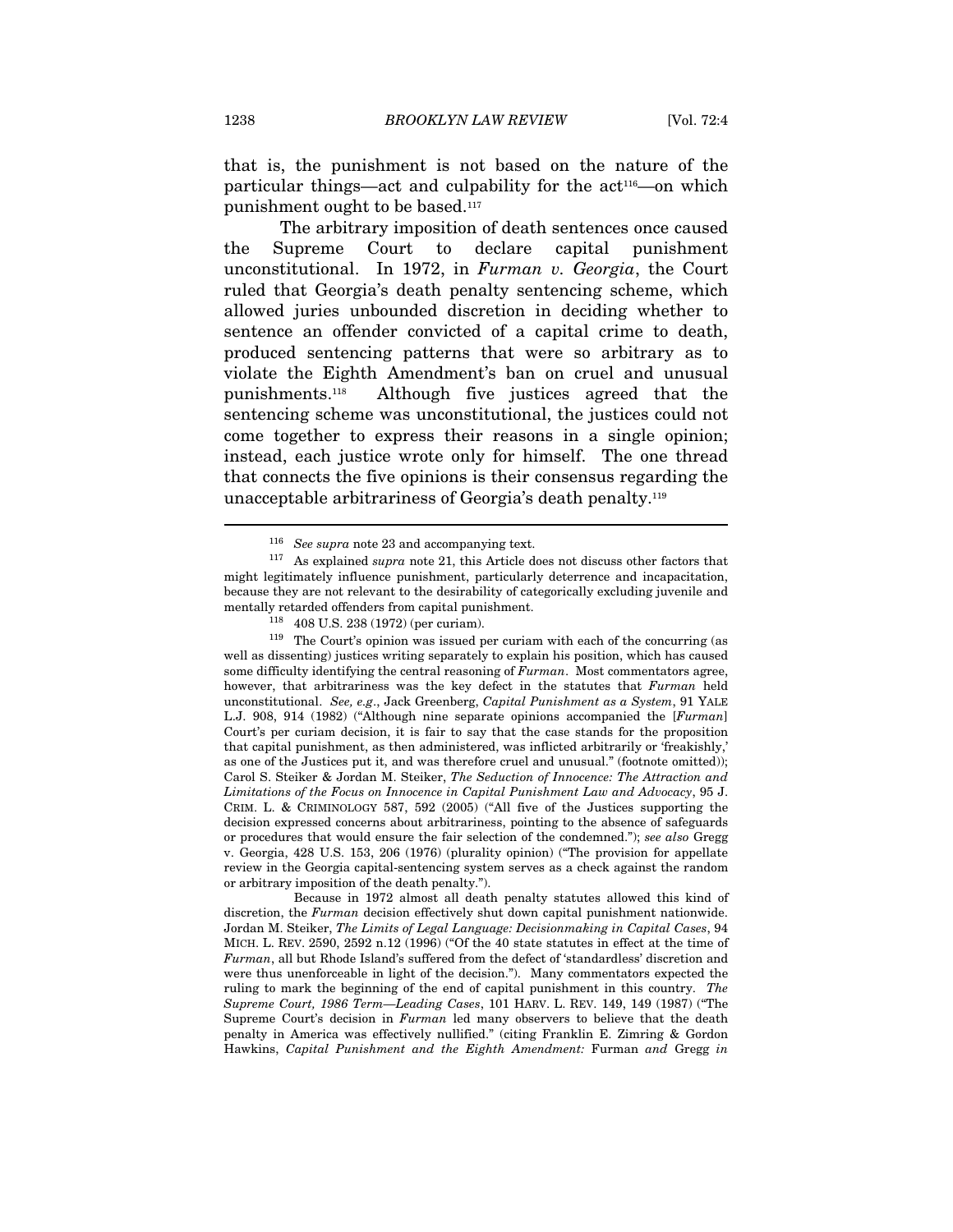that is, the punishment is not based on the nature of the particular things—act and culpability for the act[116]—on which punishment ought to be based.[117]

The arbitrary imposition of death sentences once caused the Supreme Court to declare capital punishment unconstitutional. In 1972, in *Furman v. Georgia*, the Court ruled that Georgia's death penalty sentencing scheme, which allowed juries unbounded discretion in deciding whether to sentence an offender convicted of a capital crime to death, produced sentencing patterns that were so arbitrary as to violate the Eighth Amendment's ban on cruel and unusual punishments.[118] Although five justices agreed that the sentencing scheme was unconstitutional, the justices could not come together to express their reasons in a single opinion; instead, each justice wrote only for himself. The one thread that connects the five opinions is their consensus regarding the unacceptable arbitrariness of Georgia's death penalty.[119]

---

[116] *See supra* note 23 and accompanying text.

[117] As explained *supra* note 21, this Article does not discuss other factors that might legitimately influence punishment, particularly deterrence and incapacitation, because they are not relevant to the desirability of categorically excluding juvenile and mentally retarded offenders from capital punishment.

[118] 408 U.S. 238 (1972) (per curiam).

[119] The Court's opinion was issued per curiam with each of the concurring (as well as dissenting) justices writing separately to explain his position, which has caused some difficulty identifying the central reasoning of *Furman*. Most commentators agree, however, that arbitrariness was the key defect in the statutes that *Furman* held unconstitutional. *See, e.g.*, Jack Greenberg, *Capital Punishment as a System*, 91 YALE L.J. 908, 914 (1982) ("Although nine separate opinions accompanied the [*Furman*] Court's per curiam decision, it is fair to say that the case stands for the proposition that capital punishment, as then administered, was inflicted arbitrarily or 'freakishly,' as one of the Justices put it, and was therefore cruel and unusual." (footnote omitted)); Carol S. Steiker & Jordan M. Steiker, *The Seduction of Innocence: The Attraction and Limitations of the Focus on Innocence in Capital Punishment Law and Advocacy*, 95 J. CRIM. L. & CRIMINOLOGY 587, 592 (2005) ("All five of the Justices supporting the decision expressed concerns about arbitrariness, pointing to the absence of safeguards or procedures that would ensure the fair selection of the condemned."); *see also* Gregg v. Georgia, 428 U.S. 153, 206 (1976) (plurality opinion) ("The provision for appellate review in the Georgia capital-sentencing system serves as a check against the random or arbitrary imposition of the death penalty.").

Because in 1972 almost all death penalty statutes allowed this kind of discretion, the *Furman* decision effectively shut down capital punishment nationwide. Jordan M. Steiker, *The Limits of Legal Language: Decisionmaking in Capital Cases*, 94 MICH. L. REV. 2590, 2592 n.12 (1996) ("Of the 40 state statutes in effect at the time of *Furman*, all but Rhode Island's suffered from the defect of 'standardless' discretion and were thus unenforceable in light of the decision."). Many commentators expected the ruling to mark the beginning of the end of capital punishment in this country. *The Supreme Court, 1986 Term—Leading Cases*, 101 HARV. L. REV. 149, 149 (1987) ("The Supreme Court's decision in *Furman* led many observers to believe that the death penalty in America was effectively nullified." (citing Franklin E. Zimring & Gordon Hawkins, *Capital Punishment and the Eighth Amendment:* Furman *and* Gregg *in*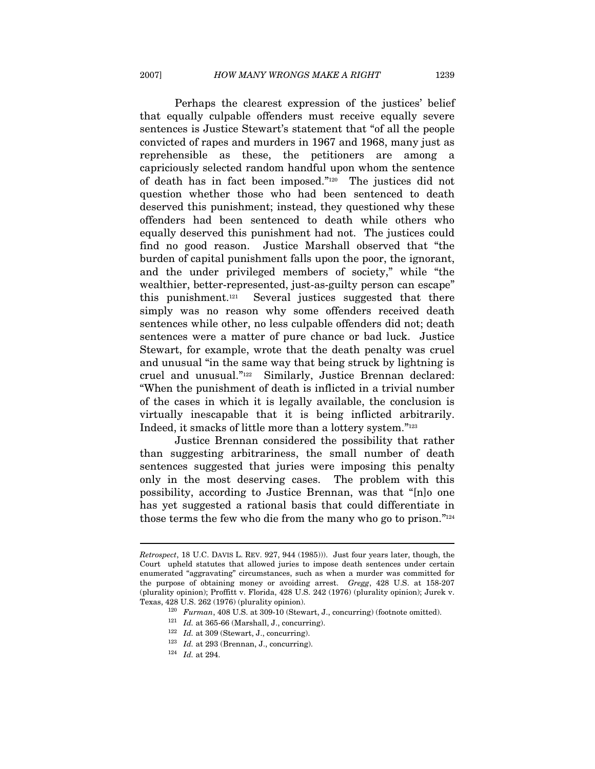Perhaps the clearest expression of the justices' belief that equally culpable offenders must receive equally severe sentences is Justice Stewart's statement that "of all the people convicted of rapes and murders in 1967 and 1968, many just as reprehensible as these, the petitioners are among a capriciously selected random handful upon whom the sentence of death has in fact been imposed."[120] The justices did not question whether those who had been sentenced to death deserved this punishment; instead, they questioned why these offenders had been sentenced to death while others who equally deserved this punishment had not. The justices could find no good reason. Justice Marshall observed that "the burden of capital punishment falls upon the poor, the ignorant, and the under privileged members of society," while "the wealthier, better-represented, just-as-guilty person can escape" this punishment.[121] Several justices suggested that there simply was no reason why some offenders received death sentences while other, no less culpable offenders did not; death sentences were a matter of pure chance or bad luck. Justice Stewart, for example, wrote that the death penalty was cruel and unusual "in the same way that being struck by lightning is cruel and unusual."[122] Similarly, Justice Brennan declared: "When the punishment of death is inflicted in a trivial number of the cases in which it is legally available, the conclusion is virtually inescapable that it is being inflicted arbitrarily. Indeed, it smacks of little more than a lottery system."[123]

Justice Brennan considered the possibility that rather than suggesting arbitrariness, the small number of death sentences suggested that juries were imposing this penalty only in the most deserving cases. The problem with this possibility, according to Justice Brennan, was that "[n]o one has yet suggested a rational basis that could differentiate in those terms the few who die from the many who go to prison."[124]

---

*Retrospect*, 18 U.C. DAVIS L. REV. 927, 944 (1985))). Just four years later, though, the Court upheld statutes that allowed juries to impose death sentences under certain enumerated "aggravating" circumstances, such as when a murder was committed for the purpose of obtaining money or avoiding arrest. *Gregg*, 428 U.S. at 158-207 (plurality opinion); Proffitt v. Florida, 428 U.S. 242 (1976) (plurality opinion); Jurek v. Texas, 428 U.S. 262 (1976) (plurality opinion).

[120] *Furman*, 408 U.S. at 309-10 (Stewart, J., concurring) (footnote omitted).

[121] *Id.* at 365-66 (Marshall, J., concurring).

[122] *Id.* at 309 (Stewart, J., concurring).

[123] *Id.* at 293 (Brennan, J., concurring).

[124] *Id.* at 294.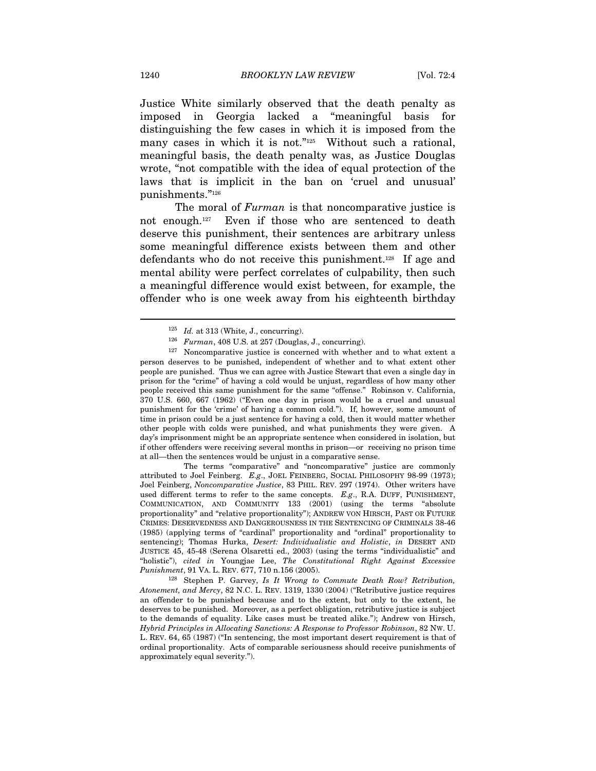Justice White similarly observed that the death penalty as imposed in Georgia lacked a "meaningful basis for distinguishing the few cases in which it is imposed from the many cases in which it is not."[125] Without such a rational, meaningful basis, the death penalty was, as Justice Douglas wrote, "not compatible with the idea of equal protection of the laws that is implicit in the ban on 'cruel and unusual' punishments."[126]

The moral of *Furman* is that noncomparative justice is not enough.[127] Even if those who are sentenced to death deserve this punishment, their sentences are arbitrary unless some meaningful difference exists between them and other defendants who do not receive this punishment.[128] If age and mental ability were perfect correlates of culpability, then such a meaningful difference would exist between, for example, the offender who is one week away from his eighteenth birthday

---

[125] *Id.* at 313 (White, J., concurring).

[126] *Furman*, 408 U.S. at 257 (Douglas, J., concurring).

[127] Noncomparative justice is concerned with whether and to what extent a person deserves to be punished, independent of whether and to what extent other people are punished. Thus we can agree with Justice Stewart that even a single day in prison for the "crime" of having a cold would be unjust, regardless of how many other people received this same punishment for the same "offense." Robinson v. California, 370 U.S. 660, 667 (1962) ("Even one day in prison would be a cruel and unusual punishment for the 'crime' of having a common cold."). If, however, some amount of time in prison could be a just sentence for having a cold, then it would matter whether other people with colds were punished, and what punishments they were given. A day's imprisonment might be an appropriate sentence when considered in isolation, but if other offenders were receiving several months in prison—or receiving no prison time at all—then the sentences would be unjust in a comparative sense.

The terms "comparative" and "noncomparative" justice are commonly attributed to Joel Feinberg. *E.g.*, JOEL FEINBERG, SOCIAL PHILOSOPHY 98-99 (1973); Joel Feinberg, *Noncomparative Justice*, 83 PHIL. REV. 297 (1974). Other writers have used different terms to refer to the same concepts. *E.g.*, R.A. DUFF, PUNISHMENT, COMMUNICATION, AND COMMUNITY 133 (2001) (using the terms "absolute proportionality" and "relative proportionality"); ANDREW VON HIRSCH, PAST OR FUTURE CRIMES: DESERVEDNESS AND DANGEROUSNESS IN THE SENTENCING OF CRIMINALS 38-46 (1985) (applying terms of "cardinal" proportionality and "ordinal" proportionality to sentencing); Thomas Hurka, *Desert: Individualistic and Holistic*, *in* DESERT AND JUSTICE 45, 45-48 (Serena Olsaretti ed., 2003) (using the terms "individualistic" and "holistic"), *cited in* Youngjae Lee, *The Constitutional Right Against Excessive Punishment*, 91 VA. L. REV. 677, 710 n.156 (2005).

[128] Stephen P. Garvey, *Is It Wrong to Commute Death Row? Retribution, Atonement, and Mercy*, 82 N.C. L. REV. 1319, 1330 (2004) ("Retributive justice requires an offender to be punished because and to the extent, but only to the extent, he deserves to be punished. Moreover, as a perfect obligation, retributive justice is subject to the demands of equality. Like cases must be treated alike."); Andrew von Hirsch, *Hybrid Principles in Allocating Sanctions: A Response to Professor Robinson*, 82 NW. U. L. REV. 64, 65 (1987) ("In sentencing, the most important desert requirement is that of ordinal proportionality. Acts of comparable seriousness should receive punishments of approximately equal severity.").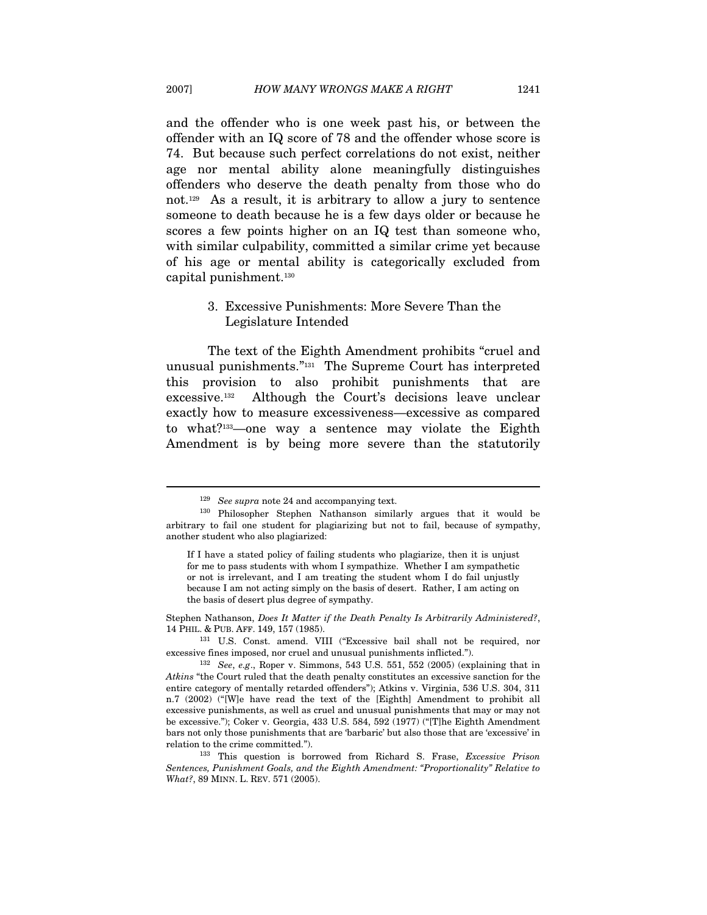and the offender who is one week past his, or between the offender with an IQ score of 78 and the offender whose score is 74. But because such perfect correlations do not exist, neither age nor mental ability alone meaningfully distinguishes offenders who deserve the death penalty from those who do not.[129] As a result, it is arbitrary to allow a jury to sentence someone to death because he is a few days older or because he scores a few points higher on an IQ test than someone who, with similar culpability, committed a similar crime yet because of his age or mental ability is categorically excluded from capital punishment.[130]

### 3. Excessive Punishments: More Severe Than the Legislature Intended

The text of the Eighth Amendment prohibits "cruel and unusual punishments."[131] The Supreme Court has interpreted this provision to also prohibit punishments that are excessive.[132] Although the Court's decisions leave unclear exactly how to measure excessiveness—excessive as compared to what?[133]—one way a sentence may violate the Eighth Amendment is by being more severe than the statutorily

---

[129] *See supra* note 24 and accompanying text.

[130] Philosopher Stephen Nathanson similarly argues that it would be arbitrary to fail one student for plagiarizing but not to fail, because of sympathy, another student who also plagiarized:

> If I have a stated policy of failing students who plagiarize, then it is unjust for me to pass students with whom I sympathize. Whether I am sympathetic or not is irrelevant, and I am treating the student whom I do fail unjustly because I am not acting simply on the basis of desert. Rather, I am acting on the basis of desert plus degree of sympathy.

Stephen Nathanson, *Does It Matter if the Death Penalty Is Arbitrarily Administered?*, 14 PHIL. & PUB. AFF. 149, 157 (1985).

[131] U.S. Const. amend. VIII ("Excessive bail shall not be required, nor excessive fines imposed, nor cruel and unusual punishments inflicted.").

[132] *See, e.g.*, Roper v. Simmons, 543 U.S. 551, 552 (2005) (explaining that in *Atkins* "the Court ruled that the death penalty constitutes an excessive sanction for the entire category of mentally retarded offenders"); Atkins v. Virginia, 536 U.S. 304, 311 n.7 (2002) ("[W]e have read the text of the [Eighth] Amendment to prohibit all excessive punishments, as well as cruel and unusual punishments that may or may not be excessive."); Coker v. Georgia, 433 U.S. 584, 592 (1977) ("[T]he Eighth Amendment bars not only those punishments that are 'barbaric' but also those that are 'excessive' in relation to the crime committed.").

[133] This question is borrowed from Richard S. Frase, *Excessive Prison Sentences, Punishment Goals, and the Eighth Amendment: "Proportionality" Relative to What?*, 89 MINN. L. REV. 571 (2005).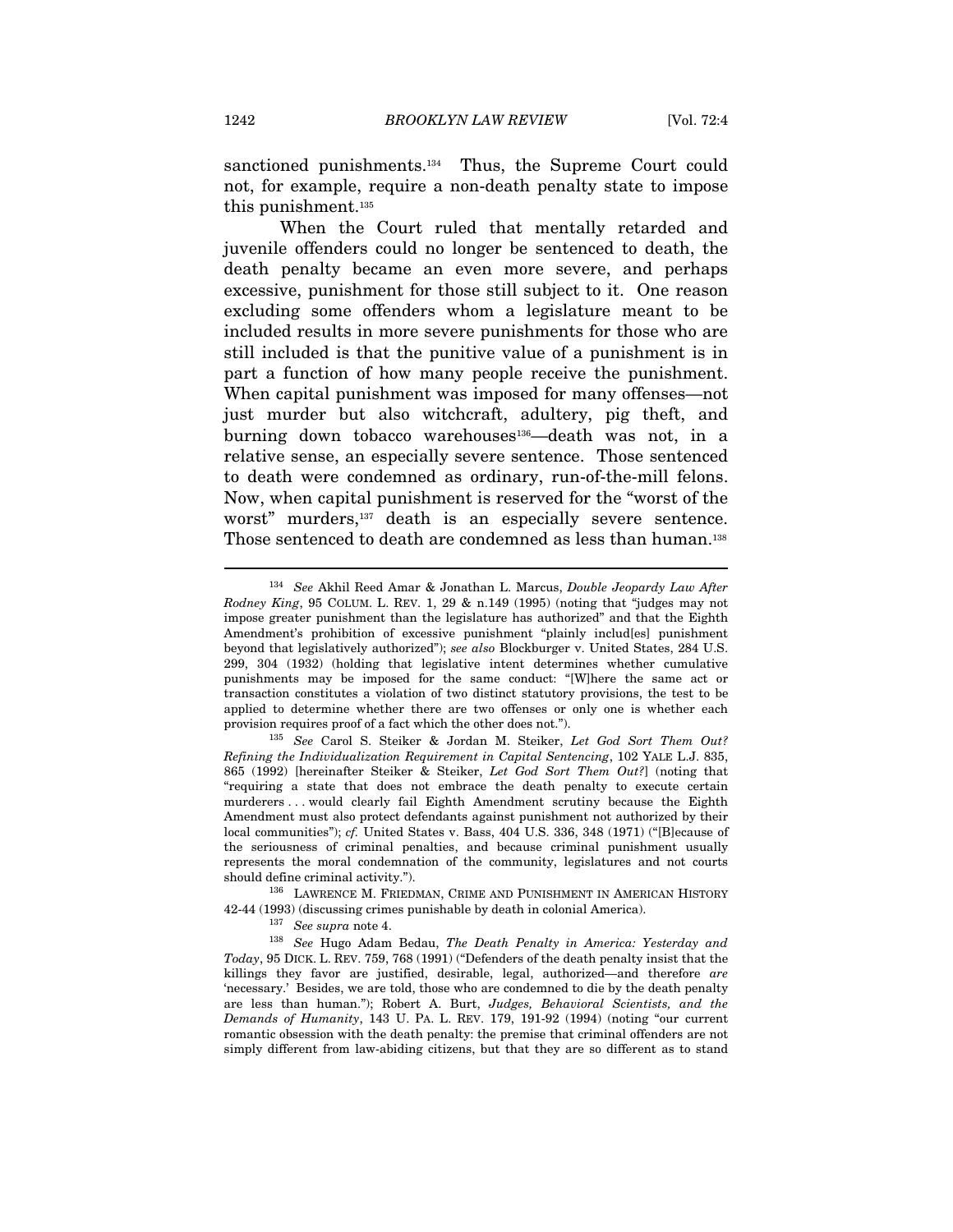sanctioned punishments.[134] Thus, the Supreme Court could not, for example, require a non-death penalty state to impose this punishment.[135]

When the Court ruled that mentally retarded and juvenile offenders could no longer be sentenced to death, the death penalty became an even more severe, and perhaps excessive, punishment for those still subject to it. One reason excluding some offenders whom a legislature meant to be included results in more severe punishments for those who are still included is that the punitive value of a punishment is in part a function of how many people receive the punishment. When capital punishment was imposed for many offenses—not just murder but also witchcraft, adultery, pig theft, and burning down tobacco warehouses[136]—death was not, in a relative sense, an especially severe sentence. Those sentenced to death were condemned as ordinary, run-of-the-mill felons. Now, when capital punishment is reserved for the "worst of the worst" murders,[137] death is an especially severe sentence. Those sentenced to death are condemned as less than human.[138]

---

[134] *See* Akhil Reed Amar & Jonathan L. Marcus, *Double Jeopardy Law After Rodney King*, 95 COLUM. L. REV. 1, 29 & n.149 (1995) (noting that "judges may not impose greater punishment than the legislature has authorized" and that the Eighth Amendment's prohibition of excessive punishment "plainly includ[es] punishment beyond that legislatively authorized"); *see also* Blockburger v. United States, 284 U.S. 299, 304 (1932) (holding that legislative intent determines whether cumulative punishments may be imposed for the same conduct: "[W]here the same act or transaction constitutes a violation of two distinct statutory provisions, the test to be applied to determine whether there are two offenses or only one is whether each provision requires proof of a fact which the other does not.").

[135] *See* Carol S. Steiker & Jordan M. Steiker, *Let God Sort Them Out? Refining the Individualization Requirement in Capital Sentencing*, 102 YALE L.J. 835, 865 (1992) [hereinafter Steiker & Steiker, *Let God Sort Them Out?*] (noting that "requiring a state that does not embrace the death penalty to execute certain murderers . . . would clearly fail Eighth Amendment scrutiny because the Eighth Amendment must also protect defendants against punishment not authorized by their local communities"); *cf.* United States v. Bass, 404 U.S. 336, 348 (1971) ("[B]ecause of the seriousness of criminal penalties, and because criminal punishment usually represents the moral condemnation of the community, legislatures and not courts should define criminal activity.").

[136] LAWRENCE M. FRIEDMAN, CRIME AND PUNISHMENT IN AMERICAN HISTORY 42-44 (1993) (discussing crimes punishable by death in colonial America).

[137] *See supra* note 4.

[138] *See* Hugo Adam Bedau, *The Death Penalty in America: Yesterday and Today*, 95 DICK. L. REV. 759, 768 (1991) ("Defenders of the death penalty insist that the killings they favor are justified, desirable, legal, authorized—and therefore *are* 'necessary.' Besides, we are told, those who are condemned to die by the death penalty are less than human."); Robert A. Burt, *Judges, Behavioral Scientists, and the Demands of Humanity*, 143 U. PA. L. REV. 179, 191-92 (1994) (noting "our current romantic obsession with the death penalty: the premise that criminal offenders are not simply different from law-abiding citizens, but that they are so different as to stand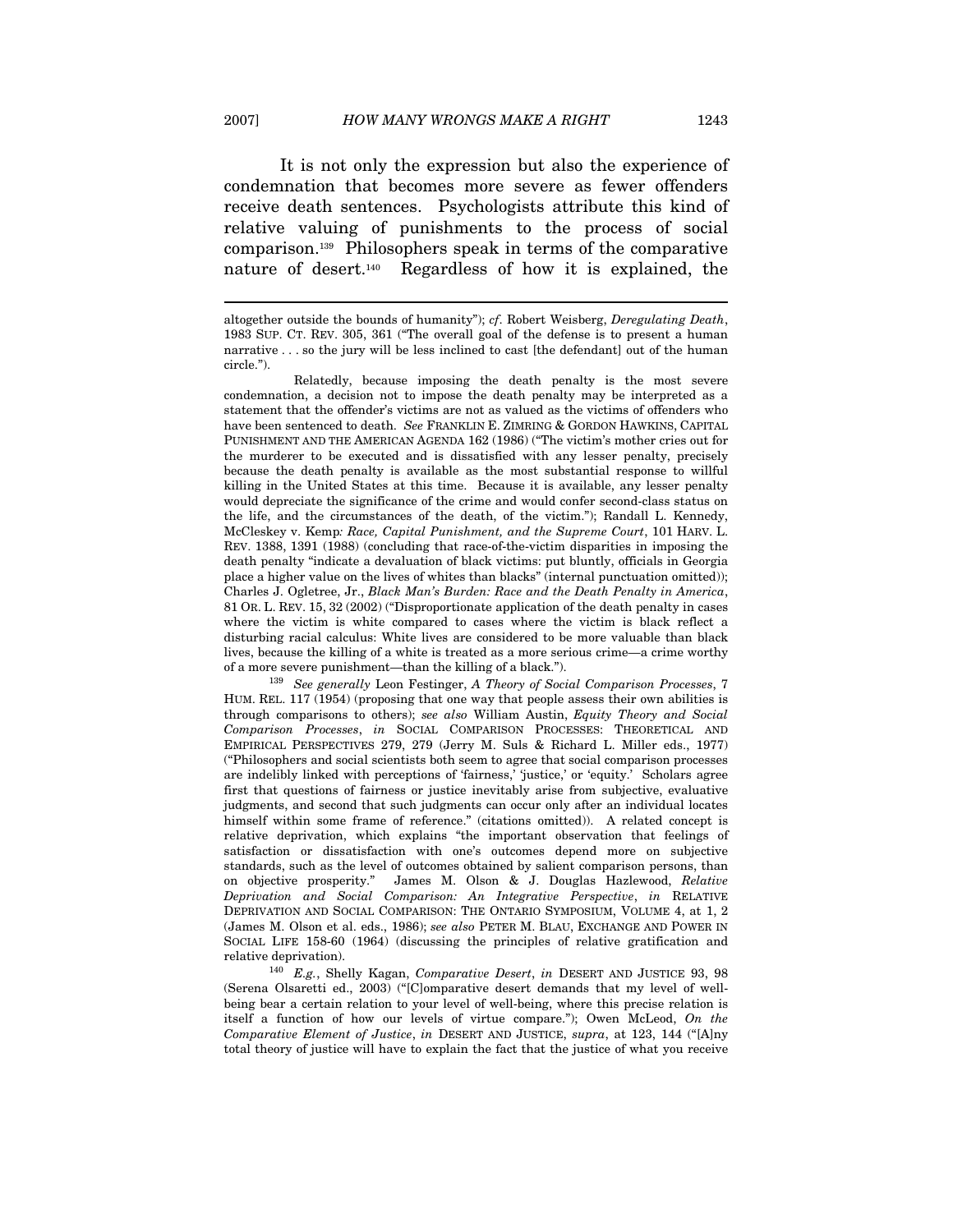It is not only the expression but also the experience of condemnation that becomes more severe as fewer offenders receive death sentences. Psychologists attribute this kind of relative valuing of punishments to the process of social comparison.[139] Philosophers speak in terms of the comparative nature of desert.[140] Regardless of how it is explained, the

---

altogether outside the bounds of humanity"); *cf*. Robert Weisberg, *Deregulating Death*, 1983 SUP. CT. REV. 305, 361 ("The overall goal of the defense is to present a human narrative . . . so the jury will be less inclined to cast [the defendant] out of the human circle.").

Relatedly, because imposing the death penalty is the most severe condemnation, a decision not to impose the death penalty may be interpreted as a statement that the offender's victims are not as valued as the victims of offenders who have been sentenced to death. *See* FRANKLIN E. ZIMRING & GORDON HAWKINS, CAPITAL PUNISHMENT AND THE AMERICAN AGENDA 162 (1986) ("The victim's mother cries out for the murderer to be executed and is dissatisfied with any lesser penalty, precisely because the death penalty is available as the most substantial response to willful killing in the United States at this time. Because it is available, any lesser penalty would depreciate the significance of the crime and would confer second-class status on the life, and the circumstances of the death, of the victim."); Randall L. Kennedy, McCleskey v. Kemp*: Race, Capital Punishment, and the Supreme Court*, 101 HARV. L. REV. 1388, 1391 (1988) (concluding that race-of-the-victim disparities in imposing the death penalty "indicate a devaluation of black victims: put bluntly, officials in Georgia place a higher value on the lives of whites than blacks" (internal punctuation omitted)); Charles J. Ogletree, Jr., *Black Man's Burden: Race and the Death Penalty in America*, 81 OR. L. REV. 15, 32 (2002) ("Disproportionate application of the death penalty in cases where the victim is white compared to cases where the victim is black reflect a disturbing racial calculus: White lives are considered to be more valuable than black lives, because the killing of a white is treated as a more serious crime—a crime worthy of a more severe punishment—than the killing of a black.").

[139] *See generally* Leon Festinger, *A Theory of Social Comparison Processes*, 7 HUM. REL. 117 (1954) (proposing that one way that people assess their own abilities is through comparisons to others); *see also* William Austin, *Equity Theory and Social Comparison Processes*, *in* SOCIAL COMPARISON PROCESSES: THEORETICAL AND EMPIRICAL PERSPECTIVES 279, 279 (Jerry M. Suls & Richard L. Miller eds., 1977) ("Philosophers and social scientists both seem to agree that social comparison processes are indelibly linked with perceptions of 'fairness,' 'justice,' or 'equity.' Scholars agree first that questions of fairness or justice inevitably arise from subjective, evaluative judgments, and second that such judgments can occur only after an individual locates himself within some frame of reference." (citations omitted)). A related concept is relative deprivation, which explains "the important observation that feelings of satisfaction or dissatisfaction with one's outcomes depend more on subjective standards, such as the level of outcomes obtained by salient comparison persons, than on objective prosperity." James M. Olson & J. Douglas Hazlewood, *Relative Deprivation and Social Comparison: An Integrative Perspective*, *in* RELATIVE DEPRIVATION AND SOCIAL COMPARISON: THE ONTARIO SYMPOSIUM, VOLUME 4, at 1, 2 (James M. Olson et al. eds., 1986); *see also* PETER M. BLAU, EXCHANGE AND POWER IN SOCIAL LIFE 158-60 (1964) (discussing the principles of relative gratification and relative deprivation).

[140] *E.g.*, Shelly Kagan, *Comparative Desert*, *in* DESERT AND JUSTICE 93, 98 (Serena Olsaretti ed., 2003) ("[C]omparative desert demands that my level of well-being bear a certain relation to your level of well-being, where this precise relation is itself a function of how our levels of virtue compare."); Owen McLeod, *On the Comparative Element of Justice*, *in* DESERT AND JUSTICE, *supra*, at 123, 144 ("[A]ny total theory of justice will have to explain the fact that the justice of what you receive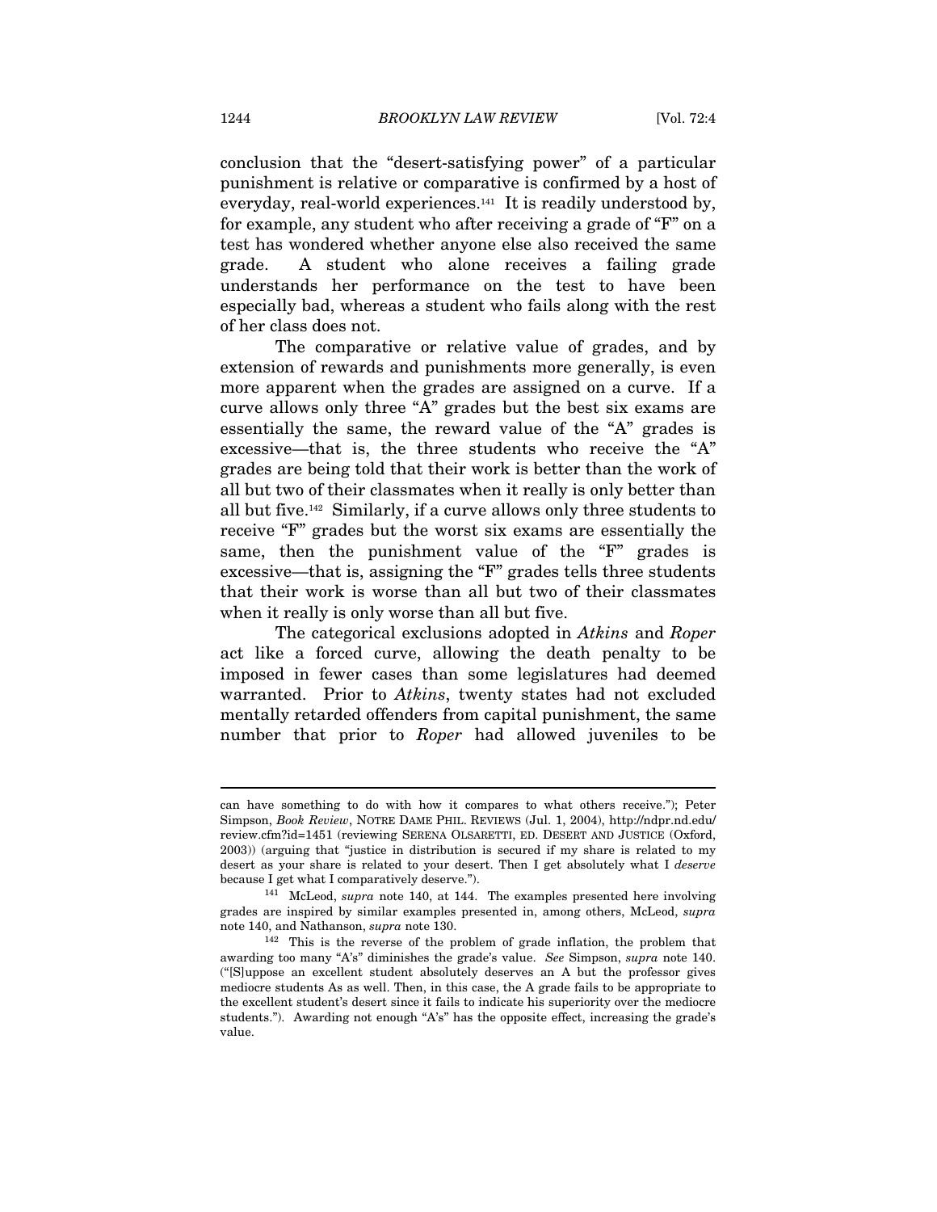conclusion that the "desert-satisfying power" of a particular punishment is relative or comparative is confirmed by a host of everyday, real-world experiences.[141] It is readily understood by, for example, any student who after receiving a grade of "F" on a test has wondered whether anyone else also received the same grade. A student who alone receives a failing grade understands her performance on the test to have been especially bad, whereas a student who fails along with the rest of her class does not.

The comparative or relative value of grades, and by extension of rewards and punishments more generally, is even more apparent when the grades are assigned on a curve. If a curve allows only three "A" grades but the best six exams are essentially the same, the reward value of the "A" grades is excessive—that is, the three students who receive the "A" grades are being told that their work is better than the work of all but two of their classmates when it really is only better than all but five.[142] Similarly, if a curve allows only three students to receive "F" grades but the worst six exams are essentially the same, then the punishment value of the "F" grades is excessive—that is, assigning the "F" grades tells three students that their work is worse than all but two of their classmates when it really is only worse than all but five.

The categorical exclusions adopted in *Atkins* and *Roper* act like a forced curve, allowing the death penalty to be imposed in fewer cases than some legislatures had deemed warranted. Prior to *Atkins*, twenty states had not excluded mentally retarded offenders from capital punishment, the same number that prior to *Roper* had allowed juveniles to be

---

can have something to do with how it compares to what others receive."); Peter Simpson, *Book Review*, NOTRE DAME PHIL. REVIEWS (Jul. 1, 2004), http://ndpr.nd.edu/review.cfm?id=1451 (reviewing SERENA OLSARETTI, ED. DESERT AND JUSTICE (Oxford, 2003)) (arguing that "justice in distribution is secured if my share is related to my desert as your share is related to your desert. Then I get absolutely what I *deserve* because I get what I comparatively deserve.").

[141] McLeod, *supra* note 140, at 144. The examples presented here involving grades are inspired by similar examples presented in, among others, McLeod, *supra* note 140, and Nathanson, *supra* note 130.

[142] This is the reverse of the problem of grade inflation, the problem that awarding too many "A's" diminishes the grade's value. *See* Simpson, *supra* note 140. ("[S]uppose an excellent student absolutely deserves an A but the professor gives mediocre students As as well. Then, in this case, the A grade fails to be appropriate to the excellent student's desert since it fails to indicate his superiority over the mediocre students."). Awarding not enough "A's" has the opposite effect, increasing the grade's value.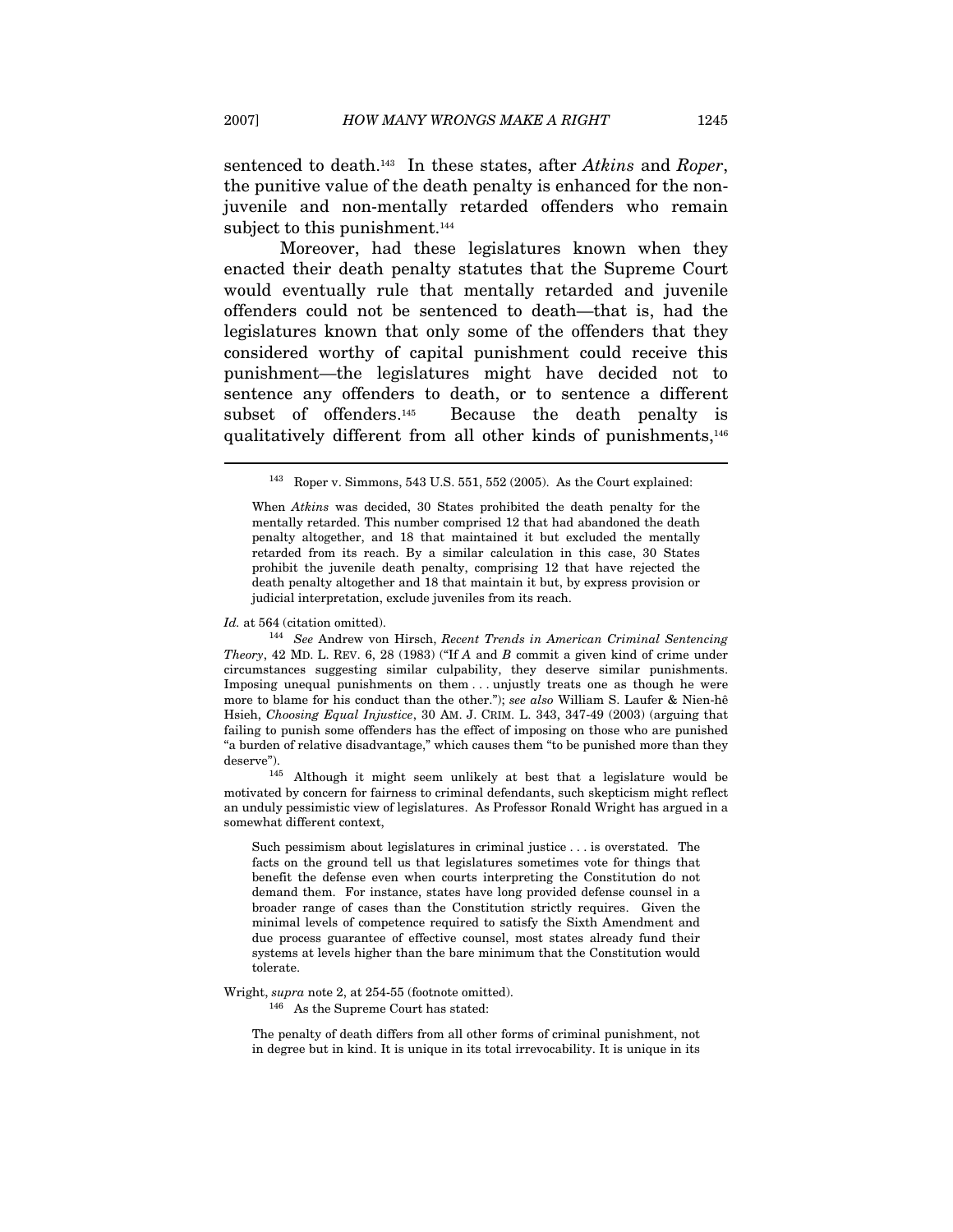sentenced to death.[143] In these states, after *Atkins* and *Roper*, the punitive value of the death penalty is enhanced for the non-juvenile and non-mentally retarded offenders who remain subject to this punishment.[144]

Moreover, had these legislatures known when they enacted their death penalty statutes that the Supreme Court would eventually rule that mentally retarded and juvenile offenders could not be sentenced to death—that is, had the legislatures known that only some of the offenders that they considered worthy of capital punishment could receive this punishment—the legislatures might have decided not to sentence any offenders to death, or to sentence a different subset of offenders.[145] Because the death penalty is qualitatively different from all other kinds of punishments,[146]

---

[143] Roper v. Simmons, 543 U.S. 551, 552 (2005). As the Court explained:

> When *Atkins* was decided, 30 States prohibited the death penalty for the mentally retarded. This number comprised 12 that had abandoned the death penalty altogether, and 18 that maintained it but excluded the mentally retarded from its reach. By a similar calculation in this case, 30 States prohibit the juvenile death penalty, comprising 12 that have rejected the death penalty altogether and 18 that maintain it but, by express provision or judicial interpretation, exclude juveniles from its reach.

*Id.* at 564 (citation omitted).

[144] *See* Andrew von Hirsch, *Recent Trends in American Criminal Sentencing Theory*, 42 MD. L. REV. 6, 28 (1983) ("If *A* and *B* commit a given kind of crime under circumstances suggesting similar culpability, they deserve similar punishments. Imposing unequal punishments on them . . . unjustly treats one as though he were more to blame for his conduct than the other."); *see also* William S. Laufer & Nien-hê Hsieh, *Choosing Equal Injustice*, 30 AM. J. CRIM. L. 343, 347-49 (2003) (arguing that failing to punish some offenders has the effect of imposing on those who are punished "a burden of relative disadvantage," which causes them "to be punished more than they deserve").

[145] Although it might seem unlikely at best that a legislature would be motivated by concern for fairness to criminal defendants, such skepticism might reflect an unduly pessimistic view of legislatures. As Professor Ronald Wright has argued in a somewhat different context,

> Such pessimism about legislatures in criminal justice . . . is overstated. The facts on the ground tell us that legislatures sometimes vote for things that benefit the defense even when courts interpreting the Constitution do not demand them. For instance, states have long provided defense counsel in a broader range of cases than the Constitution strictly requires. Given the minimal levels of competence required to satisfy the Sixth Amendment and due process guarantee of effective counsel, most states already fund their systems at levels higher than the bare minimum that the Constitution would tolerate.

Wright, *supra* note 2, at 254-55 (footnote omitted).

[146] As the Supreme Court has stated:

> The penalty of death differs from all other forms of criminal punishment, not in degree but in kind. It is unique in its total irrevocability. It is unique in its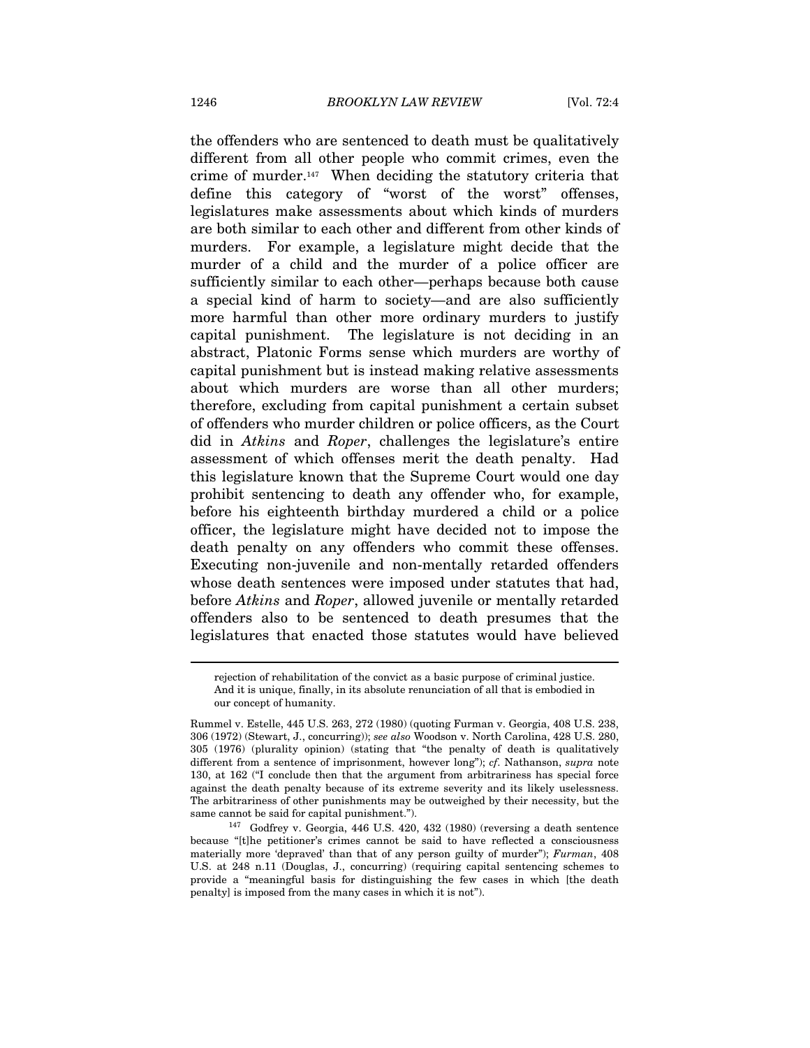the offenders who are sentenced to death must be qualitatively different from all other people who commit crimes, even the crime of murder.[147] When deciding the statutory criteria that define this category of "worst of the worst" offenses, legislatures make assessments about which kinds of murders are both similar to each other and different from other kinds of murders. For example, a legislature might decide that the murder of a child and the murder of a police officer are sufficiently similar to each other—perhaps because both cause a special kind of harm to society—and are also sufficiently more harmful than other more ordinary murders to justify capital punishment. The legislature is not deciding in an abstract, Platonic Forms sense which murders are worthy of capital punishment but is instead making relative assessments about which murders are worse than all other murders; therefore, excluding from capital punishment a certain subset of offenders who murder children or police officers, as the Court did in *Atkins* and *Roper*, challenges the legislature's entire assessment of which offenses merit the death penalty. Had this legislature known that the Supreme Court would one day prohibit sentencing to death any offender who, for example, before his eighteenth birthday murdered a child or a police officer, the legislature might have decided not to impose the death penalty on any offenders who commit these offenses. Executing non-juvenile and non-mentally retarded offenders whose death sentences were imposed under statutes that had, before *Atkins* and *Roper*, allowed juvenile or mentally retarded offenders also to be sentenced to death presumes that the legislatures that enacted those statutes would have believed

---

> rejection of rehabilitation of the convict as a basic purpose of criminal justice. And it is unique, finally, in its absolute renunciation of all that is embodied in our concept of humanity.

Rummel v. Estelle, 445 U.S. 263, 272 (1980) (quoting Furman v. Georgia, 408 U.S. 238, 306 (1972) (Stewart, J., concurring)); *see also* Woodson v. North Carolina, 428 U.S. 280, 305 (1976) (plurality opinion) (stating that "the penalty of death is qualitatively different from a sentence of imprisonment, however long"); *cf.* Nathanson, *supra* note 130, at 162 ("I conclude then that the argument from arbitrariness has special force against the death penalty because of its extreme severity and its likely uselessness. The arbitrariness of other punishments may be outweighed by their necessity, but the same cannot be said for capital punishment.").

[147] Godfrey v. Georgia, 446 U.S. 420, 432 (1980) (reversing a death sentence because "[t]he petitioner's crimes cannot be said to have reflected a consciousness materially more 'depraved' than that of any person guilty of murder"); *Furman*, 408 U.S. at 248 n.11 (Douglas, J., concurring) (requiring capital sentencing schemes to provide a "meaningful basis for distinguishing the few cases in which [the death penalty] is imposed from the many cases in which it is not").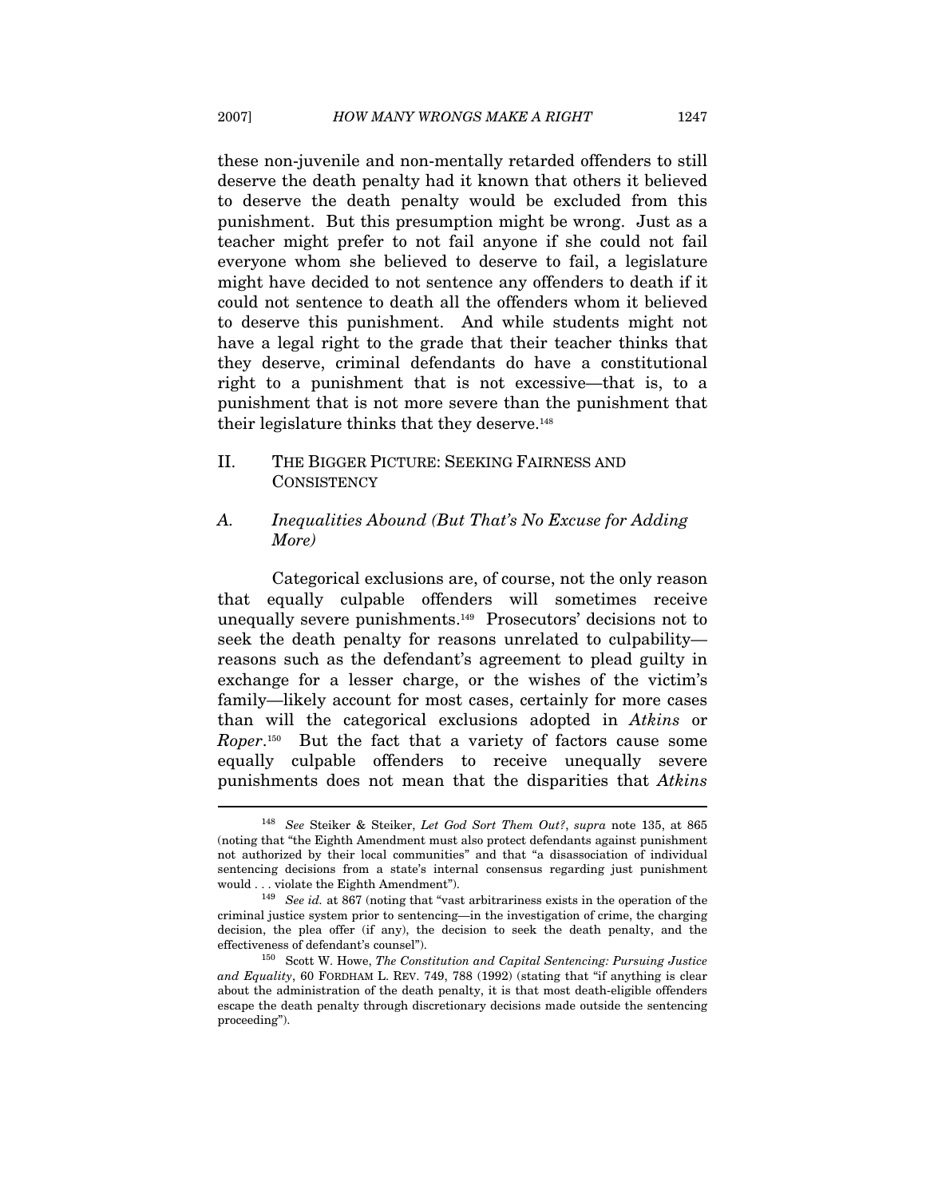these non-juvenile and non-mentally retarded offenders to still deserve the death penalty had it known that others it believed to deserve the death penalty would be excluded from this punishment. But this presumption might be wrong. Just as a teacher might prefer to not fail anyone if she could not fail everyone whom she believed to deserve to fail, a legislature might have decided to not sentence any offenders to death if it could not sentence to death all the offenders whom it believed to deserve this punishment. And while students might not have a legal right to the grade that their teacher thinks that they deserve, criminal defendants do have a constitutional right to a punishment that is not excessive—that is, to a punishment that is not more severe than the punishment that their legislature thinks that they deserve.[148]

## II. THE BIGGER PICTURE: SEEKING FAIRNESS AND CONSISTENCY

### A. *Inequalities Abound (But That's No Excuse for Adding More)*

Categorical exclusions are, of course, not the only reason that equally culpable offenders will sometimes receive unequally severe punishments.[149] Prosecutors' decisions not to seek the death penalty for reasons unrelated to culpability—reasons such as the defendant's agreement to plead guilty in exchange for a lesser charge, or the wishes of the victim's family—likely account for most cases, certainly for more cases than will the categorical exclusions adopted in *Atkins* or *Roper*.[150] But the fact that a variety of factors cause some equally culpable offenders to receive unequally severe punishments does not mean that the disparities that *Atkins*

---

[148] *See* Steiker & Steiker, *Let God Sort Them Out?*, *supra* note 135, at 865 (noting that "the Eighth Amendment must also protect defendants against punishment not authorized by their local communities" and that "a disassociation of individual sentencing decisions from a state's internal consensus regarding just punishment would . . . violate the Eighth Amendment").

[149] *See id.* at 867 (noting that "vast arbitrariness exists in the operation of the criminal justice system prior to sentencing—in the investigation of crime, the charging decision, the plea offer (if any), the decision to seek the death penalty, and the effectiveness of defendant's counsel").

[150] Scott W. Howe, *The Constitution and Capital Sentencing: Pursuing Justice and Equality*, 60 FORDHAM L. REV. 749, 788 (1992) (stating that "if anything is clear about the administration of the death penalty, it is that most death-eligible offenders escape the death penalty through discretionary decisions made outside the sentencing proceeding").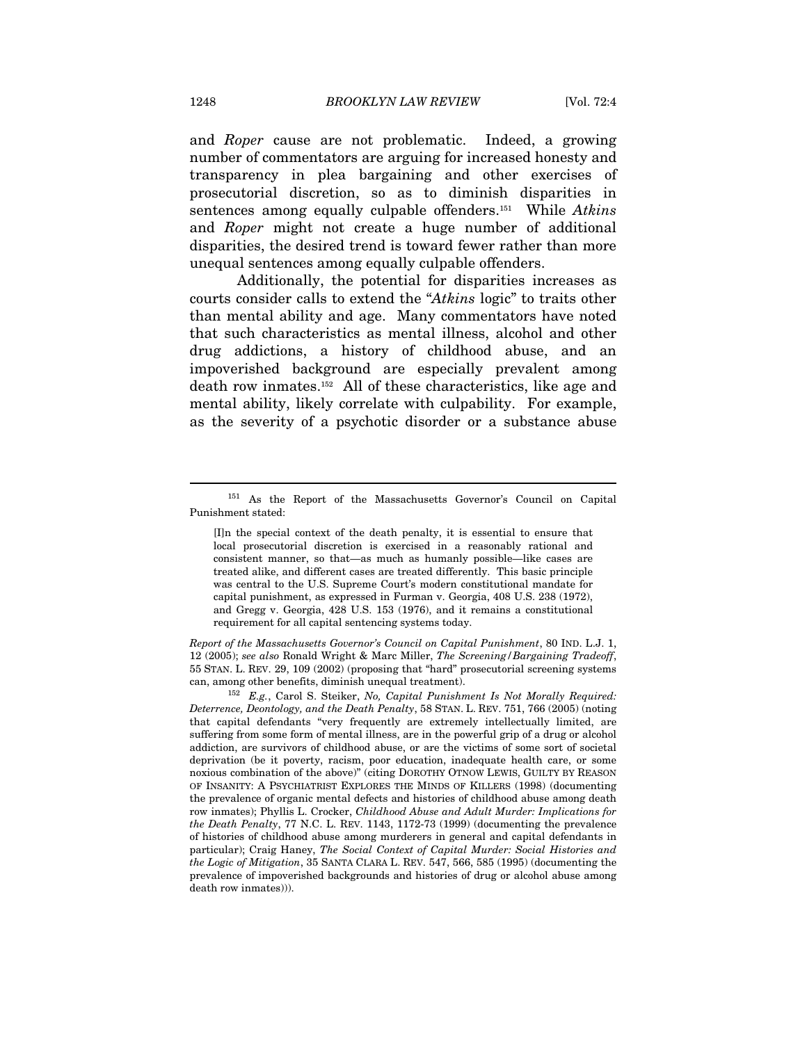and *Roper* cause are not problematic. Indeed, a growing number of commentators are arguing for increased honesty and transparency in plea bargaining and other exercises of prosecutorial discretion, so as to diminish disparities in sentences among equally culpable offenders.[151] While *Atkins* and *Roper* might not create a huge number of additional disparities, the desired trend is toward fewer rather than more unequal sentences among equally culpable offenders.

Additionally, the potential for disparities increases as courts consider calls to extend the "*Atkins* logic" to traits other than mental ability and age. Many commentators have noted that such characteristics as mental illness, alcohol and other drug addictions, a history of childhood abuse, and an impoverished background are especially prevalent among death row inmates.[152] All of these characteristics, like age and mental ability, likely correlate with culpability. For example, as the severity of a psychotic disorder or a substance abuse

---

[151] As the Report of the Massachusetts Governor's Council on Capital Punishment stated:

> [I]n the special context of the death penalty, it is essential to ensure that local prosecutorial discretion is exercised in a reasonably rational and consistent manner, so that—as much as humanly possible—like cases are treated alike, and different cases are treated differently. This basic principle was central to the U.S. Supreme Court's modern constitutional mandate for capital punishment, as expressed in Furman v. Georgia, 408 U.S. 238 (1972), and Gregg v. Georgia, 428 U.S. 153 (1976), and it remains a constitutional requirement for all capital sentencing systems today.

*Report of the Massachusetts Governor's Council on Capital Punishment*, 80 IND. L.J. 1, 12 (2005); *see also* Ronald Wright & Marc Miller, *The Screening/Bargaining Tradeoff*, 55 STAN. L. REV. 29, 109 (2002) (proposing that "hard" prosecutorial screening systems can, among other benefits, diminish unequal treatment).

[152] *E.g.*, Carol S. Steiker, *No, Capital Punishment Is Not Morally Required: Deterrence, Deontology, and the Death Penalty*, 58 STAN. L. REV. 751, 766 (2005) (noting that capital defendants "very frequently are extremely intellectually limited, are suffering from some form of mental illness, are in the powerful grip of a drug or alcohol addiction, are survivors of childhood abuse, or are the victims of some sort of societal deprivation (be it poverty, racism, poor education, inadequate health care, or some noxious combination of the above)" (citing DOROTHY OTNOW LEWIS, GUILTY BY REASON OF INSANITY: A PSYCHIATRIST EXPLORES THE MINDS OF KILLERS (1998) (documenting the prevalence of organic mental defects and histories of childhood abuse among death row inmates); Phyllis L. Crocker, *Childhood Abuse and Adult Murder: Implications for the Death Penalty*, 77 N.C. L. REV. 1143, 1172-73 (1999) (documenting the prevalence of histories of childhood abuse among murderers in general and capital defendants in particular); Craig Haney, *The Social Context of Capital Murder: Social Histories and the Logic of Mitigation*, 35 SANTA CLARA L. REV. 547, 566, 585 (1995) (documenting the prevalence of impoverished backgrounds and histories of drug or alcohol abuse among death row inmates))).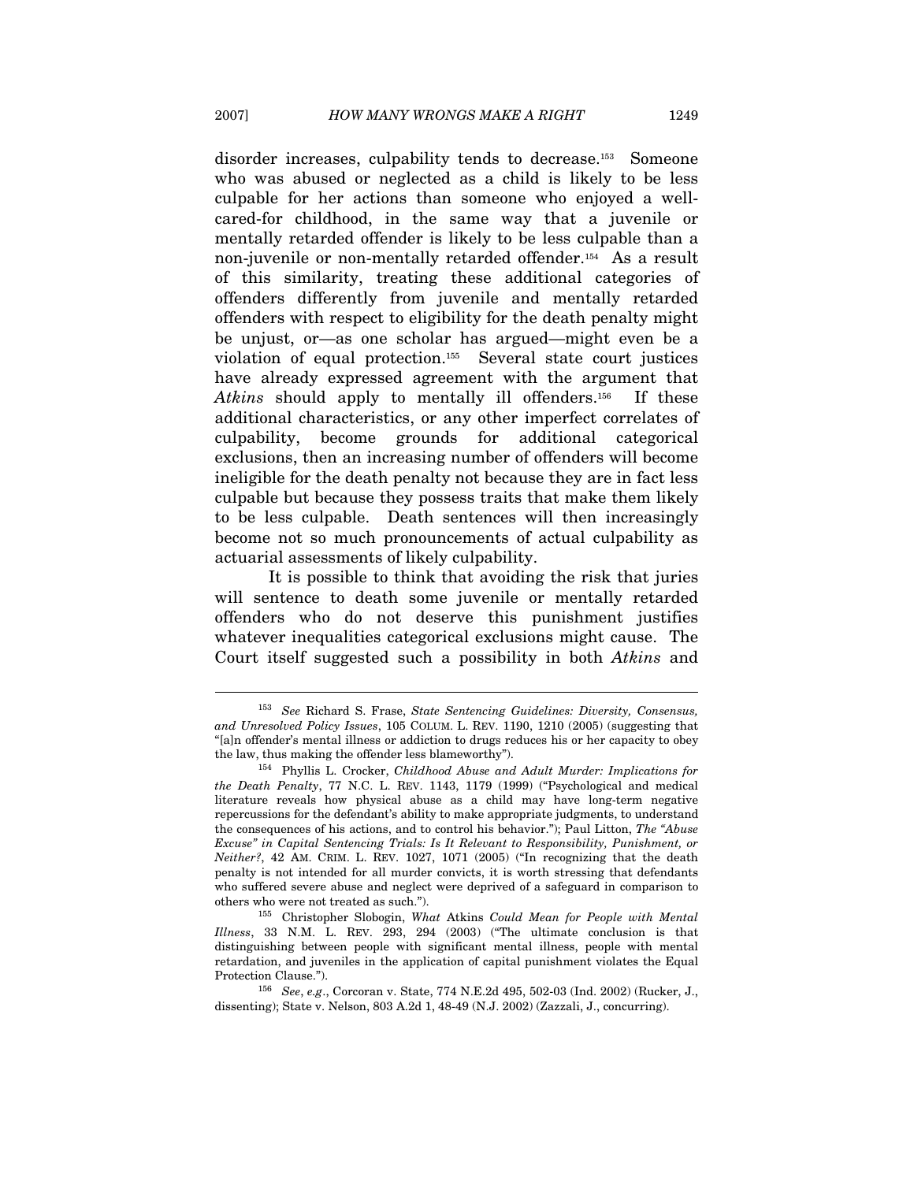disorder increases, culpability tends to decrease.[153] Someone who was abused or neglected as a child is likely to be less culpable for her actions than someone who enjoyed a well-cared-for childhood, in the same way that a juvenile or mentally retarded offender is likely to be less culpable than a non-juvenile or non-mentally retarded offender.[154] As a result of this similarity, treating these additional categories of offenders differently from juvenile and mentally retarded offenders with respect to eligibility for the death penalty might be unjust, or—as one scholar has argued—might even be a violation of equal protection.[155] Several state court justices have already expressed agreement with the argument that *Atkins* should apply to mentally ill offenders.[156] If these additional characteristics, or any other imperfect correlates of culpability, become grounds for additional categorical exclusions, then an increasing number of offenders will become ineligible for the death penalty not because they are in fact less culpable but because they possess traits that make them likely to be less culpable. Death sentences will then increasingly become not so much pronouncements of actual culpability as actuarial assessments of likely culpability.

It is possible to think that avoiding the risk that juries will sentence to death some juvenile or mentally retarded offenders who do not deserve this punishment justifies whatever inequalities categorical exclusions might cause. The Court itself suggested such a possibility in both *Atkins* and

---

[153] *See* Richard S. Frase, *State Sentencing Guidelines: Diversity, Consensus, and Unresolved Policy Issues*, 105 COLUM. L. REV. 1190, 1210 (2005) (suggesting that "[a]n offender's mental illness or addiction to drugs reduces his or her capacity to obey the law, thus making the offender less blameworthy").

[154] Phyllis L. Crocker, *Childhood Abuse and Adult Murder: Implications for the Death Penalty*, 77 N.C. L. REV. 1143, 1179 (1999) ("Psychological and medical literature reveals how physical abuse as a child may have long-term negative repercussions for the defendant's ability to make appropriate judgments, to understand the consequences of his actions, and to control his behavior."); Paul Litton, *The "Abuse Excuse" in Capital Sentencing Trials: Is It Relevant to Responsibility, Punishment, or Neither?*, 42 AM. CRIM. L. REV. 1027, 1071 (2005) ("In recognizing that the death penalty is not intended for all murder convicts, it is worth stressing that defendants who suffered severe abuse and neglect were deprived of a safeguard in comparison to others who were not treated as such.").

[155] Christopher Slobogin, *What* Atkins *Could Mean for People with Mental Illness*, 33 N.M. L. REV. 293, 294 (2003) ("The ultimate conclusion is that distinguishing between people with significant mental illness, people with mental retardation, and juveniles in the application of capital punishment violates the Equal Protection Clause.").

[156] *See, e.g.*, Corcoran v. State, 774 N.E.2d 495, 502-03 (Ind. 2002) (Rucker, J., dissenting); State v. Nelson, 803 A.2d 1, 48-49 (N.J. 2002) (Zazzali, J., concurring).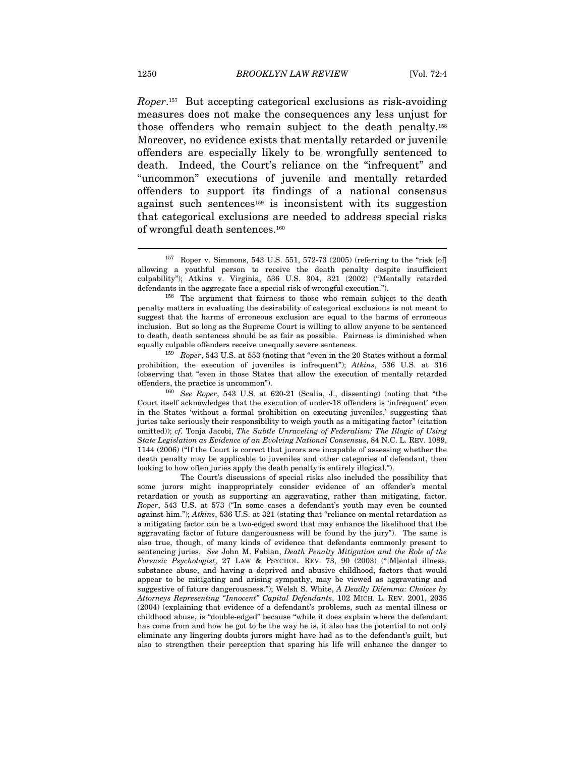*Roper*.[157] But accepting categorical exclusions as risk-avoiding measures does not make the consequences any less unjust for those offenders who remain subject to the death penalty.[158] Moreover, no evidence exists that mentally retarded or juvenile offenders are especially likely to be wrongfully sentenced to death. Indeed, the Court's reliance on the "infrequent" and "uncommon" executions of juvenile and mentally retarded offenders to support its findings of a national consensus against such sentences[159] is inconsistent with its suggestion that categorical exclusions are needed to address special risks of wrongful death sentences.[160]

---

[157] Roper v. Simmons, 543 U.S. 551, 572-73 (2005) (referring to the "risk [of] allowing a youthful person to receive the death penalty despite insufficient culpability"); Atkins v. Virginia, 536 U.S. 304, 321 (2002) ("Mentally retarded defendants in the aggregate face a special risk of wrongful execution.").

[158] The argument that fairness to those who remain subject to the death penalty matters in evaluating the desirability of categorical exclusions is not meant to suggest that the harms of erroneous exclusion are equal to the harms of erroneous inclusion. But so long as the Supreme Court is willing to allow anyone to be sentenced to death, death sentences should be as fair as possible. Fairness is diminished when equally culpable offenders receive unequally severe sentences.

[159] *Roper*, 543 U.S. at 553 (noting that "even in the 20 States without a formal prohibition, the execution of juveniles is infrequent"); *Atkins*, 536 U.S. at 316 (observing that "even in those States that allow the execution of mentally retarded offenders, the practice is uncommon").

[160] *See Roper*, 543 U.S. at 620-21 (Scalia, J., dissenting) (noting that "the Court itself acknowledges that the execution of under-18 offenders is 'infrequent' even in the States 'without a formal prohibition on executing juveniles,' suggesting that juries take seriously their responsibility to weigh youth as a mitigating factor" (citation omitted)); *cf.* Tonja Jacobi, *The Subtle Unraveling of Federalism: The Illogic of Using State Legislation as Evidence of an Evolving National Consensus*, 84 N.C. L. REV. 1089, 1144 (2006) ("If the Court is correct that jurors are incapable of assessing whether the death penalty may be applicable to juveniles and other categories of defendant, then looking to how often juries apply the death penalty is entirely illogical.").

The Court's discussions of special risks also included the possibility that some jurors might inappropriately consider evidence of an offender's mental retardation or youth as supporting an aggravating, rather than mitigating, factor. *Roper*, 543 U.S. at 573 ("In some cases a defendant's youth may even be counted against him."); *Atkins*, 536 U.S. at 321 (stating that "reliance on mental retardation as a mitigating factor can be a two-edged sword that may enhance the likelihood that the aggravating factor of future dangerousness will be found by the jury"). The same is also true, though, of many kinds of evidence that defendants commonly present to sentencing juries. *See* John M. Fabian, *Death Penalty Mitigation and the Role of the Forensic Psychologist*, 27 LAW & PSYCHOL. REV. 73, 90 (2003) ("[M]ental illness, substance abuse, and having a deprived and abusive childhood, factors that would appear to be mitigating and arising sympathy, may be viewed as aggravating and suggestive of future dangerousness."); Welsh S. White, *A Deadly Dilemma: Choices by Attorneys Representing "Innocent" Capital Defendants*, 102 MICH. L. REV. 2001, 2035 (2004) (explaining that evidence of a defendant's problems, such as mental illness or childhood abuse, is "double-edged" because "while it does explain where the defendant has come from and how he got to be the way he is, it also has the potential to not only eliminate any lingering doubts jurors might have had as to the defendant's guilt, but also to strengthen their perception that sparing his life will enhance the danger to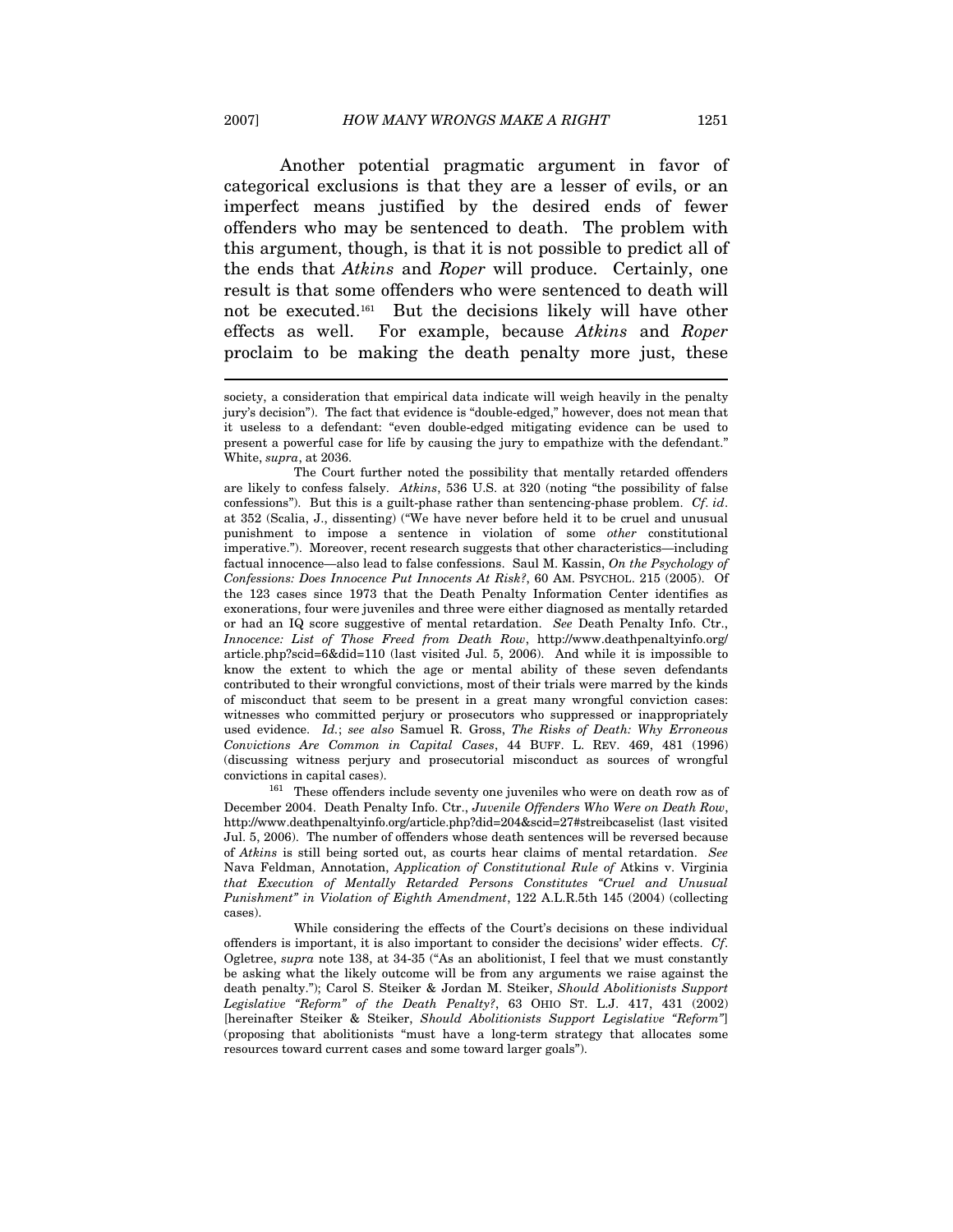Another potential pragmatic argument in favor of categorical exclusions is that they are a lesser of evils, or an imperfect means justified by the desired ends of fewer offenders who may be sentenced to death. The problem with this argument, though, is that it is not possible to predict all of the ends that *Atkins* and *Roper* will produce. Certainly, one result is that some offenders who were sentenced to death will not be executed.[161] But the decisions likely will have other effects as well. For example, because *Atkins* and *Roper* proclaim to be making the death penalty more just, these

---

society, a consideration that empirical data indicate will weigh heavily in the penalty jury's decision"). The fact that evidence is "double-edged," however, does not mean that it useless to a defendant: "even double-edged mitigating evidence can be used to present a powerful case for life by causing the jury to empathize with the defendant." White, *supra*, at 2036.

The Court further noted the possibility that mentally retarded offenders are likely to confess falsely. *Atkins*, 536 U.S. at 320 (noting "the possibility of false confessions"). But this is a guilt-phase rather than sentencing-phase problem. *Cf*. *id*. at 352 (Scalia, J., dissenting) ("We have never before held it to be cruel and unusual punishment to impose a sentence in violation of some *other* constitutional imperative."). Moreover, recent research suggests that other characteristics—including factual innocence—also lead to false confessions. Saul M. Kassin, *On the Psychology of Confessions: Does Innocence Put Innocents At Risk?*, 60 AM. PSYCHOL. 215 (2005). Of the 123 cases since 1973 that the Death Penalty Information Center identifies as exonerations, four were juveniles and three were either diagnosed as mentally retarded or had an IQ score suggestive of mental retardation. *See* Death Penalty Info. Ctr., *Innocence: List of Those Freed from Death Row*, http://www.deathpenaltyinfo.org/article.php?scid=6&did=110 (last visited Jul. 5, 2006). And while it is impossible to know the extent to which the age or mental ability of these seven defendants contributed to their wrongful convictions, most of their trials were marred by the kinds of misconduct that seem to be present in a great many wrongful conviction cases: witnesses who committed perjury or prosecutors who suppressed or inappropriately used evidence. *Id.*; *see also* Samuel R. Gross, *The Risks of Death: Why Erroneous Convictions Are Common in Capital Cases*, 44 BUFF. L. REV. 469, 481 (1996) (discussing witness perjury and prosecutorial misconduct as sources of wrongful convictions in capital cases).

[161] These offenders include seventy one juveniles who were on death row as of December 2004. Death Penalty Info. Ctr., *Juvenile Offenders Who Were on Death Row*, http://www.deathpenaltyinfo.org/article.php?did=204&scid=27#streibcaselist (last visited Jul. 5, 2006). The number of offenders whose death sentences will be reversed because of *Atkins* is still being sorted out, as courts hear claims of mental retardation. *See* Nava Feldman, Annotation, *Application of Constitutional Rule of* Atkins v. Virginia *that Execution of Mentally Retarded Persons Constitutes "Cruel and Unusual Punishment" in Violation of Eighth Amendment*, 122 A.L.R.5th 145 (2004) (collecting cases).

While considering the effects of the Court's decisions on these individual offenders is important, it is also important to consider the decisions' wider effects. *Cf*. Ogletree, *supra* note 138, at 34-35 ("As an abolitionist, I feel that we must constantly be asking what the likely outcome will be from any arguments we raise against the death penalty."); Carol S. Steiker & Jordan M. Steiker, *Should Abolitionists Support Legislative "Reform" of the Death Penalty?*, 63 OHIO ST. L.J. 417, 431 (2002) [hereinafter Steiker & Steiker, *Should Abolitionists Support Legislative "Reform"*] (proposing that abolitionists "must have a long-term strategy that allocates some resources toward current cases and some toward larger goals").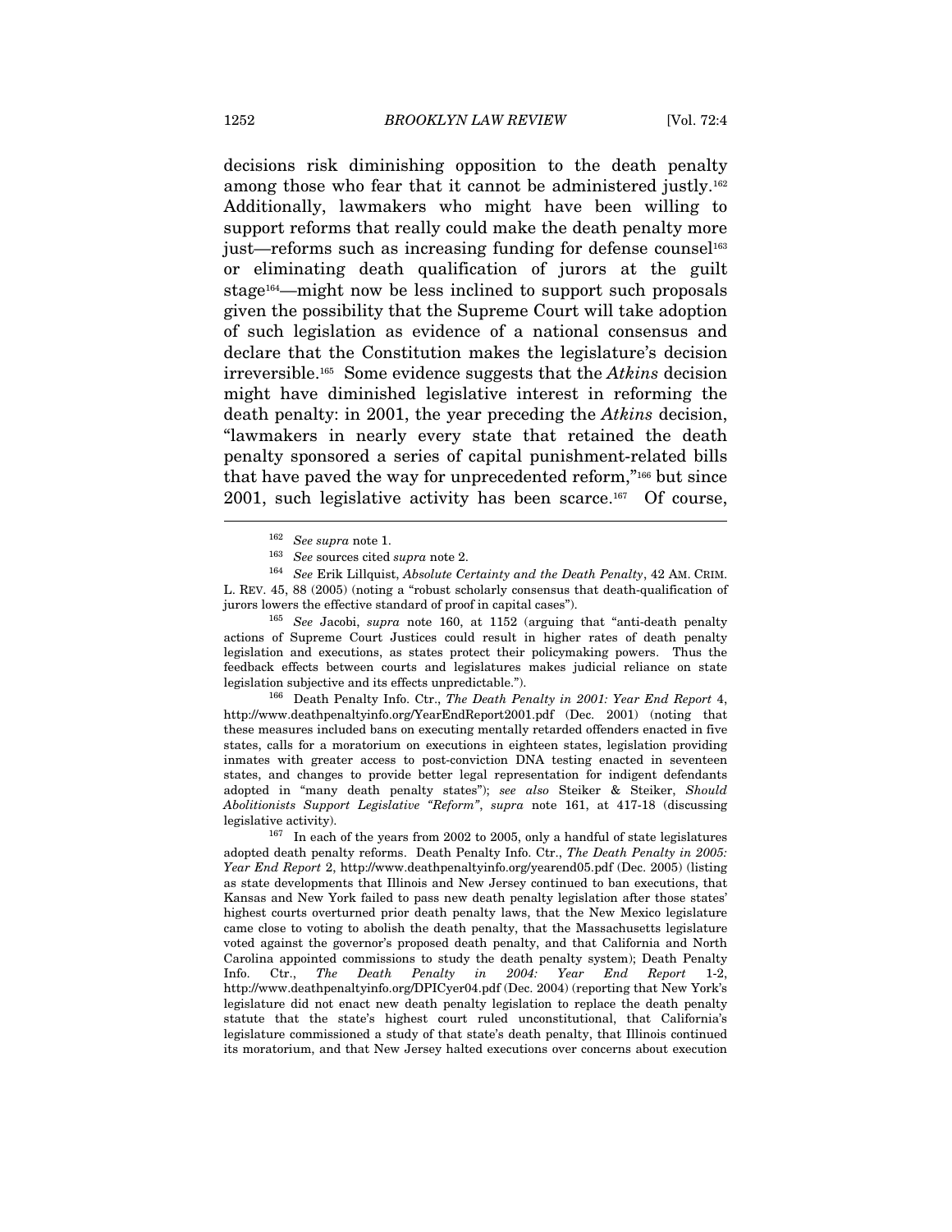decisions risk diminishing opposition to the death penalty among those who fear that it cannot be administered justly.[162] Additionally, lawmakers who might have been willing to support reforms that really could make the death penalty more just—reforms such as increasing funding for defense counsel[163] or eliminating death qualification of jurors at the guilt stage[164]—might now be less inclined to support such proposals given the possibility that the Supreme Court will take adoption of such legislation as evidence of a national consensus and declare that the Constitution makes the legislature's decision irreversible.[165] Some evidence suggests that the *Atkins* decision might have diminished legislative interest in reforming the death penalty: in 2001, the year preceding the *Atkins* decision, "lawmakers in nearly every state that retained the death penalty sponsored a series of capital punishment-related bills that have paved the way for unprecedented reform,"[166] but since 2001, such legislative activity has been scarce.[167] Of course,

---

[162] *See supra* note 1.

[163] *See* sources cited *supra* note 2.

[164] *See* Erik Lillquist, *Absolute Certainty and the Death Penalty*, 42 AM. CRIM. L. REV. 45, 88 (2005) (noting a "robust scholarly consensus that death-qualification of jurors lowers the effective standard of proof in capital cases").

[165] *See* Jacobi, *supra* note 160, at 1152 (arguing that "anti-death penalty actions of Supreme Court Justices could result in higher rates of death penalty legislation and executions, as states protect their policymaking powers. Thus the feedback effects between courts and legislatures makes judicial reliance on state legislation subjective and its effects unpredictable.").

[166] Death Penalty Info. Ctr., *The Death Penalty in 2001: Year End Report* 4, http://www.deathpenaltyinfo.org/YearEndReport2001.pdf (Dec. 2001) (noting that these measures included bans on executing mentally retarded offenders enacted in five states, calls for a moratorium on executions in eighteen states, legislation providing inmates with greater access to post-conviction DNA testing enacted in seventeen states, and changes to provide better legal representation for indigent defendants adopted in "many death penalty states"); *see also* Steiker & Steiker, *Should Abolitionists Support Legislative "Reform"*, *supra* note 161, at 417-18 (discussing legislative activity).

[167] In each of the years from 2002 to 2005, only a handful of state legislatures adopted death penalty reforms. Death Penalty Info. Ctr., *The Death Penalty in 2005: Year End Report* 2, http://www.deathpenaltyinfo.org/yearend05.pdf (Dec. 2005) (listing as state developments that Illinois and New Jersey continued to ban executions, that Kansas and New York failed to pass new death penalty legislation after those states' highest courts overturned prior death penalty laws, that the New Mexico legislature came close to voting to abolish the death penalty, that the Massachusetts legislature voted against the governor's proposed death penalty, and that California and North Carolina appointed commissions to study the death penalty system); Death Penalty Info. Ctr., *The Death Penalty in 2004: Year End Report* 1-2, http://www.deathpenaltyinfo.org/DPICyer04.pdf (Dec. 2004) (reporting that New York's legislature did not enact new death penalty legislation to replace the death penalty statute that the state's highest court ruled unconstitutional, that California's legislature commissioned a study of that state's death penalty, that Illinois continued its moratorium, and that New Jersey halted executions over concerns about execution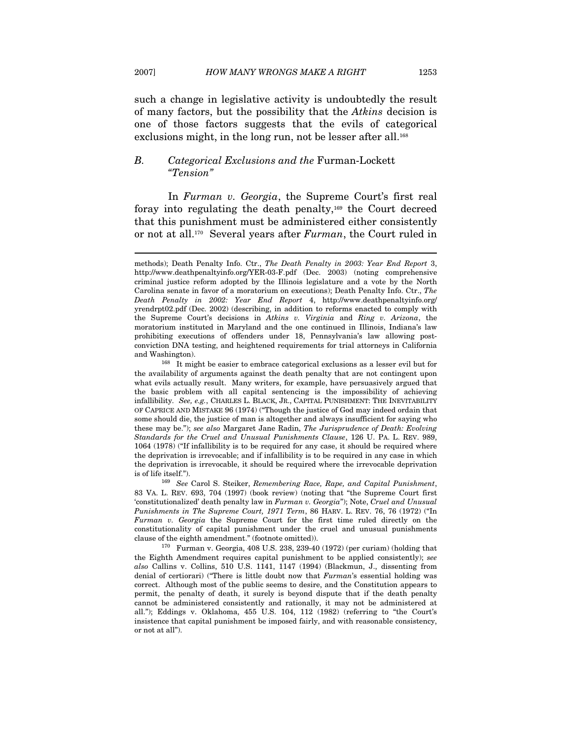such a change in legislative activity is undoubtedly the result of many factors, but the possibility that the *Atkins* decision is one of those factors suggests that the evils of categorical exclusions might, in the long run, not be lesser after all.[168]

### B. *Categorical Exclusions and the* Furman-Lockett *"Tension"*

In *Furman v. Georgia*, the Supreme Court's first real foray into regulating the death penalty,[169] the Court decreed that this punishment must be administered either consistently or not at all.[170] Several years after *Furman*, the Court ruled in

---

methods); Death Penalty Info. Ctr., *The Death Penalty in 2003: Year End Report* 3, http://www.deathpenaltyinfo.org/YER-03-F.pdf (Dec. 2003) (noting comprehensive criminal justice reform adopted by the Illinois legislature and a vote by the North Carolina senate in favor of a moratorium on executions); Death Penalty Info. Ctr., *The Death Penalty in 2002: Year End Report* 4, http://www.deathpenaltyinfo.org/yrendrpt02.pdf (Dec. 2002) (describing, in addition to reforms enacted to comply with the Supreme Court's decisions in *Atkins v. Virginia* and *Ring v. Arizona*, the moratorium instituted in Maryland and the one continued in Illinois, Indiana's law prohibiting executions of offenders under 18, Pennsylvania's law allowing post-conviction DNA testing, and heightened requirements for trial attorneys in California and Washington).

[168] It might be easier to embrace categorical exclusions as a lesser evil but for the availability of arguments against the death penalty that are not contingent upon what evils actually result. Many writers, for example, have persuasively argued that the basic problem with all capital sentencing is the impossibility of achieving infallibility. *See, e.g.*, CHARLES L. BLACK, JR., CAPITAL PUNISHMENT: THE INEVITABILITY OF CAPRICE AND MISTAKE 96 (1974) ("Though the justice of God may indeed ordain that some should die, the justice of man is altogether and always insufficient for saying who these may be."); *see also* Margaret Jane Radin, *The Jurisprudence of Death: Evolving Standards for the Cruel and Unusual Punishments Clause*, 126 U. PA. L. REV. 989, 1064 (1978) ("If infallibility is to be required for any case, it should be required where the deprivation is irrevocable; and if infallibility is to be required in any case in which the deprivation is irrevocable, it should be required where the irrevocable deprivation is of life itself.").

[169] *See* Carol S. Steiker, *Remembering Race, Rape, and Capital Punishment*, 83 VA. L. REV. 693, 704 (1997) (book review) (noting that "the Supreme Court first 'constitutionalized' death penalty law in *Furman v. Georgia*"); Note, *Cruel and Unusual Punishments in The Supreme Court, 1971 Term*, 86 HARV. L. REV. 76, 76 (1972) ("In *Furman v. Georgia* the Supreme Court for the first time ruled directly on the constitutionality of capital punishment under the cruel and unusual punishments clause of the eighth amendment." (footnote omitted)).

[170] Furman v. Georgia, 408 U.S. 238, 239-40 (1972) (per curiam) (holding that the Eighth Amendment requires capital punishment to be applied consistently); *see also* Callins v. Collins, 510 U.S. 1141, 1147 (1994) (Blackmun, J., dissenting from denial of certiorari) ("There is little doubt now that *Furman*'s essential holding was correct. Although most of the public seems to desire, and the Constitution appears to permit, the penalty of death, it surely is beyond dispute that if the death penalty cannot be administered consistently and rationally, it may not be administered at all."); Eddings v. Oklahoma, 455 U.S. 104, 112 (1982) (referring to "the Court's insistence that capital punishment be imposed fairly, and with reasonable consistency, or not at all").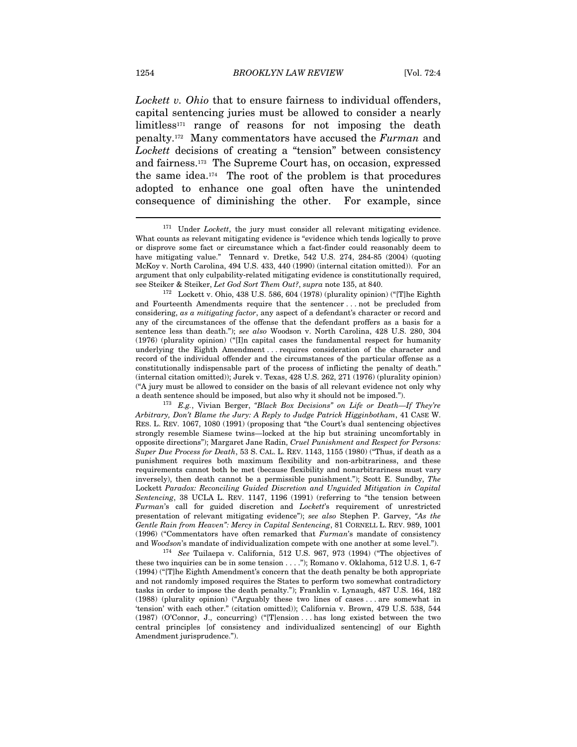*Lockett v. Ohio* that to ensure fairness to individual offenders, capital sentencing juries must be allowed to consider a nearly limitless[171] range of reasons for not imposing the death penalty.[172] Many commentators have accused the *Furman* and *Lockett* decisions of creating a "tension" between consistency and fairness.[173] The Supreme Court has, on occasion, expressed the same idea.[174] The root of the problem is that procedures adopted to enhance one goal often have the unintended consequence of diminishing the other. For example, since

---

[171] Under *Lockett*, the jury must consider all relevant mitigating evidence. What counts as relevant mitigating evidence is "evidence which tends logically to prove or disprove some fact or circumstance which a fact-finder could reasonably deem to have mitigating value." Tennard v. Dretke, 542 U.S. 274, 284-85 (2004) (quoting McKoy v. North Carolina, 494 U.S. 433, 440 (1990) (internal citation omitted)). For an argument that only culpability-related mitigating evidence is constitutionally required, see Steiker & Steiker, *Let God Sort Them Out?*, *supra* note 135, at 840.

[172] Lockett v. Ohio, 438 U.S. 586, 604 (1978) (plurality opinion) ("[T]he Eighth and Fourteenth Amendments require that the sentencer . . . not be precluded from considering, *as a mitigating factor*, any aspect of a defendant's character or record and any of the circumstances of the offense that the defendant proffers as a basis for a sentence less than death."); *see also* Woodson v. North Carolina, 428 U.S. 280, 304 (1976) (plurality opinion) ("[I]n capital cases the fundamental respect for humanity underlying the Eighth Amendment . . . requires consideration of the character and record of the individual offender and the circumstances of the particular offense as a constitutionally indispensable part of the process of inflicting the penalty of death." (internal citation omitted)); Jurek v. Texas, 428 U.S. 262, 271 (1976) (plurality opinion) ("A jury must be allowed to consider on the basis of all relevant evidence not only why a death sentence should be imposed, but also why it should not be imposed.").

[173] *E.g.*, Vivian Berger, *"Black Box Decisions" on Life or Death—If They're Arbitrary, Don't Blame the Jury: A Reply to Judge Patrick Higginbotham*, 41 CASE W. RES. L. REV. 1067, 1080 (1991) (proposing that "the Court's dual sentencing objectives strongly resemble Siamese twins—locked at the hip but straining uncomfortably in opposite directions"); Margaret Jane Radin, *Cruel Punishment and Respect for Persons: Super Due Process for Death*, 53 S. CAL. L. REV. 1143, 1155 (1980) ("Thus, if death as a punishment requires both maximum flexibility and non-arbitrariness, and these requirements cannot both be met (because flexibility and nonarbitrariness must vary inversely), then death cannot be a permissible punishment."); Scott E. Sundby, *The* Lockett *Paradox: Reconciling Guided Discretion and Unguided Mitigation in Capital Sentencing*, 38 UCLA L. REV. 1147, 1196 (1991) (referring to "the tension between *Furman*'s call for guided discretion and *Lockett*'s requirement of unrestricted presentation of relevant mitigating evidence"); *see also* Stephen P. Garvey, *"As the Gentle Rain from Heaven": Mercy in Capital Sentencing*, 81 CORNELL L. REV. 989, 1001 (1996) ("Commentators have often remarked that *Furman*'s mandate of consistency and *Woodson*'s mandate of individualization compete with one another at some level.").

[174] *See* Tuilaepa v. California, 512 U.S. 967, 973 (1994) ("The objectives of these two inquiries can be in some tension . . . ."); Romano v. Oklahoma, 512 U.S. 1, 6-7 (1994) ("[T]he Eighth Amendment's concern that the death penalty be both appropriate and not randomly imposed requires the States to perform two somewhat contradictory tasks in order to impose the death penalty."); Franklin v. Lynaugh, 487 U.S. 164, 182 (1988) (plurality opinion) ("Arguably these two lines of cases . . . are somewhat in 'tension' with each other." (citation omitted)); California v. Brown, 479 U.S. 538, 544 (1987) (O'Connor, J., concurring) ("[T]ension . . . has long existed between the two central principles [of consistency and individualized sentencing] of our Eighth Amendment jurisprudence.").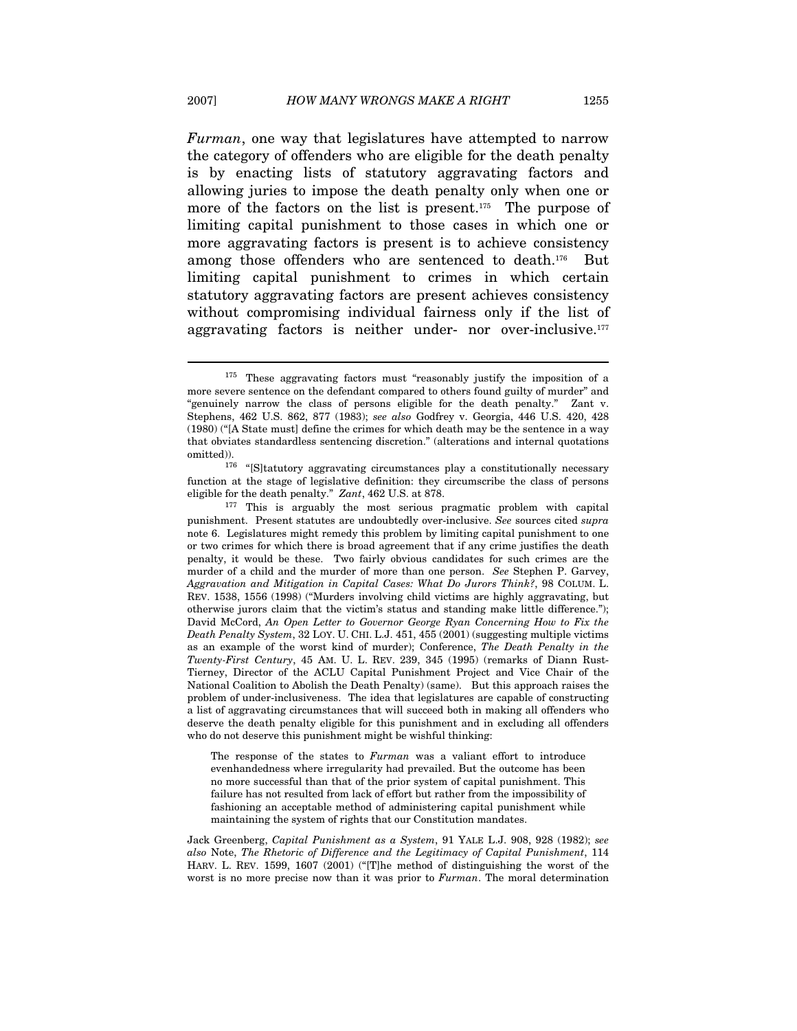*Furman*, one way that legislatures have attempted to narrow the category of offenders who are eligible for the death penalty is by enacting lists of statutory aggravating factors and allowing juries to impose the death penalty only when one or more of the factors on the list is present.[175] The purpose of limiting capital punishment to those cases in which one or more aggravating factors is present is to achieve consistency among those offenders who are sentenced to death.[176] But limiting capital punishment to crimes in which certain statutory aggravating factors are present achieves consistency without compromising individual fairness only if the list of aggravating factors is neither under- nor over-inclusive.[177]

---

[175] These aggravating factors must "reasonably justify the imposition of a more severe sentence on the defendant compared to others found guilty of murder" and "genuinely narrow the class of persons eligible for the death penalty." Zant v. Stephens, 462 U.S. 862, 877 (1983); *see also* Godfrey v. Georgia, 446 U.S. 420, 428 (1980) ("[A State must] define the crimes for which death may be the sentence in a way that obviates standardless sentencing discretion." (alterations and internal quotations omitted)).

[176] "[S]tatutory aggravating circumstances play a constitutionally necessary function at the stage of legislative definition: they circumscribe the class of persons eligible for the death penalty." *Zant*, 462 U.S. at 878.

[177] This is arguably the most serious pragmatic problem with capital punishment. Present statutes are undoubtedly over-inclusive. *See* sources cited *supra* note 6. Legislatures might remedy this problem by limiting capital punishment to one or two crimes for which there is broad agreement that if any crime justifies the death penalty, it would be these. Two fairly obvious candidates for such crimes are the murder of a child and the murder of more than one person. *See* Stephen P. Garvey, *Aggravation and Mitigation in Capital Cases: What Do Jurors Think?*, 98 COLUM. L. REV. 1538, 1556 (1998) ("Murders involving child victims are highly aggravating, but otherwise jurors claim that the victim's status and standing make little difference."); David McCord, *An Open Letter to Governor George Ryan Concerning How to Fix the Death Penalty System*, 32 LOY. U. CHI. L.J. 451, 455 (2001) (suggesting multiple victims as an example of the worst kind of murder); Conference, *The Death Penalty in the Twenty-First Century*, 45 AM. U. L. REV. 239, 345 (1995) (remarks of Diann Rust-Tierney, Director of the ACLU Capital Punishment Project and Vice Chair of the National Coalition to Abolish the Death Penalty) (same). But this approach raises the problem of under-inclusiveness. The idea that legislatures are capable of constructing a list of aggravating circumstances that will succeed both in making all offenders who deserve the death penalty eligible for this punishment and in excluding all offenders who do not deserve this punishment might be wishful thinking:

> The response of the states to *Furman* was a valiant effort to introduce evenhandedness where irregularity had prevailed. But the outcome has been no more successful than that of the prior system of capital punishment. This failure has not resulted from lack of effort but rather from the impossibility of fashioning an acceptable method of administering capital punishment while maintaining the system of rights that our Constitution mandates.

Jack Greenberg, *Capital Punishment as a System*, 91 YALE L.J. 908, 928 (1982); *see also* Note, *The Rhetoric of Difference and the Legitimacy of Capital Punishment*, 114 HARV. L. REV. 1599, 1607 (2001) ("[T]he method of distinguishing the worst of the worst is no more precise now than it was prior to *Furman*. The moral determination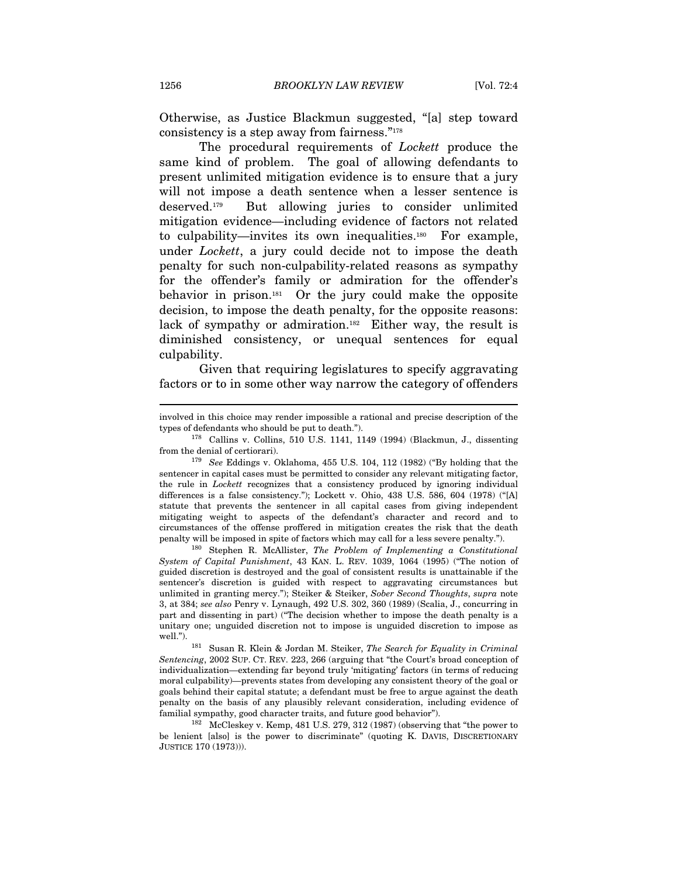Otherwise, as Justice Blackmun suggested, "[a] step toward consistency is a step away from fairness."[178]

The procedural requirements of *Lockett* produce the same kind of problem. The goal of allowing defendants to present unlimited mitigation evidence is to ensure that a jury will not impose a death sentence when a lesser sentence is deserved.[179] But allowing juries to consider unlimited mitigation evidence—including evidence of factors not related to culpability—invites its own inequalities.[180] For example, under *Lockett*, a jury could decide not to impose the death penalty for such non-culpability-related reasons as sympathy for the offender's family or admiration for the offender's behavior in prison.[181] Or the jury could make the opposite decision, to impose the death penalty, for the opposite reasons: lack of sympathy or admiration.[182] Either way, the result is diminished consistency, or unequal sentences for equal culpability.

Given that requiring legislatures to specify aggravating factors or to in some other way narrow the category of offenders

---

involved in this choice may render impossible a rational and precise description of the types of defendants who should be put to death.").

[178] Callins v. Collins, 510 U.S. 1141, 1149 (1994) (Blackmun, J., dissenting from the denial of certiorari).

[179] *See* Eddings v. Oklahoma, 455 U.S. 104, 112 (1982) ("By holding that the sentencer in capital cases must be permitted to consider any relevant mitigating factor, the rule in *Lockett* recognizes that a consistency produced by ignoring individual differences is a false consistency."); Lockett v. Ohio, 438 U.S. 586, 604 (1978) ("[A] statute that prevents the sentencer in all capital cases from giving independent mitigating weight to aspects of the defendant's character and record and to circumstances of the offense proffered in mitigation creates the risk that the death penalty will be imposed in spite of factors which may call for a less severe penalty.").

[180] Stephen R. McAllister, *The Problem of Implementing a Constitutional System of Capital Punishment*, 43 KAN. L. REV. 1039, 1064 (1995) ("The notion of guided discretion is destroyed and the goal of consistent results is unattainable if the sentencer's discretion is guided with respect to aggravating circumstances but unlimited in granting mercy."); Steiker & Steiker, *Sober Second Thoughts*, *supra* note 3, at 384; *see also* Penry v. Lynaugh, 492 U.S. 302, 360 (1989) (Scalia, J., concurring in part and dissenting in part) ("The decision whether to impose the death penalty is a unitary one; unguided discretion not to impose is unguided discretion to impose as well.").

[181] Susan R. Klein & Jordan M. Steiker, *The Search for Equality in Criminal Sentencing*, 2002 SUP. CT. REV. 223, 266 (arguing that "the Court's broad conception of individualization—extending far beyond truly 'mitigating' factors (in terms of reducing moral culpability)—prevents states from developing any consistent theory of the goal or goals behind their capital statute; a defendant must be free to argue against the death penalty on the basis of any plausibly relevant consideration, including evidence of familial sympathy, good character traits, and future good behavior").

[182] McCleskey v. Kemp, 481 U.S. 279, 312 (1987) (observing that "the power to be lenient [also] is the power to discriminate" (quoting K. DAVIS, DISCRETIONARY JUSTICE 170 (1973))).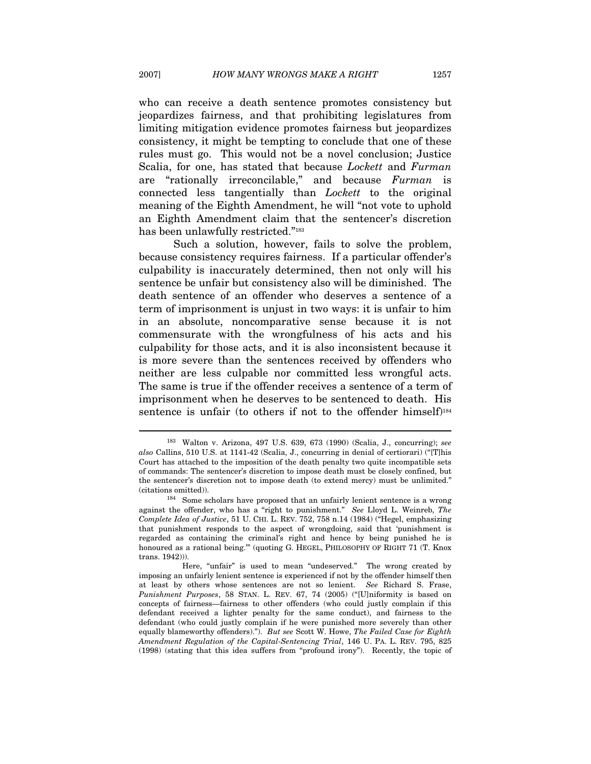who can receive a death sentence promotes consistency but jeopardizes fairness, and that prohibiting legislatures from limiting mitigation evidence promotes fairness but jeopardizes consistency, it might be tempting to conclude that one of these rules must go. This would not be a novel conclusion; Justice Scalia, for one, has stated that because *Lockett* and *Furman* are "rationally irreconcilable," and because *Furman* is connected less tangentially than *Lockett* to the original meaning of the Eighth Amendment, he will "not vote to uphold an Eighth Amendment claim that the sentencer's discretion has been unlawfully restricted."[183]

Such a solution, however, fails to solve the problem, because consistency requires fairness. If a particular offender's culpability is inaccurately determined, then not only will his sentence be unfair but consistency also will be diminished. The death sentence of an offender who deserves a sentence of a term of imprisonment is unjust in two ways: it is unfair to him in an absolute, noncomparative sense because it is not commensurate with the wrongfulness of his acts and his culpability for those acts, and it is also inconsistent because it is more severe than the sentences received by offenders who neither are less culpable nor committed less wrongful acts. The same is true if the offender receives a sentence of a term of imprisonment when he deserves to be sentenced to death. His sentence is unfair (to others if not to the offender himself)[184]

---

[183] Walton v. Arizona, 497 U.S. 639, 673 (1990) (Scalia, J., concurring); *see also* Callins, 510 U.S. at 1141-42 (Scalia, J., concurring in denial of certiorari) ("[T]his Court has attached to the imposition of the death penalty two quite incompatible sets of commands: The sentencer's discretion to impose death must be closely confined, but the sentencer's discretion not to impose death (to extend mercy) must be unlimited." (citations omitted)).

[184] Some scholars have proposed that an unfairly lenient sentence is a wrong against the offender, who has a "right to punishment." *See* Lloyd L. Weinreb, *The Complete Idea of Justice*, 51 U. CHI. L. REV. 752, 758 n.14 (1984) ("Hegel, emphasizing that punishment responds to the aspect of wrongdoing, said that 'punishment is regarded as containing the criminal's right and hence by being punished he is honoured as a rational being.'" (quoting G. HEGEL, PHILOSOPHY OF RIGHT 71 (T. Knox trans. 1942))).

Here, "unfair" is used to mean "undeserved." The wrong created by imposing an unfairly lenient sentence is experienced if not by the offender himself then at least by others whose sentences are not so lenient. *See* Richard S. Frase, *Punishment Purposes*, 58 STAN. L. REV. 67, 74 (2005) ("[U]niformity is based on concepts of fairness—fairness to other offenders (who could justly complain if this defendant received a lighter penalty for the same conduct), and fairness to the defendant (who could justly complain if he were punished more severely than other equally blameworthy offenders)."). *But see* Scott W. Howe, *The Failed Case for Eighth Amendment Regulation of the Capital-Sentencing Trial*, 146 U. PA. L. REV. 795, 825 (1998) (stating that this idea suffers from "profound irony"). Recently, the topic of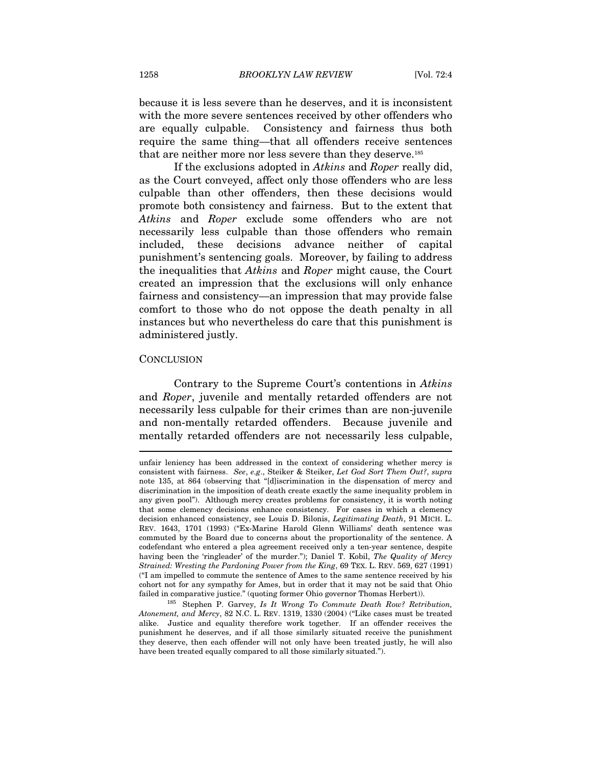because it is less severe than he deserves, and it is inconsistent with the more severe sentences received by other offenders who are equally culpable. Consistency and fairness thus both require the same thing—that all offenders receive sentences that are neither more nor less severe than they deserve.[185]

If the exclusions adopted in *Atkins* and *Roper* really did, as the Court conveyed, affect only those offenders who are less culpable than other offenders, then these decisions would promote both consistency and fairness. But to the extent that *Atkins* and *Roper* exclude some offenders who are not necessarily less culpable than those offenders who remain included, these decisions advance neither of capital punishment's sentencing goals. Moreover, by failing to address the inequalities that *Atkins* and *Roper* might cause, the Court created an impression that the exclusions will only enhance fairness and consistency—an impression that may provide false comfort to those who do not oppose the death penalty in all instances but who nevertheless do care that this punishment is administered justly.

## CONCLUSION

Contrary to the Supreme Court's contentions in *Atkins* and *Roper*, juvenile and mentally retarded offenders are not necessarily less culpable for their crimes than are non-juvenile and non-mentally retarded offenders. Because juvenile and mentally retarded offenders are not necessarily less culpable,

---

unfair leniency has been addressed in the context of considering whether mercy is consistent with fairness. *See*, *e.g*., Steiker & Steiker, *Let God Sort Them Out?*, *supra* note 135, at 864 (observing that "[d]iscrimination in the dispensation of mercy and discrimination in the imposition of death create exactly the same inequality problem in any given pool"). Although mercy creates problems for consistency, it is worth noting that some clemency decisions enhance consistency. For cases in which a clemency decision enhanced consistency, see Louis D. Bilonis, *Legitimating Death*, 91 MICH. L. REV. 1643, 1701 (1993) ("Ex-Marine Harold Glenn Williams' death sentence was commuted by the Board due to concerns about the proportionality of the sentence. A codefendant who entered a plea agreement received only a ten-year sentence, despite having been the 'ringleader' of the murder."); Daniel T. Kobil, *The Quality of Mercy Strained: Wresting the Pardoning Power from the King*, 69 TEX. L. REV. 569, 627 (1991) ("I am impelled to commute the sentence of Ames to the same sentence received by his cohort not for any sympathy for Ames, but in order that it may not be said that Ohio failed in comparative justice." (quoting former Ohio governor Thomas Herbert)).

[185] Stephen P. Garvey, *Is It Wrong To Commute Death Row? Retribution, Atonement, and Mercy*, 82 N.C. L. REV. 1319, 1330 (2004) ("Like cases must be treated alike. Justice and equality therefore work together. If an offender receives the punishment he deserves, and if all those similarly situated receive the punishment they deserve, then each offender will not only have been treated justly, he will also have been treated equally compared to all those similarly situated.").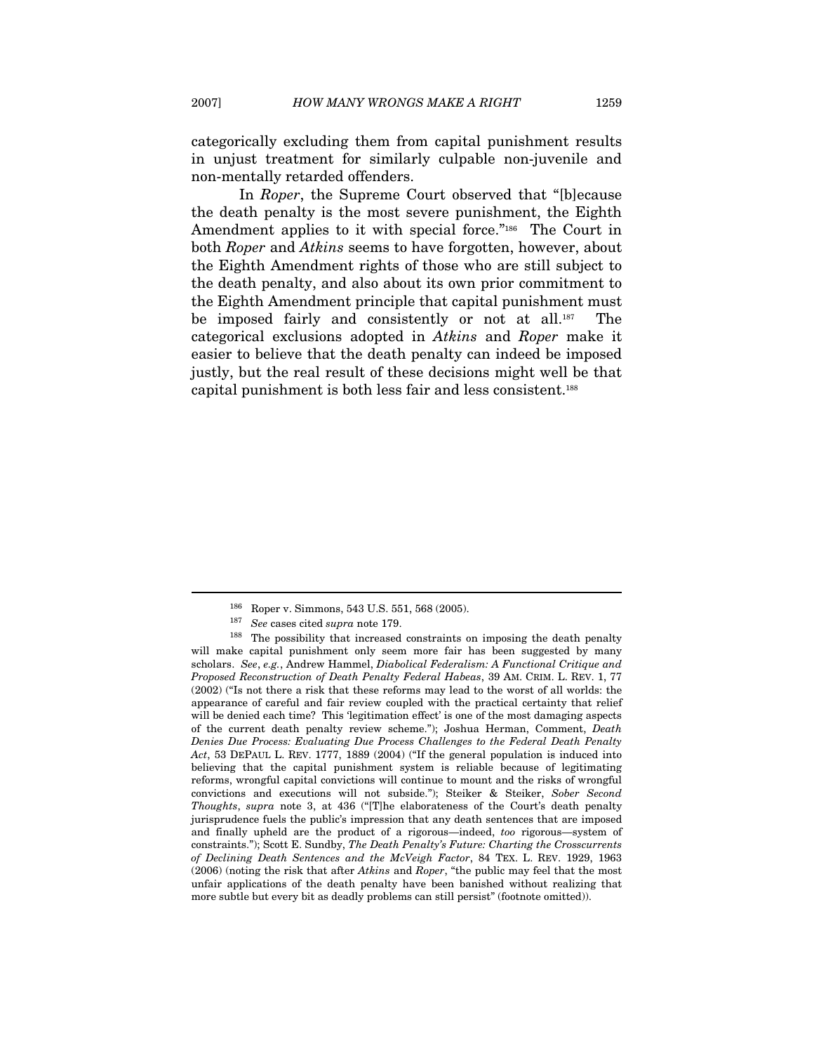categorically excluding them from capital punishment results in unjust treatment for similarly culpable non-juvenile and non-mentally retarded offenders.

In *Roper*, the Supreme Court observed that "[b]ecause the death penalty is the most severe punishment, the Eighth Amendment applies to it with special force."[186] The Court in both *Roper* and *Atkins* seems to have forgotten, however, about the Eighth Amendment rights of those who are still subject to the death penalty, and also about its own prior commitment to the Eighth Amendment principle that capital punishment must be imposed fairly and consistently or not at all.[187] The categorical exclusions adopted in *Atkins* and *Roper* make it easier to believe that the death penalty can indeed be imposed justly, but the real result of these decisions might well be that capital punishment is both less fair and less consistent.[188]

---

[186] Roper v. Simmons, 543 U.S. 551, 568 (2005).

[187] *See* cases cited *supra* note 179.

[188] The possibility that increased constraints on imposing the death penalty will make capital punishment only seem more fair has been suggested by many scholars. *See*, *e.g.*, Andrew Hammel, *Diabolical Federalism: A Functional Critique and Proposed Reconstruction of Death Penalty Federal Habeas*, 39 AM. CRIM. L. REV. 1, 77 (2002) ("Is not there a risk that these reforms may lead to the worst of all worlds: the appearance of careful and fair review coupled with the practical certainty that relief will be denied each time? This 'legitimation effect' is one of the most damaging aspects of the current death penalty review scheme."); Joshua Herman, Comment, *Death Denies Due Process: Evaluating Due Process Challenges to the Federal Death Penalty Act*, 53 DEPAUL L. REV. 1777, 1889 (2004) ("If the general population is induced into believing that the capital punishment system is reliable because of legitimating reforms, wrongful capital convictions will continue to mount and the risks of wrongful convictions and executions will not subside."); Steiker & Steiker, *Sober Second Thoughts*, *supra* note 3, at 436 ("[T]he elaborateness of the Court's death penalty jurisprudence fuels the public's impression that any death sentences that are imposed and finally upheld are the product of a rigorous—indeed, *too* rigorous—system of constraints."); Scott E. Sundby, *The Death Penalty's Future: Charting the Crosscurrents of Declining Death Sentences and the McVeigh Factor*, 84 TEX. L. REV. 1929, 1963 (2006) (noting the risk that after *Atkins* and *Roper*, "the public may feel that the most unfair applications of the death penalty have been banished without realizing that more subtle but every bit as deadly problems can still persist" (footnote omitted)).